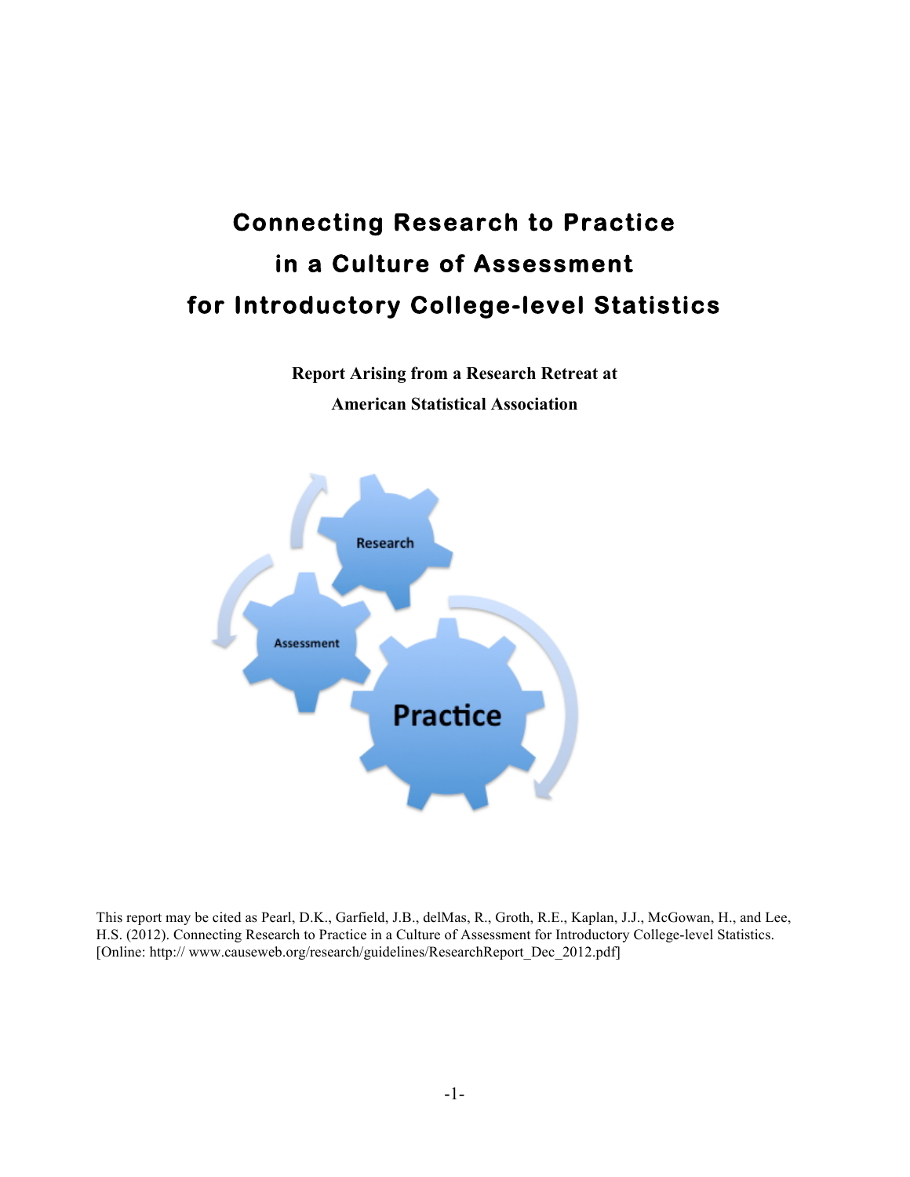# Connecting Research to Practice in a Culture of Assessment for Introductory College-level Statistics

**Report Arising from a Research Retreat at**
**American Statistical Association**

This report may be cited as Pearl, D.K., Garfield, J.B., delMas, R., Groth, R.E., Kaplan, J.J., McGowan, H., and Lee, H.S. (2012). Connecting Research to Practice in a Culture of Assessment for Introductory College-level Statistics. [Online: http:// www.causeweb.org/research/guidelines/ResearchReport_Dec_2012.pdf]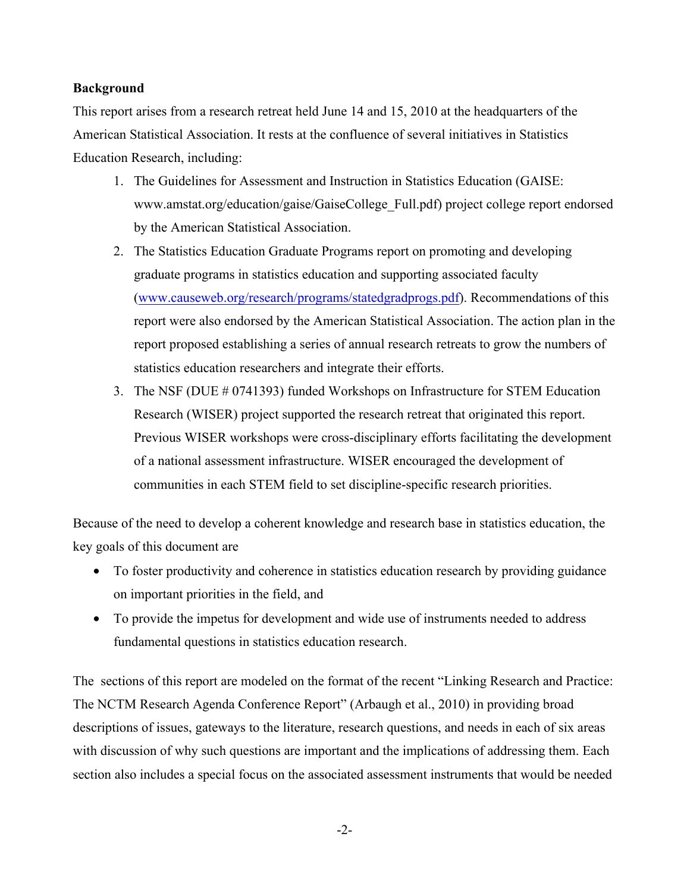**Background**

This report arises from a research retreat held June 14 and 15, 2010 at the headquarters of the American Statistical Association. It rests at the confluence of several initiatives in Statistics Education Research, including:

1. The Guidelines for Assessment and Instruction in Statistics Education (GAISE: www.amstat.org/education/gaise/GaiseCollege_Full.pdf) project college report endorsed by the American Statistical Association.
2. The Statistics Education Graduate Programs report on promoting and developing graduate programs in statistics education and supporting associated faculty (www.causeweb.org/research/programs/statedgradprogs.pdf). Recommendations of this report were also endorsed by the American Statistical Association. The action plan in the report proposed establishing a series of annual research retreats to grow the numbers of statistics education researchers and integrate their efforts.
3. The NSF (DUE # 0741393) funded Workshops on Infrastructure for STEM Education Research (WISER) project supported the research retreat that originated this report. Previous WISER workshops were cross-disciplinary efforts facilitating the development of a national assessment infrastructure. WISER encouraged the development of communities in each STEM field to set discipline-specific research priorities.

Because of the need to develop a coherent knowledge and research base in statistics education, the key goals of this document are

- To foster productivity and coherence in statistics education research by providing guidance on important priorities in the field, and
- To provide the impetus for development and wide use of instruments needed to address fundamental questions in statistics education research.

The sections of this report are modeled on the format of the recent "Linking Research and Practice: The NCTM Research Agenda Conference Report" (Arbaugh et al., 2010) in providing broad descriptions of issues, gateways to the literature, research questions, and needs in each of six areas with discussion of why such questions are important and the implications of addressing them. Each section also includes a special focus on the associated assessment instruments that would be needed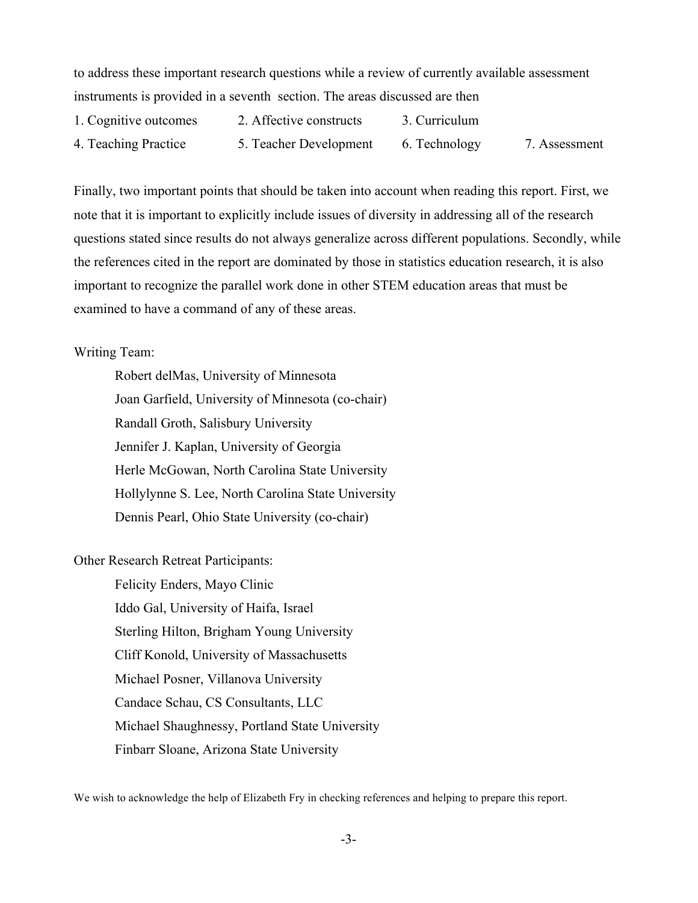to address these important research questions while a review of currently available assessment instruments is provided in a seventh section. The areas discussed are then

| | | | |
|---|---|---|---|
| 1. Cognitive outcomes | 2. Affective constructs | 3. Curriculum | |
| 4. Teaching Practice | 5. Teacher Development | 6. Technology | 7. Assessment |

Finally, two important points that should be taken into account when reading this report. First, we note that it is important to explicitly include issues of diversity in addressing all of the research questions stated since results do not always generalize across different populations. Secondly, while the references cited in the report are dominated by those in statistics education research, it is also important to recognize the parallel work done in other STEM education areas that must be examined to have a command of any of these areas.

Writing Team:

Robert delMas, University of Minnesota  
Joan Garfield, University of Minnesota (co-chair)  
Randall Groth, Salisbury University  
Jennifer J. Kaplan, University of Georgia  
Herle McGowan, North Carolina State University  
Hollylynne S. Lee, North Carolina State University  
Dennis Pearl, Ohio State University (co-chair)

Other Research Retreat Participants:

Felicity Enders, Mayo Clinic  
Iddo Gal, University of Haifa, Israel  
Sterling Hilton, Brigham Young University  
Cliff Konold, University of Massachusetts  
Michael Posner, Villanova University  
Candace Schau, CS Consultants, LLC  
Michael Shaughnessy, Portland State University  
Finbarr Sloane, Arizona State University

We wish to acknowledge the help of Elizabeth Fry in checking references and helping to prepare this report.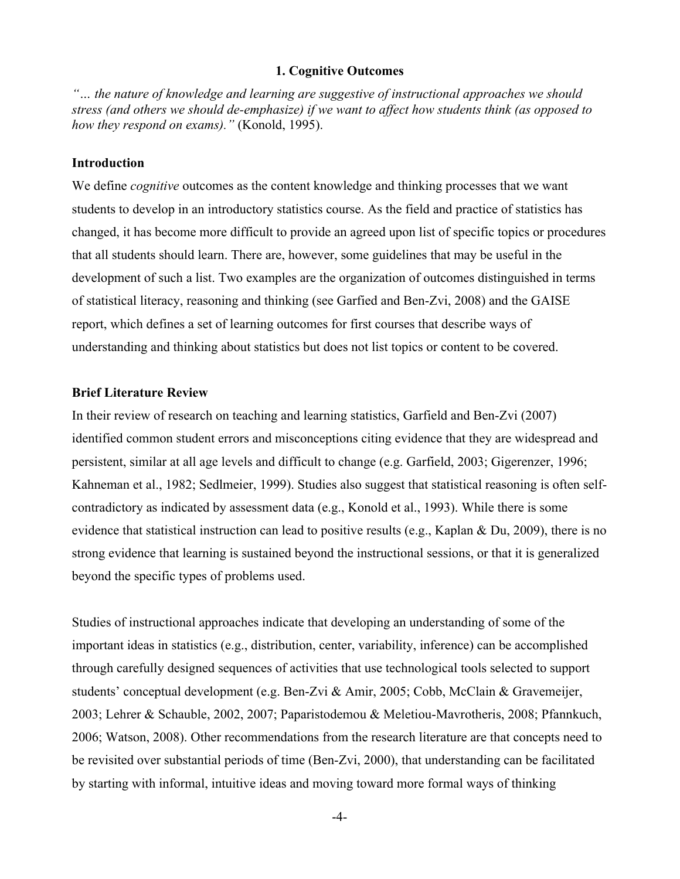## 1. Cognitive Outcomes

*"… the nature of knowledge and learning are suggestive of instructional approaches we should stress (and others we should de-emphasize) if we want to affect how students think (as opposed to how they respond on exams)."* (Konold, 1995).

### Introduction

We define *cognitive* outcomes as the content knowledge and thinking processes that we want students to develop in an introductory statistics course. As the field and practice of statistics has changed, it has become more difficult to provide an agreed upon list of specific topics or procedures that all students should learn. There are, however, some guidelines that may be useful in the development of such a list. Two examples are the organization of outcomes distinguished in terms of statistical literacy, reasoning and thinking (see Garfied and Ben-Zvi, 2008) and the GAISE report, which defines a set of learning outcomes for first courses that describe ways of understanding and thinking about statistics but does not list topics or content to be covered.

### Brief Literature Review

In their review of research on teaching and learning statistics, Garfield and Ben-Zvi (2007) identified common student errors and misconceptions citing evidence that they are widespread and persistent, similar at all age levels and difficult to change (e.g. Garfield, 2003; Gigerenzer, 1996; Kahneman et al., 1982; Sedlmeier, 1999). Studies also suggest that statistical reasoning is often self-contradictory as indicated by assessment data (e.g., Konold et al., 1993). While there is some evidence that statistical instruction can lead to positive results (e.g., Kaplan & Du, 2009), there is no strong evidence that learning is sustained beyond the instructional sessions, or that it is generalized beyond the specific types of problems used.

Studies of instructional approaches indicate that developing an understanding of some of the important ideas in statistics (e.g., distribution, center, variability, inference) can be accomplished through carefully designed sequences of activities that use technological tools selected to support students' conceptual development (e.g. Ben-Zvi & Amir, 2005; Cobb, McClain & Gravemeijer, 2003; Lehrer & Schauble, 2002, 2007; Paparistodemou & Meletiou-Mavrotheris, 2008; Pfannkuch, 2006; Watson, 2008). Other recommendations from the research literature are that concepts need to be revisited over substantial periods of time (Ben-Zvi, 2000), that understanding can be facilitated by starting with informal, intuitive ideas and moving toward more formal ways of thinking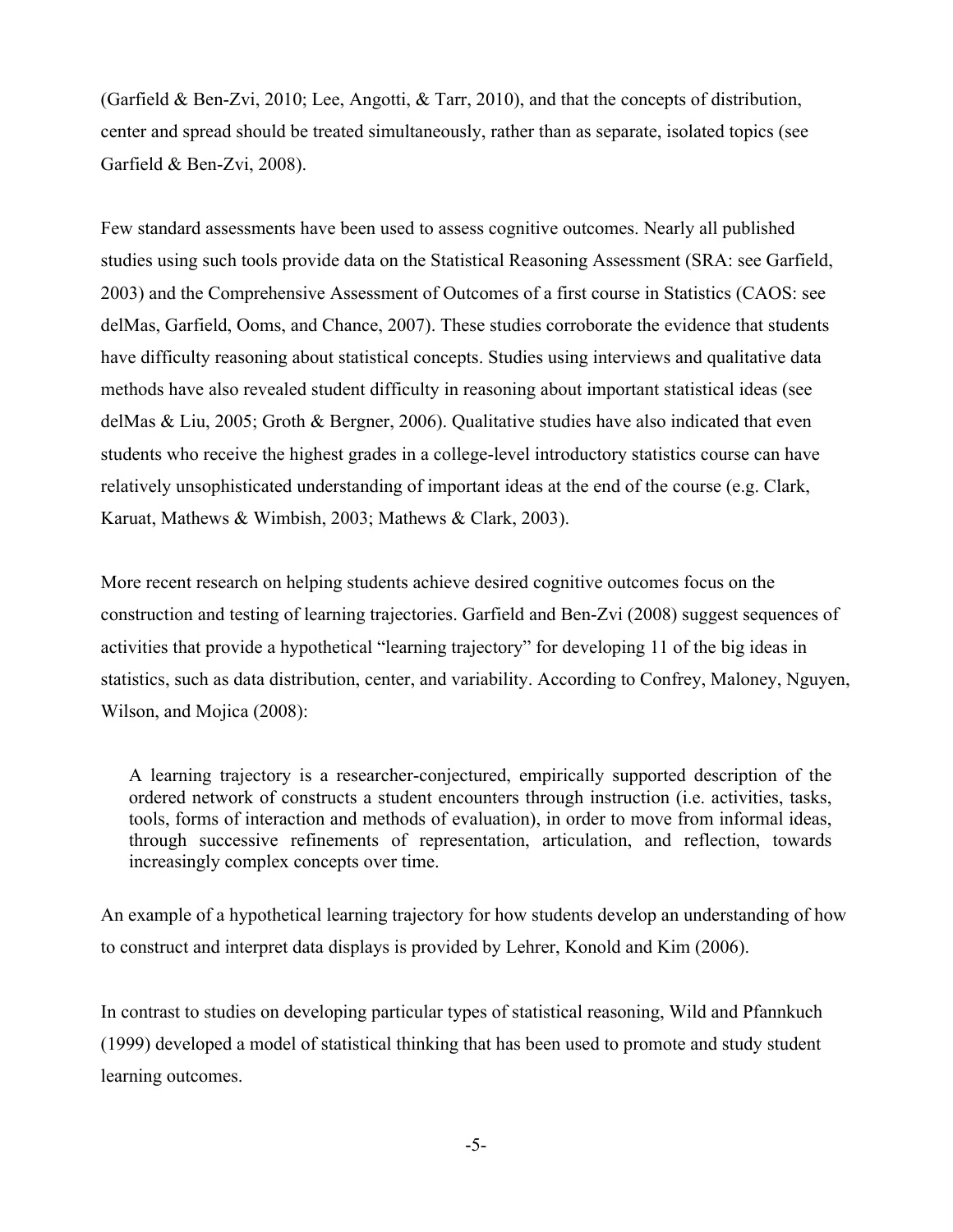(Garfield & Ben-Zvi, 2010; Lee, Angotti, & Tarr, 2010), and that the concepts of distribution, center and spread should be treated simultaneously, rather than as separate, isolated topics (see Garfield & Ben-Zvi, 2008).

Few standard assessments have been used to assess cognitive outcomes. Nearly all published studies using such tools provide data on the Statistical Reasoning Assessment (SRA: see Garfield, 2003) and the Comprehensive Assessment of Outcomes of a first course in Statistics (CAOS: see delMas, Garfield, Ooms, and Chance, 2007). These studies corroborate the evidence that students have difficulty reasoning about statistical concepts. Studies using interviews and qualitative data methods have also revealed student difficulty in reasoning about important statistical ideas (see delMas & Liu, 2005; Groth & Bergner, 2006). Qualitative studies have also indicated that even students who receive the highest grades in a college-level introductory statistics course can have relatively unsophisticated understanding of important ideas at the end of the course (e.g. Clark, Karuat, Mathews & Wimbish, 2003; Mathews & Clark, 2003).

More recent research on helping students achieve desired cognitive outcomes focus on the construction and testing of learning trajectories. Garfield and Ben-Zvi (2008) suggest sequences of activities that provide a hypothetical "learning trajectory" for developing 11 of the big ideas in statistics, such as data distribution, center, and variability. According to Confrey, Maloney, Nguyen, Wilson, and Mojica (2008):

> A learning trajectory is a researcher-conjectured, empirically supported description of the ordered network of constructs a student encounters through instruction (i.e. activities, tasks, tools, forms of interaction and methods of evaluation), in order to move from informal ideas, through successive refinements of representation, articulation, and reflection, towards increasingly complex concepts over time.

An example of a hypothetical learning trajectory for how students develop an understanding of how to construct and interpret data displays is provided by Lehrer, Konold and Kim (2006).

In contrast to studies on developing particular types of statistical reasoning, Wild and Pfannkuch (1999) developed a model of statistical thinking that has been used to promote and study student learning outcomes.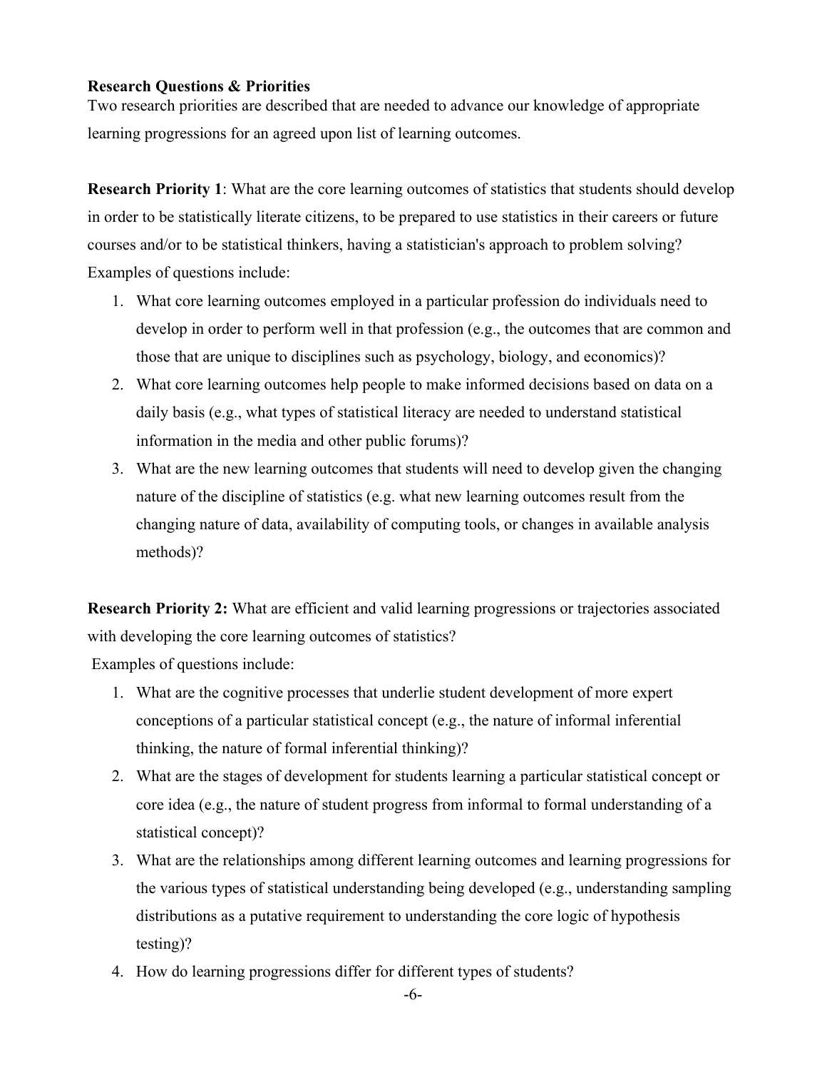**Research Questions & Priorities**

Two research priorities are described that are needed to advance our knowledge of appropriate learning progressions for an agreed upon list of learning outcomes.

**Research Priority 1**: What are the core learning outcomes of statistics that students should develop in order to be statistically literate citizens, to be prepared to use statistics in their careers or future courses and/or to be statistical thinkers, having a statistician's approach to problem solving? Examples of questions include:

1. What core learning outcomes employed in a particular profession do individuals need to develop in order to perform well in that profession (e.g., the outcomes that are common and those that are unique to disciplines such as psychology, biology, and economics)?
2. What core learning outcomes help people to make informed decisions based on data on a daily basis (e.g., what types of statistical literacy are needed to understand statistical information in the media and other public forums)?
3. What are the new learning outcomes that students will need to develop given the changing nature of the discipline of statistics (e.g. what new learning outcomes result from the changing nature of data, availability of computing tools, or changes in available analysis methods)?

**Research Priority 2:** What are efficient and valid learning progressions or trajectories associated with developing the core learning outcomes of statistics?

Examples of questions include:

1. What are the cognitive processes that underlie student development of more expert conceptions of a particular statistical concept (e.g., the nature of informal inferential thinking, the nature of formal inferential thinking)?
2. What are the stages of development for students learning a particular statistical concept or core idea (e.g., the nature of student progress from informal to formal understanding of a statistical concept)?
3. What are the relationships among different learning outcomes and learning progressions for the various types of statistical understanding being developed (e.g., understanding sampling distributions as a putative requirement to understanding the core logic of hypothesis testing)?
4. How do learning progressions differ for different types of students?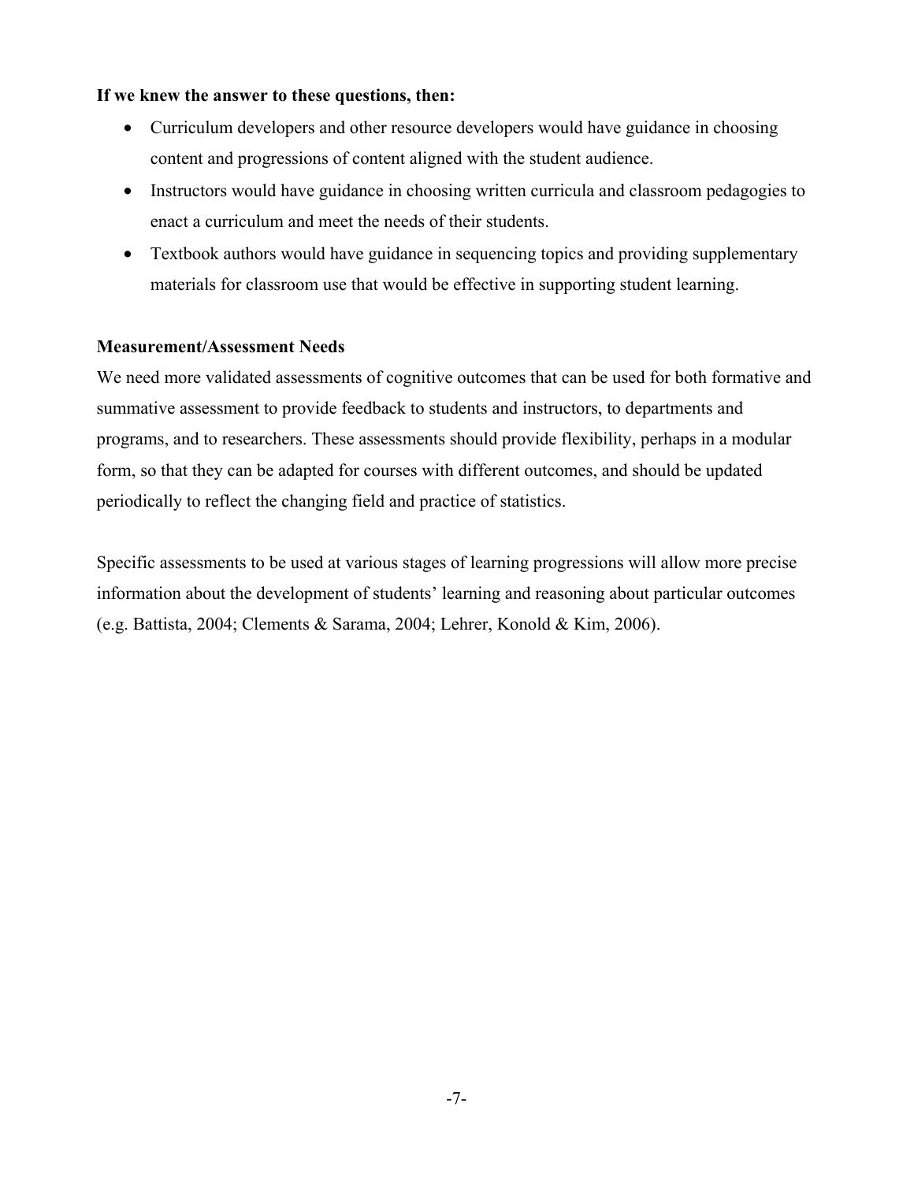**If we knew the answer to these questions, then:**

- Curriculum developers and other resource developers would have guidance in choosing content and progressions of content aligned with the student audience.
- Instructors would have guidance in choosing written curricula and classroom pedagogies to enact a curriculum and meet the needs of their students.
- Textbook authors would have guidance in sequencing topics and providing supplementary materials for classroom use that would be effective in supporting student learning.

**Measurement/Assessment Needs**

We need more validated assessments of cognitive outcomes that can be used for both formative and summative assessment to provide feedback to students and instructors, to departments and programs, and to researchers. These assessments should provide flexibility, perhaps in a modular form, so that they can be adapted for courses with different outcomes, and should be updated periodically to reflect the changing field and practice of statistics.

Specific assessments to be used at various stages of learning progressions will allow more precise information about the development of students' learning and reasoning about particular outcomes (e.g. Battista, 2004; Clements & Sarama, 2004; Lehrer, Konold & Kim, 2006).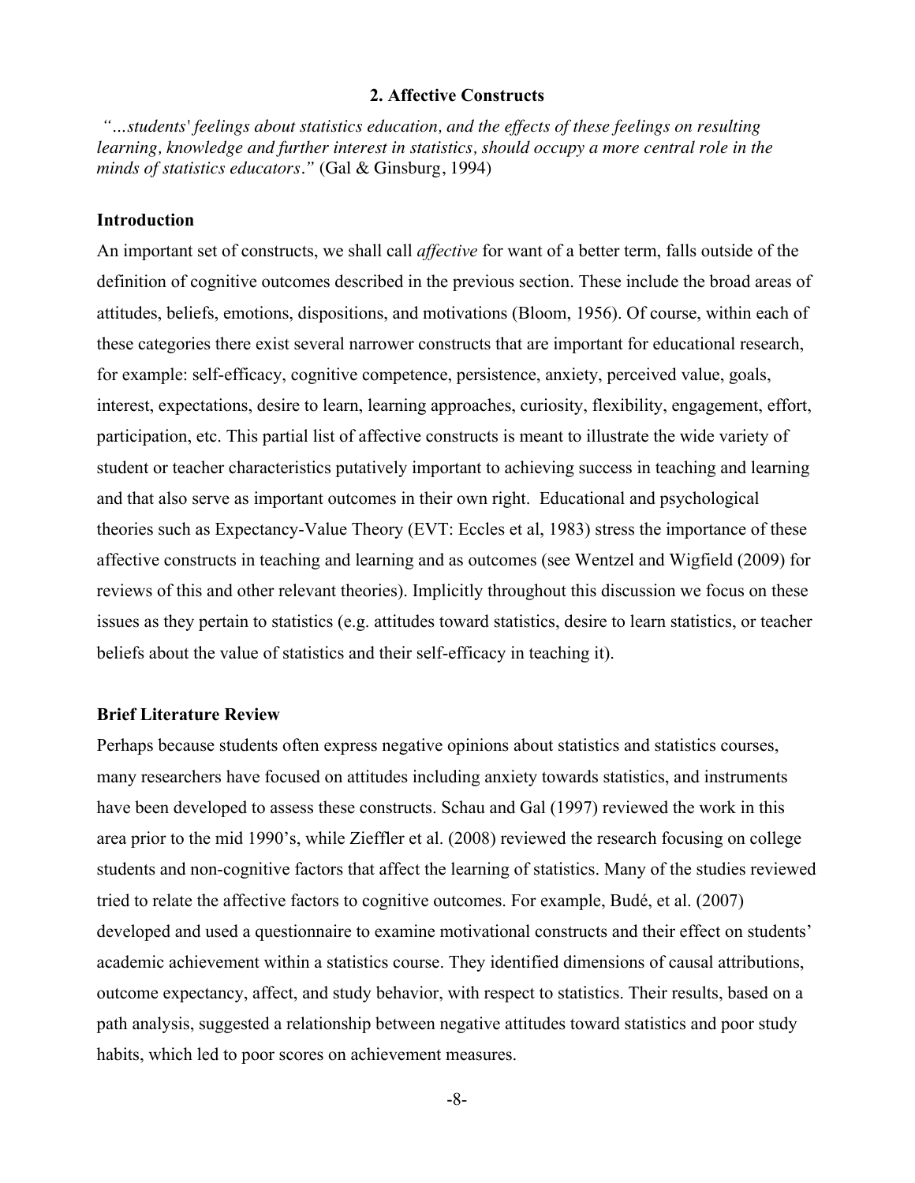## 2. Affective Constructs

*"…students' feelings about statistics education, and the effects of these feelings on resulting learning, knowledge and further interest in statistics, should occupy a more central role in the minds of statistics educators."* (Gal & Ginsburg, 1994)

### Introduction

An important set of constructs, we shall call *affective* for want of a better term, falls outside of the definition of cognitive outcomes described in the previous section. These include the broad areas of attitudes, beliefs, emotions, dispositions, and motivations (Bloom, 1956). Of course, within each of these categories there exist several narrower constructs that are important for educational research, for example: self-efficacy, cognitive competence, persistence, anxiety, perceived value, goals, interest, expectations, desire to learn, learning approaches, curiosity, flexibility, engagement, effort, participation, etc. This partial list of affective constructs is meant to illustrate the wide variety of student or teacher characteristics putatively important to achieving success in teaching and learning and that also serve as important outcomes in their own right. Educational and psychological theories such as Expectancy-Value Theory (EVT: Eccles et al, 1983) stress the importance of these affective constructs in teaching and learning and as outcomes (see Wentzel and Wigfield (2009) for reviews of this and other relevant theories). Implicitly throughout this discussion we focus on these issues as they pertain to statistics (e.g. attitudes toward statistics, desire to learn statistics, or teacher beliefs about the value of statistics and their self-efficacy in teaching it).

### Brief Literature Review

Perhaps because students often express negative opinions about statistics and statistics courses, many researchers have focused on attitudes including anxiety towards statistics, and instruments have been developed to assess these constructs. Schau and Gal (1997) reviewed the work in this area prior to the mid 1990's, while Zieffler et al. (2008) reviewed the research focusing on college students and non-cognitive factors that affect the learning of statistics. Many of the studies reviewed tried to relate the affective factors to cognitive outcomes. For example, Budé, et al. (2007) developed and used a questionnaire to examine motivational constructs and their effect on students' academic achievement within a statistics course. They identified dimensions of causal attributions, outcome expectancy, affect, and study behavior, with respect to statistics. Their results, based on a path analysis, suggested a relationship between negative attitudes toward statistics and poor study habits, which led to poor scores on achievement measures.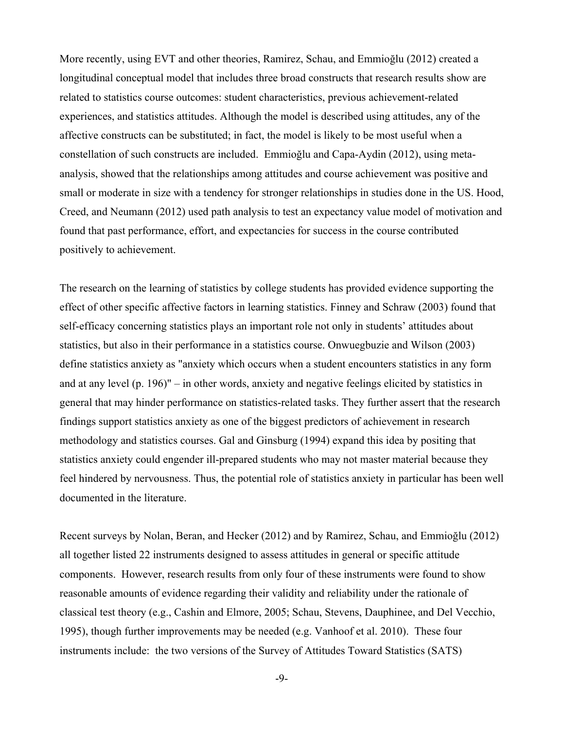More recently, using EVT and other theories, Ramirez, Schau, and Emmioğlu (2012) created a longitudinal conceptual model that includes three broad constructs that research results show are related to statistics course outcomes: student characteristics, previous achievement-related experiences, and statistics attitudes. Although the model is described using attitudes, any of the affective constructs can be substituted; in fact, the model is likely to be most useful when a constellation of such constructs are included.  Emmioğlu and Capa-Aydin (2012), using meta-analysis, showed that the relationships among attitudes and course achievement was positive and small or moderate in size with a tendency for stronger relationships in studies done in the US. Hood, Creed, and Neumann (2012) used path analysis to test an expectancy value model of motivation and found that past performance, effort, and expectancies for success in the course contributed positively to achievement.

The research on the learning of statistics by college students has provided evidence supporting the effect of other specific affective factors in learning statistics. Finney and Schraw (2003) found that self-efficacy concerning statistics plays an important role not only in students' attitudes about statistics, but also in their performance in a statistics course. Onwuegbuzie and Wilson (2003) define statistics anxiety as "anxiety which occurs when a student encounters statistics in any form and at any level (p. 196)" – in other words, anxiety and negative feelings elicited by statistics in general that may hinder performance on statistics-related tasks. They further assert that the research findings support statistics anxiety as one of the biggest predictors of achievement in research methodology and statistics courses. Gal and Ginsburg (1994) expand this idea by positing that statistics anxiety could engender ill-prepared students who may not master material because they feel hindered by nervousness. Thus, the potential role of statistics anxiety in particular has been well documented in the literature.

Recent surveys by Nolan, Beran, and Hecker (2012) and by Ramirez, Schau, and Emmioğlu (2012) all together listed 22 instruments designed to assess attitudes in general or specific attitude components.  However, research results from only four of these instruments were found to show reasonable amounts of evidence regarding their validity and reliability under the rationale of classical test theory (e.g., Cashin and Elmore, 2005; Schau, Stevens, Dauphinee, and Del Vecchio, 1995), though further improvements may be needed (e.g. Vanhoof et al. 2010).  These four instruments include:  the two versions of the Survey of Attitudes Toward Statistics (SATS)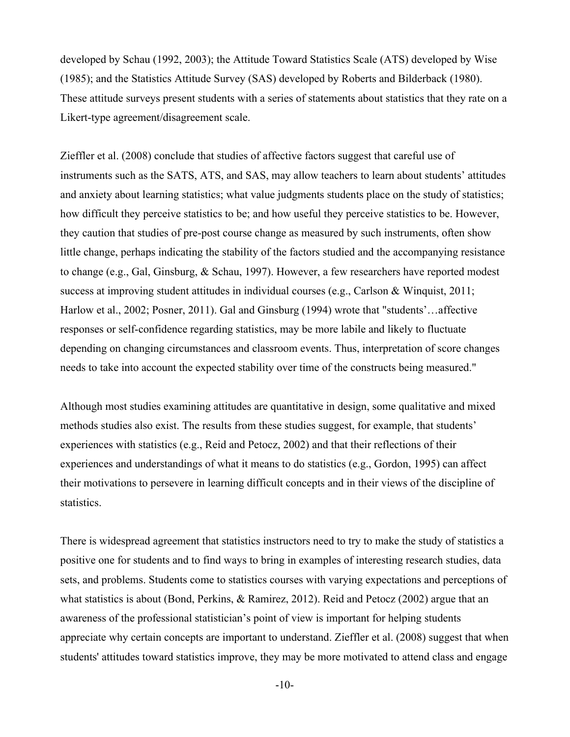developed by Schau (1992, 2003); the Attitude Toward Statistics Scale (ATS) developed by Wise (1985); and the Statistics Attitude Survey (SAS) developed by Roberts and Bilderback (1980). These attitude surveys present students with a series of statements about statistics that they rate on a Likert-type agreement/disagreement scale.

Zieffler et al. (2008) conclude that studies of affective factors suggest that careful use of instruments such as the SATS, ATS, and SAS, may allow teachers to learn about students' attitudes and anxiety about learning statistics; what value judgments students place on the study of statistics; how difficult they perceive statistics to be; and how useful they perceive statistics to be. However, they caution that studies of pre-post course change as measured by such instruments, often show little change, perhaps indicating the stability of the factors studied and the accompanying resistance to change (e.g., Gal, Ginsburg, & Schau, 1997). However, a few researchers have reported modest success at improving student attitudes in individual courses (e.g., Carlson & Winquist, 2011; Harlow et al., 2002; Posner, 2011). Gal and Ginsburg (1994) wrote that "students'…affective responses or self-confidence regarding statistics, may be more labile and likely to fluctuate depending on changing circumstances and classroom events. Thus, interpretation of score changes needs to take into account the expected stability over time of the constructs being measured."

Although most studies examining attitudes are quantitative in design, some qualitative and mixed methods studies also exist. The results from these studies suggest, for example, that students' experiences with statistics (e.g., Reid and Petocz, 2002) and that their reflections of their experiences and understandings of what it means to do statistics (e.g., Gordon, 1995) can affect their motivations to persevere in learning difficult concepts and in their views of the discipline of statistics.

There is widespread agreement that statistics instructors need to try to make the study of statistics a positive one for students and to find ways to bring in examples of interesting research studies, data sets, and problems. Students come to statistics courses with varying expectations and perceptions of what statistics is about (Bond, Perkins, & Ramirez, 2012). Reid and Petocz (2002) argue that an awareness of the professional statistician's point of view is important for helping students appreciate why certain concepts are important to understand. Zieffler et al. (2008) suggest that when students' attitudes toward statistics improve, they may be more motivated to attend class and engage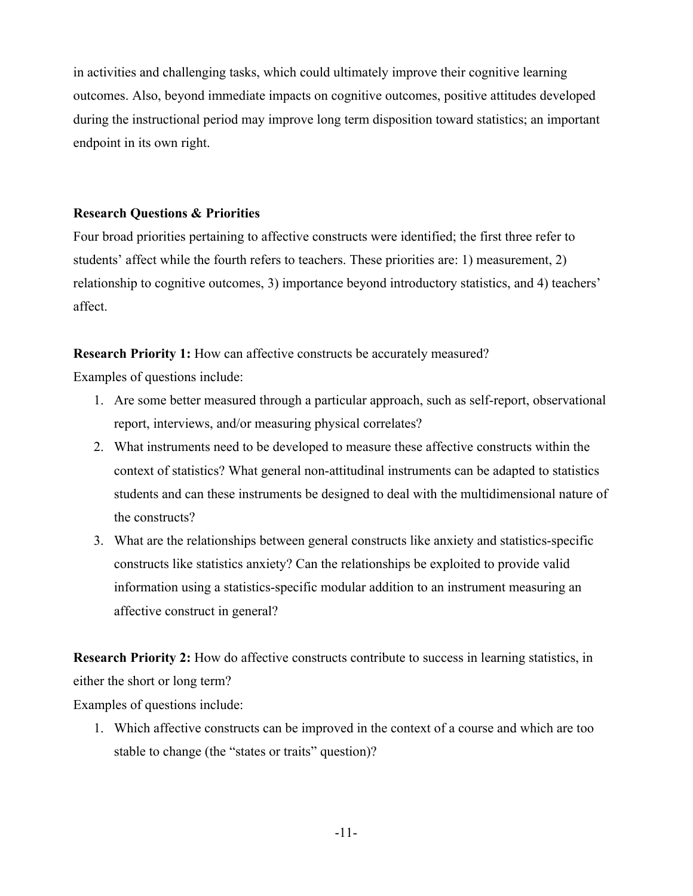in activities and challenging tasks, which could ultimately improve their cognitive learning outcomes. Also, beyond immediate impacts on cognitive outcomes, positive attitudes developed during the instructional period may improve long term disposition toward statistics; an important endpoint in its own right.

**Research Questions & Priorities**

Four broad priorities pertaining to affective constructs were identified; the first three refer to students' affect while the fourth refers to teachers. These priorities are: 1) measurement, 2) relationship to cognitive outcomes, 3) importance beyond introductory statistics, and 4) teachers' affect.

**Research Priority 1:** How can affective constructs be accurately measured?

Examples of questions include:

1. Are some better measured through a particular approach, such as self-report, observational report, interviews, and/or measuring physical correlates?
2. What instruments need to be developed to measure these affective constructs within the context of statistics? What general non-attitudinal instruments can be adapted to statistics students and can these instruments be designed to deal with the multidimensional nature of the constructs?
3. What are the relationships between general constructs like anxiety and statistics-specific constructs like statistics anxiety? Can the relationships be exploited to provide valid information using a statistics-specific modular addition to an instrument measuring an affective construct in general?

**Research Priority 2:** How do affective constructs contribute to success in learning statistics, in either the short or long term?

Examples of questions include:

1. Which affective constructs can be improved in the context of a course and which are too stable to change (the "states or traits" question)?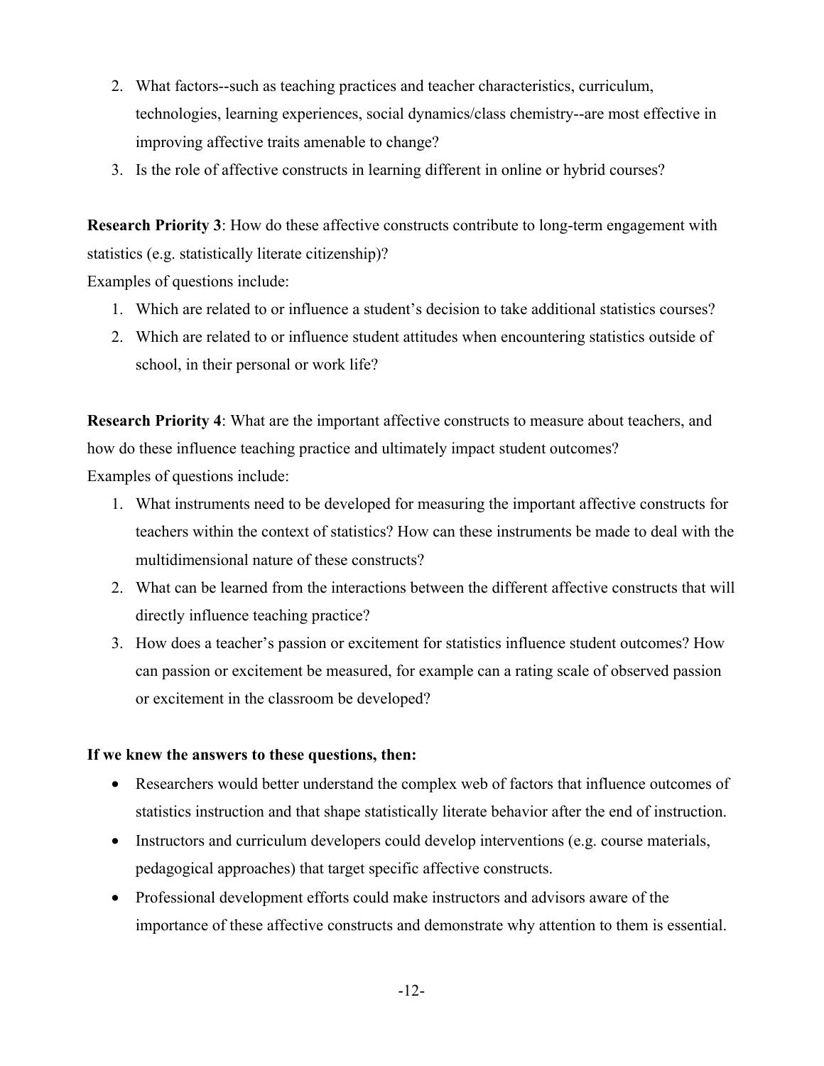2. What factors--such as teaching practices and teacher characteristics, curriculum, technologies, learning experiences, social dynamics/class chemistry--are most effective in improving affective traits amenable to change?
3. Is the role of affective constructs in learning different in online or hybrid courses?

**Research Priority 3**: How do these affective constructs contribute to long-term engagement with statistics (e.g. statistically literate citizenship)?

Examples of questions include:

1. Which are related to or influence a student's decision to take additional statistics courses?
2. Which are related to or influence student attitudes when encountering statistics outside of school, in their personal or work life?

**Research Priority 4**: What are the important affective constructs to measure about teachers, and how do these influence teaching practice and ultimately impact student outcomes?

Examples of questions include:

1. What instruments need to be developed for measuring the important affective constructs for teachers within the context of statistics? How can these instruments be made to deal with the multidimensional nature of these constructs?
2. What can be learned from the interactions between the different affective constructs that will directly influence teaching practice?
3. How does a teacher's passion or excitement for statistics influence student outcomes? How can passion or excitement be measured, for example can a rating scale of observed passion or excitement in the classroom be developed?

**If we knew the answers to these questions, then:**

- Researchers would better understand the complex web of factors that influence outcomes of statistics instruction and that shape statistically literate behavior after the end of instruction.
- Instructors and curriculum developers could develop interventions (e.g. course materials, pedagogical approaches) that target specific affective constructs.
- Professional development efforts could make instructors and advisors aware of the importance of these affective constructs and demonstrate why attention to them is essential.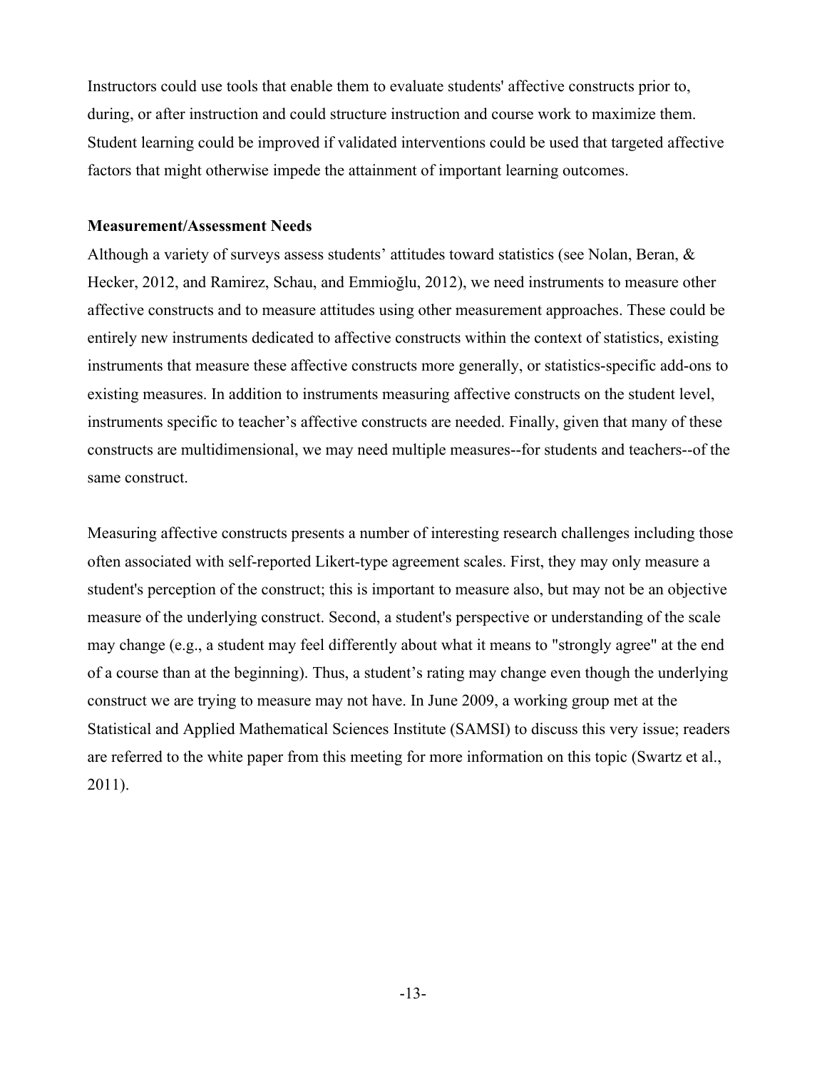Instructors could use tools that enable them to evaluate students' affective constructs prior to, during, or after instruction and could structure instruction and course work to maximize them. Student learning could be improved if validated interventions could be used that targeted affective factors that might otherwise impede the attainment of important learning outcomes.

**Measurement/Assessment Needs**

Although a variety of surveys assess students' attitudes toward statistics (see Nolan, Beran, & Hecker, 2012, and Ramirez, Schau, and Emmioğlu, 2012), we need instruments to measure other affective constructs and to measure attitudes using other measurement approaches. These could be entirely new instruments dedicated to affective constructs within the context of statistics, existing instruments that measure these affective constructs more generally, or statistics-specific add-ons to existing measures. In addition to instruments measuring affective constructs on the student level, instruments specific to teacher's affective constructs are needed. Finally, given that many of these constructs are multidimensional, we may need multiple measures--for students and teachers--of the same construct.

Measuring affective constructs presents a number of interesting research challenges including those often associated with self-reported Likert-type agreement scales. First, they may only measure a student's perception of the construct; this is important to measure also, but may not be an objective measure of the underlying construct. Second, a student's perspective or understanding of the scale may change (e.g., a student may feel differently about what it means to "strongly agree" at the end of a course than at the beginning). Thus, a student's rating may change even though the underlying construct we are trying to measure may not have. In June 2009, a working group met at the Statistical and Applied Mathematical Sciences Institute (SAMSI) to discuss this very issue; readers are referred to the white paper from this meeting for more information on this topic (Swartz et al., 2011).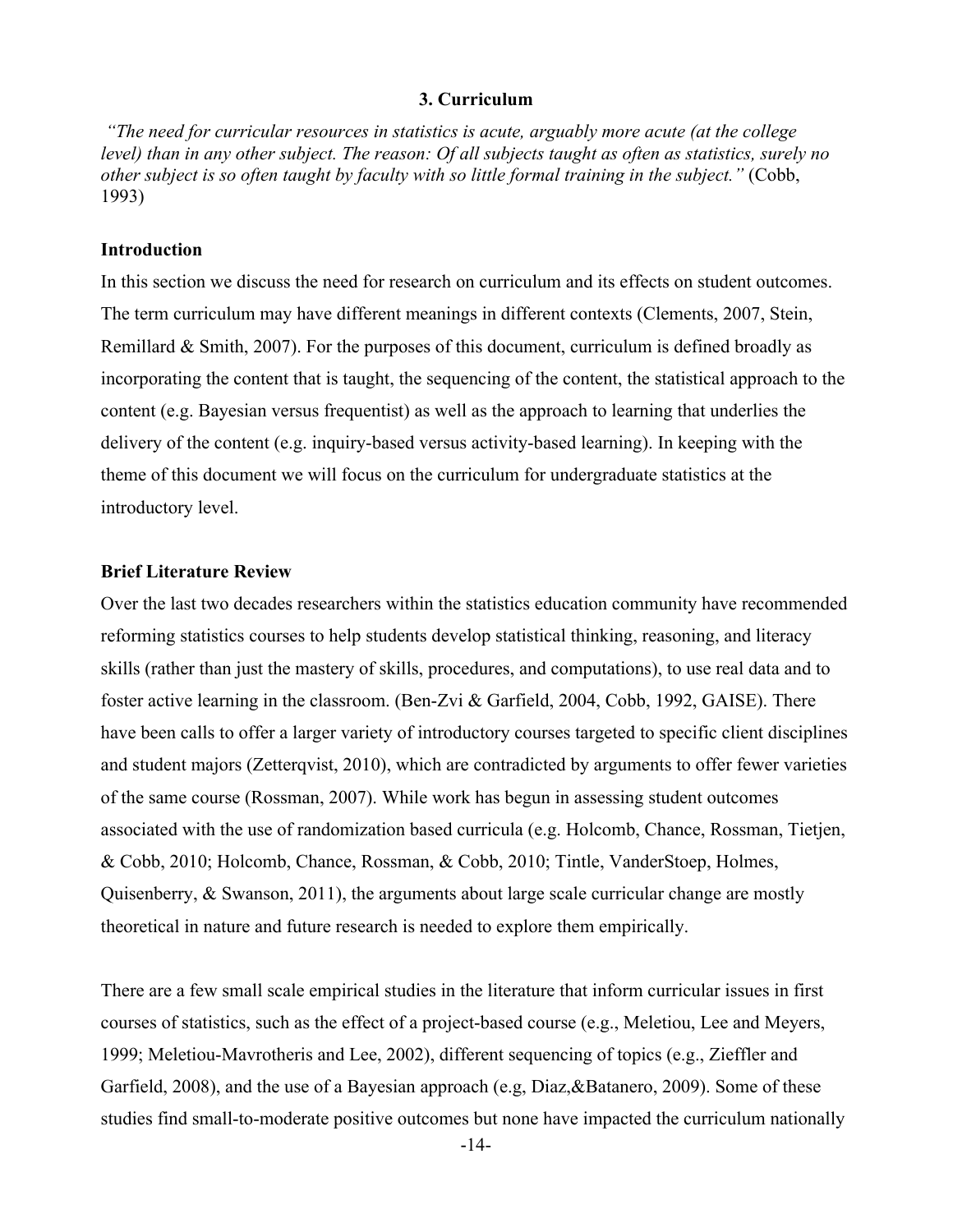### 3. Curriculum

*"The need for curricular resources in statistics is acute, arguably more acute (at the college level) than in any other subject. The reason: Of all subjects taught as often as statistics, surely no other subject is so often taught by faculty with so little formal training in the subject."* (Cobb, 1993)

**Introduction**

In this section we discuss the need for research on curriculum and its effects on student outcomes. The term curriculum may have different meanings in different contexts (Clements, 2007, Stein, Remillard & Smith, 2007). For the purposes of this document, curriculum is defined broadly as incorporating the content that is taught, the sequencing of the content, the statistical approach to the content (e.g. Bayesian versus frequentist) as well as the approach to learning that underlies the delivery of the content (e.g. inquiry-based versus activity-based learning). In keeping with the theme of this document we will focus on the curriculum for undergraduate statistics at the introductory level.

**Brief Literature Review**

Over the last two decades researchers within the statistics education community have recommended reforming statistics courses to help students develop statistical thinking, reasoning, and literacy skills (rather than just the mastery of skills, procedures, and computations), to use real data and to foster active learning in the classroom. (Ben-Zvi & Garfield, 2004, Cobb, 1992, GAISE). There have been calls to offer a larger variety of introductory courses targeted to specific client disciplines and student majors (Zetterqvist, 2010), which are contradicted by arguments to offer fewer varieties of the same course (Rossman, 2007). While work has begun in assessing student outcomes associated with the use of randomization based curricula (e.g. Holcomb, Chance, Rossman, Tietjen, & Cobb, 2010; Holcomb, Chance, Rossman, & Cobb, 2010; Tintle, VanderStoep, Holmes, Quisenberry, & Swanson, 2011), the arguments about large scale curricular change are mostly theoretical in nature and future research is needed to explore them empirically.

There are a few small scale empirical studies in the literature that inform curricular issues in first courses of statistics, such as the effect of a project-based course (e.g., Meletiou, Lee and Meyers, 1999; Meletiou-Mavrotheris and Lee, 2002), different sequencing of topics (e.g., Zieffler and Garfield, 2008), and the use of a Bayesian approach (e.g, Diaz,&Batanero, 2009). Some of these studies find small-to-moderate positive outcomes but none have impacted the curriculum nationally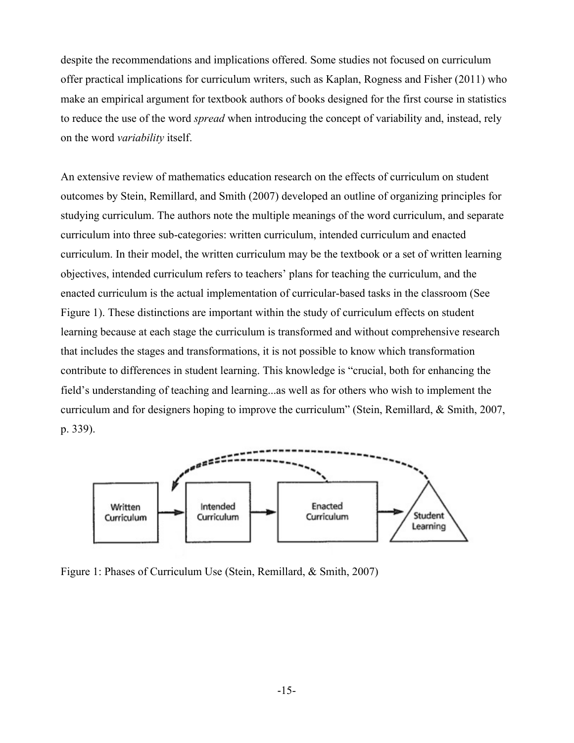despite the recommendations and implications offered. Some studies not focused on curriculum offer practical implications for curriculum writers, such as Kaplan, Rogness and Fisher (2011) who make an empirical argument for textbook authors of books designed for the first course in statistics to reduce the use of the word *spread* when introducing the concept of variability and, instead, rely on the word *variability* itself.

An extensive review of mathematics education research on the effects of curriculum on student outcomes by Stein, Remillard, and Smith (2007) developed an outline of organizing principles for studying curriculum. The authors note the multiple meanings of the word curriculum, and separate curriculum into three sub-categories: written curriculum, intended curriculum and enacted curriculum. In their model, the written curriculum may be the textbook or a set of written learning objectives, intended curriculum refers to teachers' plans for teaching the curriculum, and the enacted curriculum is the actual implementation of curricular-based tasks in the classroom (See Figure 1). These distinctions are important within the study of curriculum effects on student learning because at each stage the curriculum is transformed and without comprehensive research that includes the stages and transformations, it is not possible to know which transformation contribute to differences in student learning. This knowledge is "crucial, both for enhancing the field's understanding of teaching and learning...as well as for others who wish to implement the curriculum and for designers hoping to improve the curriculum" (Stein, Remillard, & Smith, 2007, p. 339).

Figure 1: Phases of Curriculum Use (Stein, Remillard, & Smith, 2007)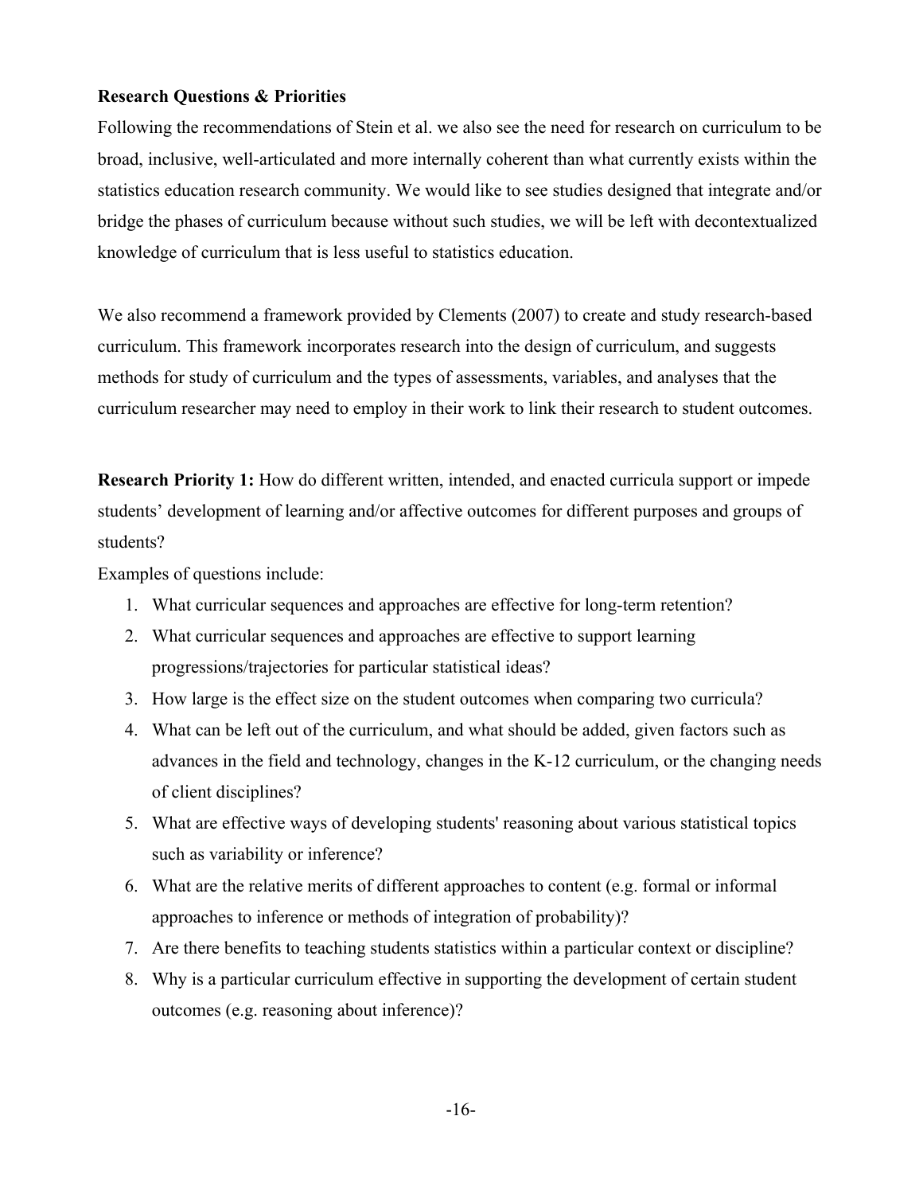**Research Questions & Priorities**

Following the recommendations of Stein et al. we also see the need for research on curriculum to be broad, inclusive, well-articulated and more internally coherent than what currently exists within the statistics education research community. We would like to see studies designed that integrate and/or bridge the phases of curriculum because without such studies, we will be left with decontextualized knowledge of curriculum that is less useful to statistics education.

We also recommend a framework provided by Clements (2007) to create and study research-based curriculum. This framework incorporates research into the design of curriculum, and suggests methods for study of curriculum and the types of assessments, variables, and analyses that the curriculum researcher may need to employ in their work to link their research to student outcomes.

**Research Priority 1:** How do different written, intended, and enacted curricula support or impede students' development of learning and/or affective outcomes for different purposes and groups of students?

Examples of questions include:

1. What curricular sequences and approaches are effective for long-term retention?
2. What curricular sequences and approaches are effective to support learning progressions/trajectories for particular statistical ideas?
3. How large is the effect size on the student outcomes when comparing two curricula?
4. What can be left out of the curriculum, and what should be added, given factors such as advances in the field and technology, changes in the K-12 curriculum, or the changing needs of client disciplines?
5. What are effective ways of developing students' reasoning about various statistical topics such as variability or inference?
6. What are the relative merits of different approaches to content (e.g. formal or informal approaches to inference or methods of integration of probability)?
7. Are there benefits to teaching students statistics within a particular context or discipline?
8. Why is a particular curriculum effective in supporting the development of certain student outcomes (e.g. reasoning about inference)?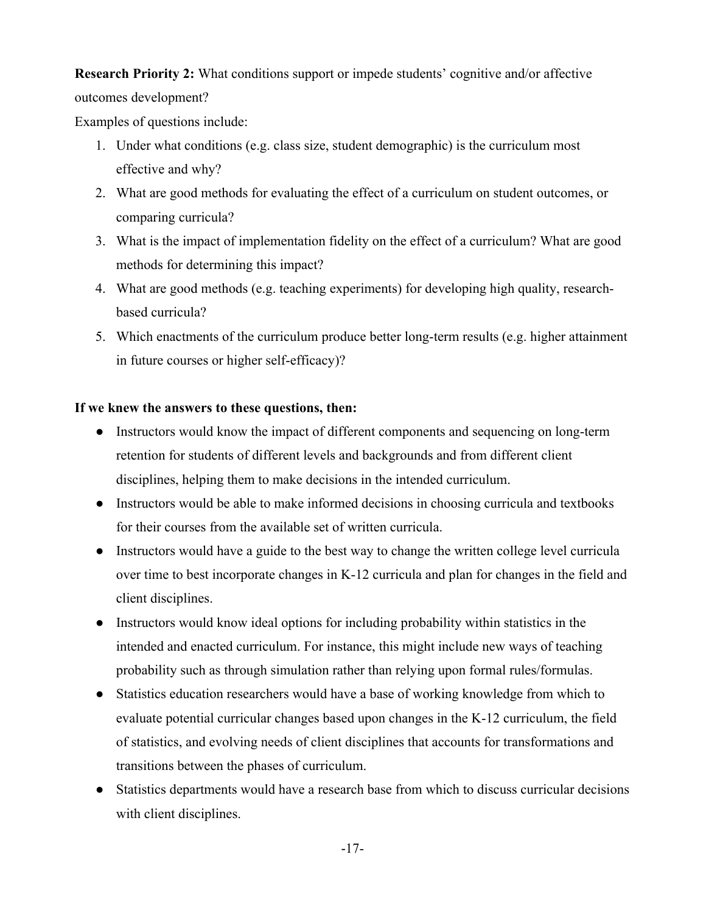**Research Priority 2:** What conditions support or impede students' cognitive and/or affective outcomes development?

Examples of questions include:

1. Under what conditions (e.g. class size, student demographic) is the curriculum most effective and why?
2. What are good methods for evaluating the effect of a curriculum on student outcomes, or comparing curricula?
3. What is the impact of implementation fidelity on the effect of a curriculum? What are good methods for determining this impact?
4. What are good methods (e.g. teaching experiments) for developing high quality, research-based curricula?
5. Which enactments of the curriculum produce better long-term results (e.g. higher attainment in future courses or higher self-efficacy)?

**If we knew the answers to these questions, then:**

- Instructors would know the impact of different components and sequencing on long-term retention for students of different levels and backgrounds and from different client disciplines, helping them to make decisions in the intended curriculum.
- Instructors would be able to make informed decisions in choosing curricula and textbooks for their courses from the available set of written curricula.
- Instructors would have a guide to the best way to change the written college level curricula over time to best incorporate changes in K-12 curricula and plan for changes in the field and client disciplines.
- Instructors would know ideal options for including probability within statistics in the intended and enacted curriculum. For instance, this might include new ways of teaching probability such as through simulation rather than relying upon formal rules/formulas.
- Statistics education researchers would have a base of working knowledge from which to evaluate potential curricular changes based upon changes in the K-12 curriculum, the field of statistics, and evolving needs of client disciplines that accounts for transformations and transitions between the phases of curriculum.
- Statistics departments would have a research base from which to discuss curricular decisions with client disciplines.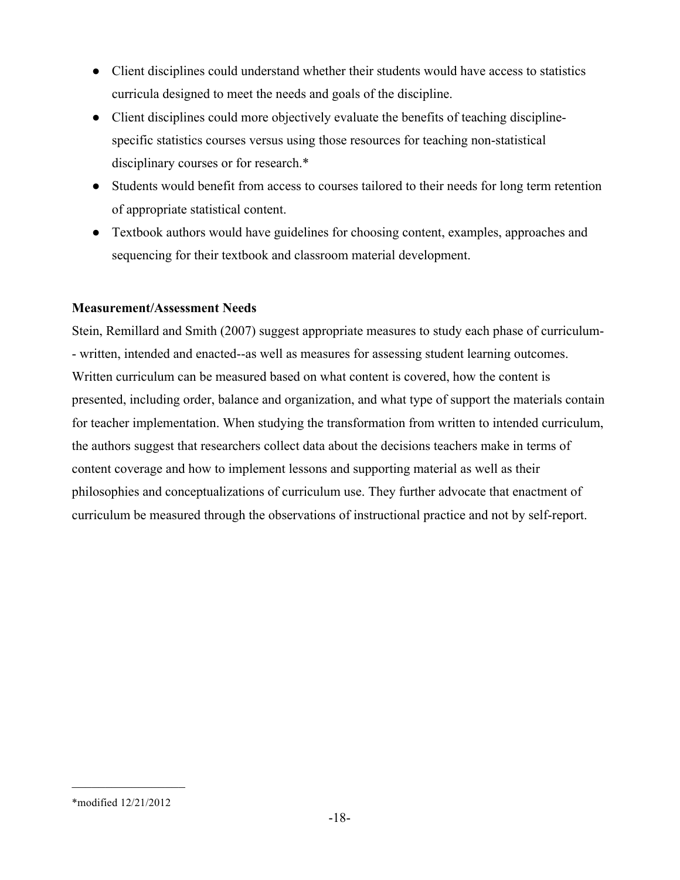- Client disciplines could understand whether their students would have access to statistics curricula designed to meet the needs and goals of the discipline.
- Client disciplines could more objectively evaluate the benefits of teaching discipline-specific statistics courses versus using those resources for teaching non-statistical disciplinary courses or for research.*
- Students would benefit from access to courses tailored to their needs for long term retention of appropriate statistical content.
- Textbook authors would have guidelines for choosing content, examples, approaches and sequencing for their textbook and classroom material development.

**Measurement/Assessment Needs**

Stein, Remillard and Smith (2007) suggest appropriate measures to study each phase of curriculum-- written, intended and enacted--as well as measures for assessing student learning outcomes. Written curriculum can be measured based on what content is covered, how the content is presented, including order, balance and organization, and what type of support the materials contain for teacher implementation. When studying the transformation from written to intended curriculum, the authors suggest that researchers collect data about the decisions teachers make in terms of content coverage and how to implement lessons and supporting material as well as their philosophies and conceptualizations of curriculum use. They further advocate that enactment of curriculum be measured through the observations of instructional practice and not by self-report.

*modified 12/21/2012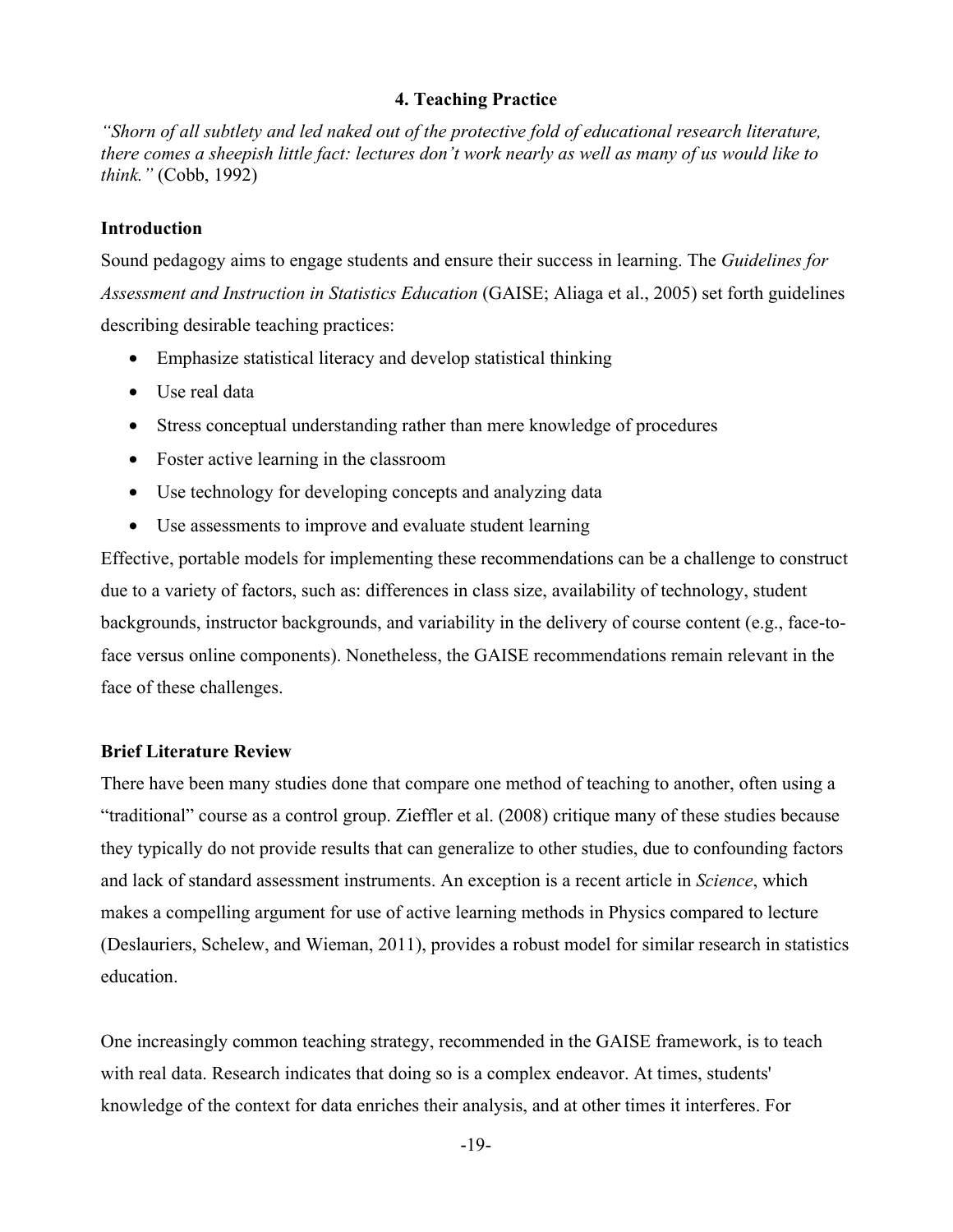## 4. Teaching Practice

*"Shorn of all subtlety and led naked out of the protective fold of educational research literature, there comes a sheepish little fact: lectures don't work nearly as well as many of us would like to think."* (Cobb, 1992)

### Introduction

Sound pedagogy aims to engage students and ensure their success in learning. The *Guidelines for Assessment and Instruction in Statistics Education* (GAISE; Aliaga et al., 2005) set forth guidelines describing desirable teaching practices:

- Emphasize statistical literacy and develop statistical thinking
- Use real data
- Stress conceptual understanding rather than mere knowledge of procedures
- Foster active learning in the classroom
- Use technology for developing concepts and analyzing data
- Use assessments to improve and evaluate student learning

Effective, portable models for implementing these recommendations can be a challenge to construct due to a variety of factors, such as: differences in class size, availability of technology, student backgrounds, instructor backgrounds, and variability in the delivery of course content (e.g., face-to-face versus online components). Nonetheless, the GAISE recommendations remain relevant in the face of these challenges.

### Brief Literature Review

There have been many studies done that compare one method of teaching to another, often using a "traditional" course as a control group. Zieffler et al. (2008) critique many of these studies because they typically do not provide results that can generalize to other studies, due to confounding factors and lack of standard assessment instruments. An exception is a recent article in *Science*, which makes a compelling argument for use of active learning methods in Physics compared to lecture (Deslauriers, Schelew, and Wieman, 2011), provides a robust model for similar research in statistics education.

One increasingly common teaching strategy, recommended in the GAISE framework, is to teach with real data. Research indicates that doing so is a complex endeavor. At times, students' knowledge of the context for data enriches their analysis, and at other times it interferes. For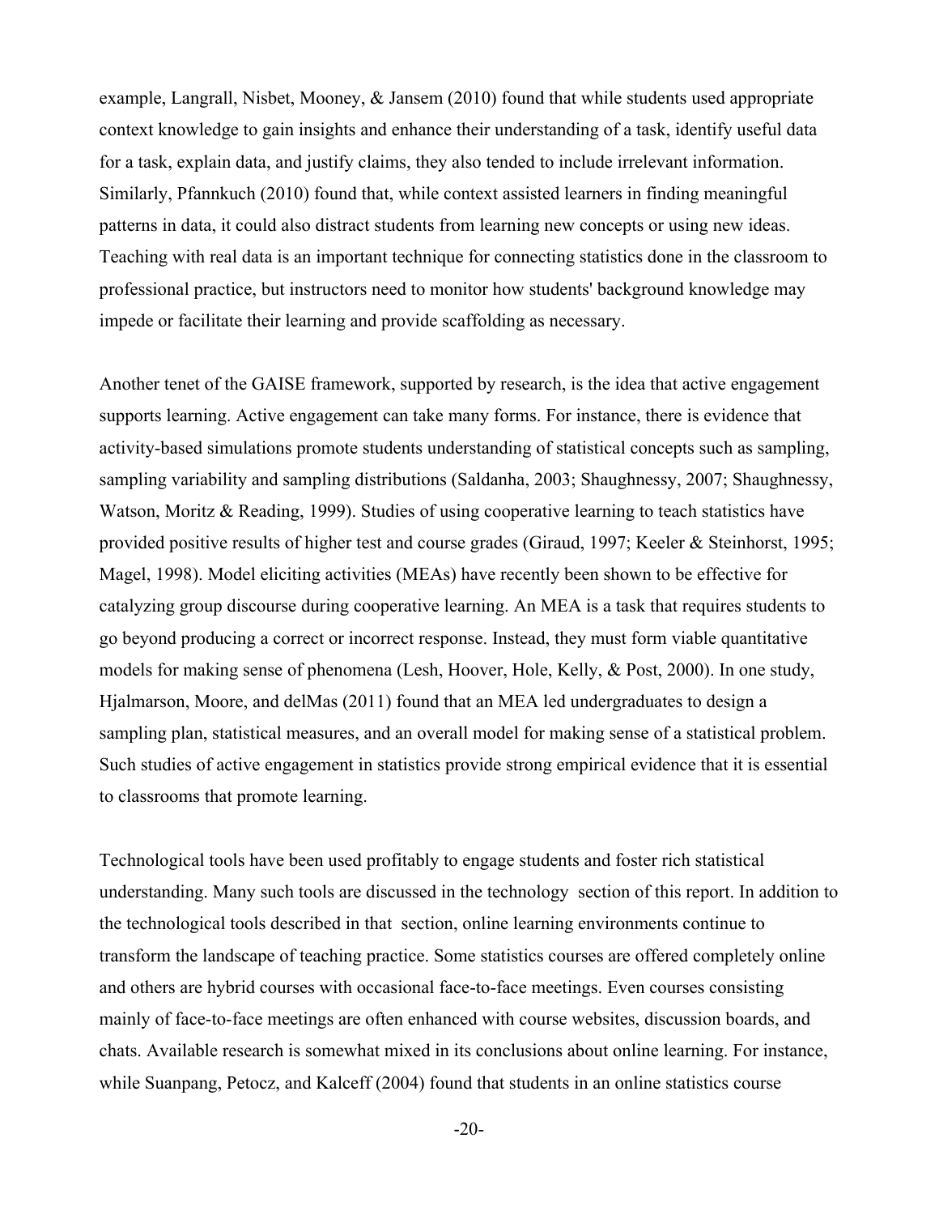example, Langrall, Nisbet, Mooney, & Jansem (2010) found that while students used appropriate context knowledge to gain insights and enhance their understanding of a task, identify useful data for a task, explain data, and justify claims, they also tended to include irrelevant information. Similarly, Pfannkuch (2010) found that, while context assisted learners in finding meaningful patterns in data, it could also distract students from learning new concepts or using new ideas. Teaching with real data is an important technique for connecting statistics done in the classroom to professional practice, but instructors need to monitor how students' background knowledge may impede or facilitate their learning and provide scaffolding as necessary.

Another tenet of the GAISE framework, supported by research, is the idea that active engagement supports learning. Active engagement can take many forms. For instance, there is evidence that activity-based simulations promote students understanding of statistical concepts such as sampling, sampling variability and sampling distributions (Saldanha, 2003; Shaughnessy, 2007; Shaughnessy, Watson, Moritz & Reading, 1999). Studies of using cooperative learning to teach statistics have provided positive results of higher test and course grades (Giraud, 1997; Keeler & Steinhorst, 1995; Magel, 1998). Model eliciting activities (MEAs) have recently been shown to be effective for catalyzing group discourse during cooperative learning. An MEA is a task that requires students to go beyond producing a correct or incorrect response. Instead, they must form viable quantitative models for making sense of phenomena (Lesh, Hoover, Hole, Kelly, & Post, 2000). In one study, Hjalmarson, Moore, and delMas (2011) found that an MEA led undergraduates to design a sampling plan, statistical measures, and an overall model for making sense of a statistical problem. Such studies of active engagement in statistics provide strong empirical evidence that it is essential to classrooms that promote learning.

Technological tools have been used profitably to engage students and foster rich statistical understanding. Many such tools are discussed in the technology section of this report. In addition to the technological tools described in that section, online learning environments continue to transform the landscape of teaching practice. Some statistics courses are offered completely online and others are hybrid courses with occasional face-to-face meetings. Even courses consisting mainly of face-to-face meetings are often enhanced with course websites, discussion boards, and chats. Available research is somewhat mixed in its conclusions about online learning. For instance, while Suanpang, Petocz, and Kalceff (2004) found that students in an online statistics course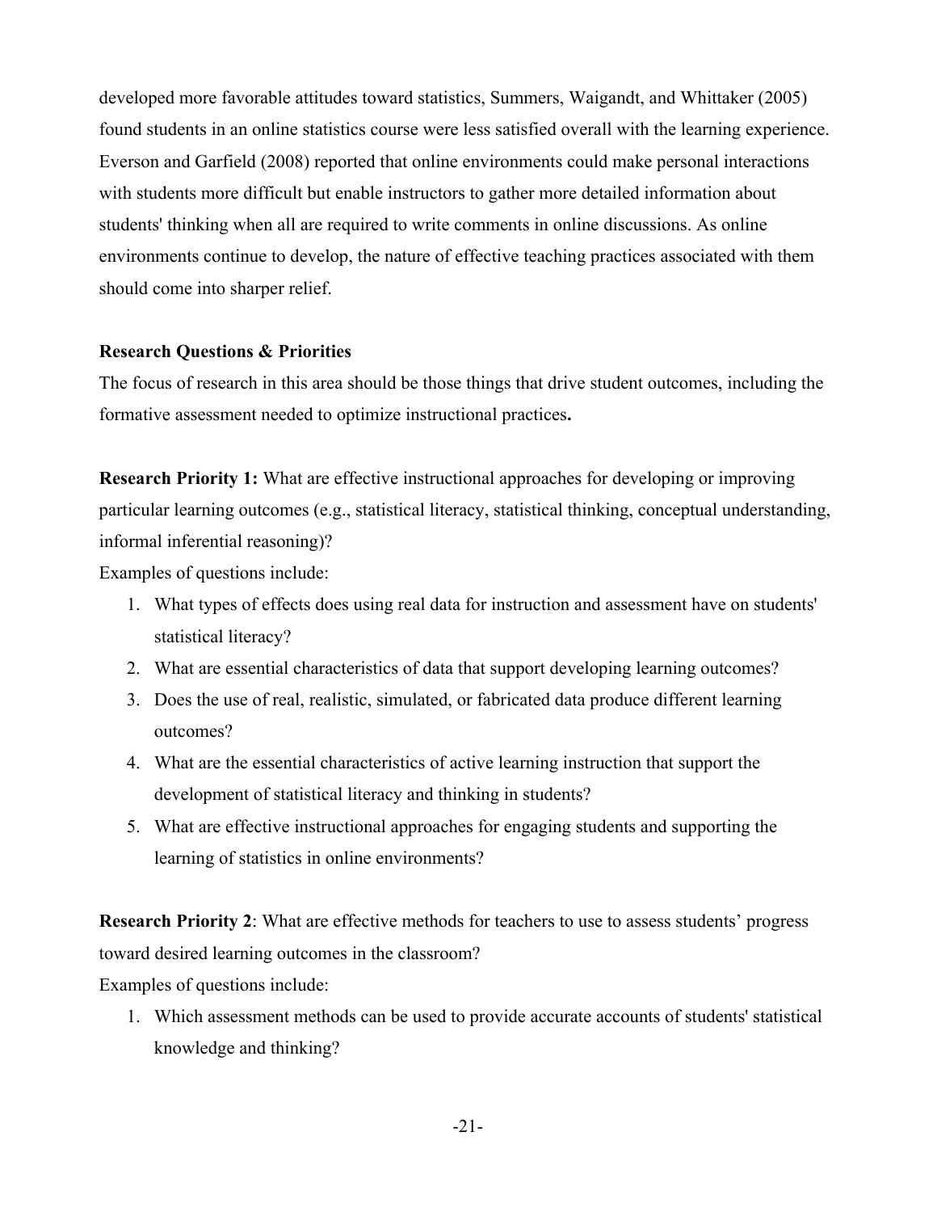developed more favorable attitudes toward statistics, Summers, Waigandt, and Whittaker (2005) found students in an online statistics course were less satisfied overall with the learning experience. Everson and Garfield (2008) reported that online environments could make personal interactions with students more difficult but enable instructors to gather more detailed information about students' thinking when all are required to write comments in online discussions. As online environments continue to develop, the nature of effective teaching practices associated with them should come into sharper relief.

**Research Questions & Priorities**

The focus of research in this area should be those things that drive student outcomes, including the formative assessment needed to optimize instructional practices**.**

**Research Priority 1:** What are effective instructional approaches for developing or improving particular learning outcomes (e.g., statistical literacy, statistical thinking, conceptual understanding, informal inferential reasoning)?

Examples of questions include:

1. What types of effects does using real data for instruction and assessment have on students' statistical literacy?
2. What are essential characteristics of data that support developing learning outcomes?
3. Does the use of real, realistic, simulated, or fabricated data produce different learning outcomes?
4. What are the essential characteristics of active learning instruction that support the development of statistical literacy and thinking in students?
5. What are effective instructional approaches for engaging students and supporting the learning of statistics in online environments?

**Research Priority 2**: What are effective methods for teachers to use to assess students' progress toward desired learning outcomes in the classroom?

Examples of questions include:

1. Which assessment methods can be used to provide accurate accounts of students' statistical knowledge and thinking?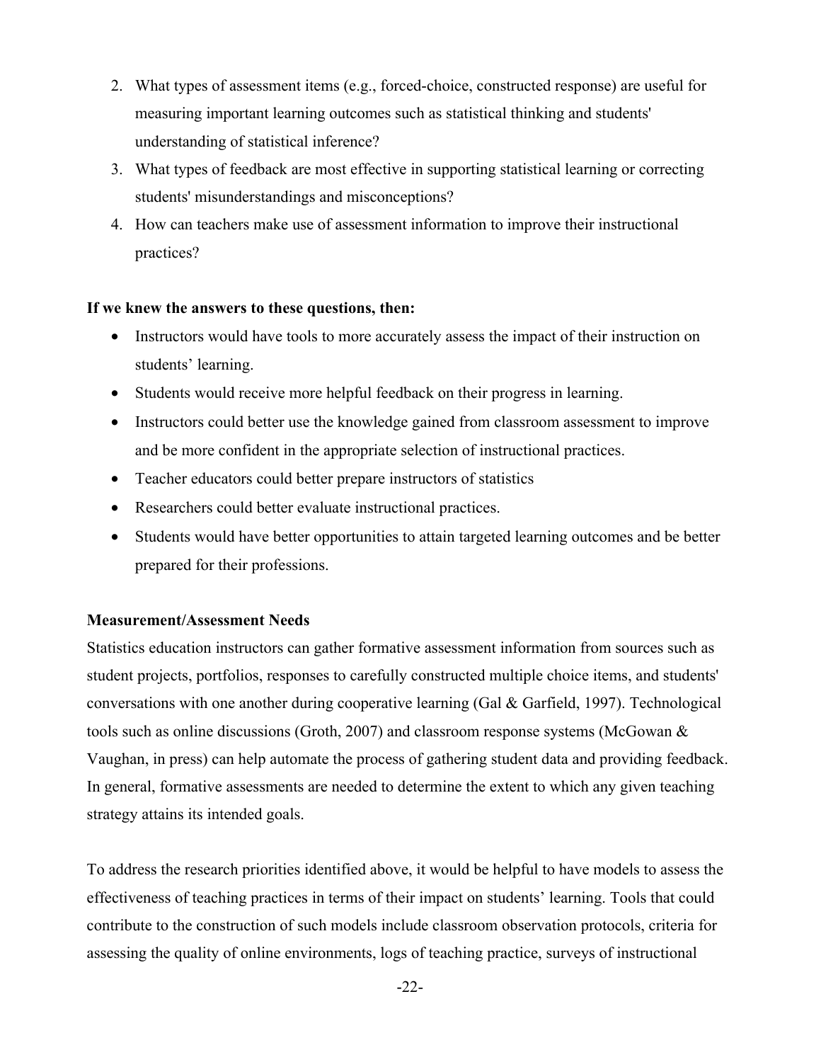2. What types of assessment items (e.g., forced-choice, constructed response) are useful for measuring important learning outcomes such as statistical thinking and students' understanding of statistical inference?
3. What types of feedback are most effective in supporting statistical learning or correcting students' misunderstandings and misconceptions?
4. How can teachers make use of assessment information to improve their instructional practices?

**If we knew the answers to these questions, then:**

- Instructors would have tools to more accurately assess the impact of their instruction on students' learning.
- Students would receive more helpful feedback on their progress in learning.
- Instructors could better use the knowledge gained from classroom assessment to improve and be more confident in the appropriate selection of instructional practices.
- Teacher educators could better prepare instructors of statistics
- Researchers could better evaluate instructional practices.
- Students would have better opportunities to attain targeted learning outcomes and be better prepared for their professions.

**Measurement/Assessment Needs**

Statistics education instructors can gather formative assessment information from sources such as student projects, portfolios, responses to carefully constructed multiple choice items, and students' conversations with one another during cooperative learning (Gal & Garfield, 1997). Technological tools such as online discussions (Groth, 2007) and classroom response systems (McGowan & Vaughan, in press) can help automate the process of gathering student data and providing feedback. In general, formative assessments are needed to determine the extent to which any given teaching strategy attains its intended goals.

To address the research priorities identified above, it would be helpful to have models to assess the effectiveness of teaching practices in terms of their impact on students' learning. Tools that could contribute to the construction of such models include classroom observation protocols, criteria for assessing the quality of online environments, logs of teaching practice, surveys of instructional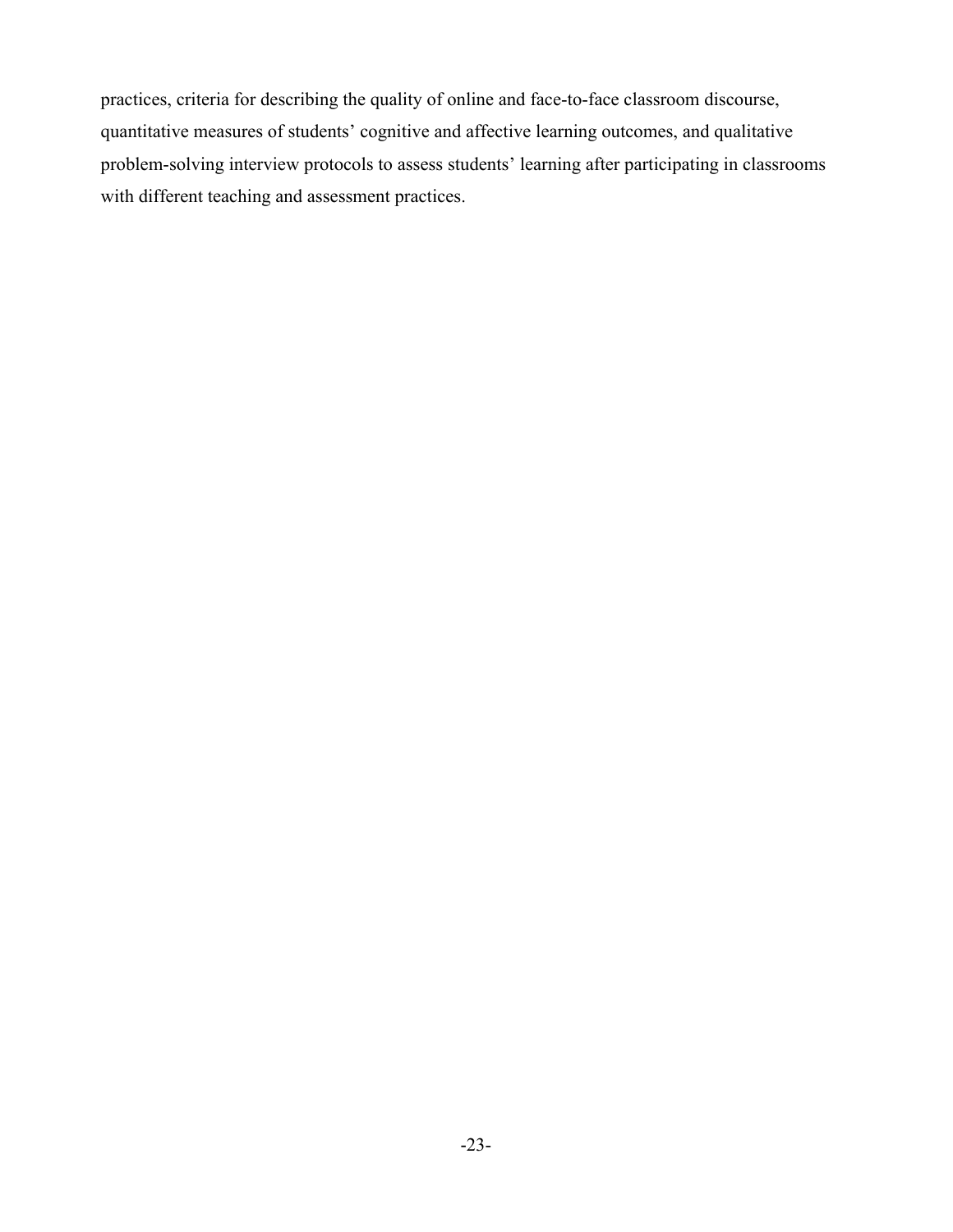practices, criteria for describing the quality of online and face-to-face classroom discourse, quantitative measures of students' cognitive and affective learning outcomes, and qualitative problem-solving interview protocols to assess students' learning after participating in classrooms with different teaching and assessment practices.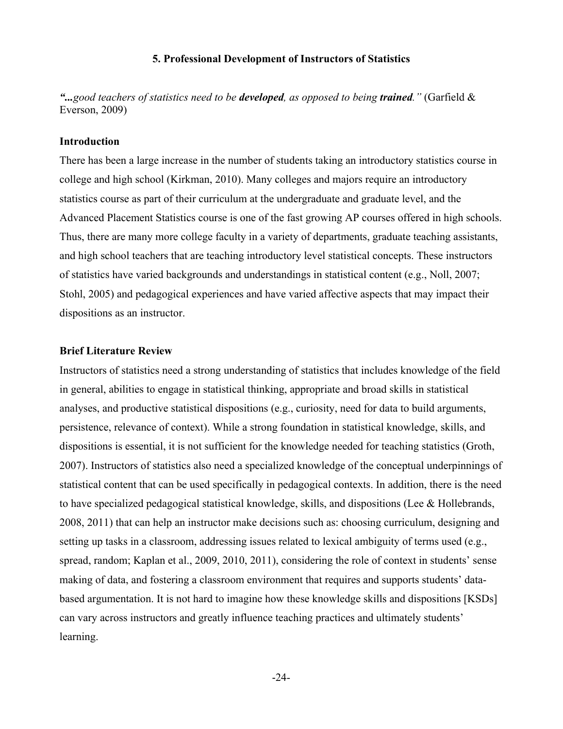## 5. Professional Development of Instructors of Statistics

***"...**good teachers of statistics need to be **developed**, as opposed to being **trained**."* (Garfield & Everson, 2009)

### Introduction

There has been a large increase in the number of students taking an introductory statistics course in college and high school (Kirkman, 2010). Many colleges and majors require an introductory statistics course as part of their curriculum at the undergraduate and graduate level, and the Advanced Placement Statistics course is one of the fast growing AP courses offered in high schools. Thus, there are many more college faculty in a variety of departments, graduate teaching assistants, and high school teachers that are teaching introductory level statistical concepts. These instructors of statistics have varied backgrounds and understandings in statistical content (e.g., Noll, 2007; Stohl, 2005) and pedagogical experiences and have varied affective aspects that may impact their dispositions as an instructor.

### Brief Literature Review

Instructors of statistics need a strong understanding of statistics that includes knowledge of the field in general, abilities to engage in statistical thinking, appropriate and broad skills in statistical analyses, and productive statistical dispositions (e.g., curiosity, need for data to build arguments, persistence, relevance of context). While a strong foundation in statistical knowledge, skills, and dispositions is essential, it is not sufficient for the knowledge needed for teaching statistics (Groth, 2007). Instructors of statistics also need a specialized knowledge of the conceptual underpinnings of statistical content that can be used specifically in pedagogical contexts. In addition, there is the need to have specialized pedagogical statistical knowledge, skills, and dispositions (Lee & Hollebrands, 2008, 2011) that can help an instructor make decisions such as: choosing curriculum, designing and setting up tasks in a classroom, addressing issues related to lexical ambiguity of terms used (e.g., spread, random; Kaplan et al., 2009, 2010, 2011), considering the role of context in students' sense making of data, and fostering a classroom environment that requires and supports students' data-based argumentation. It is not hard to imagine how these knowledge skills and dispositions [KSDs] can vary across instructors and greatly influence teaching practices and ultimately students' learning.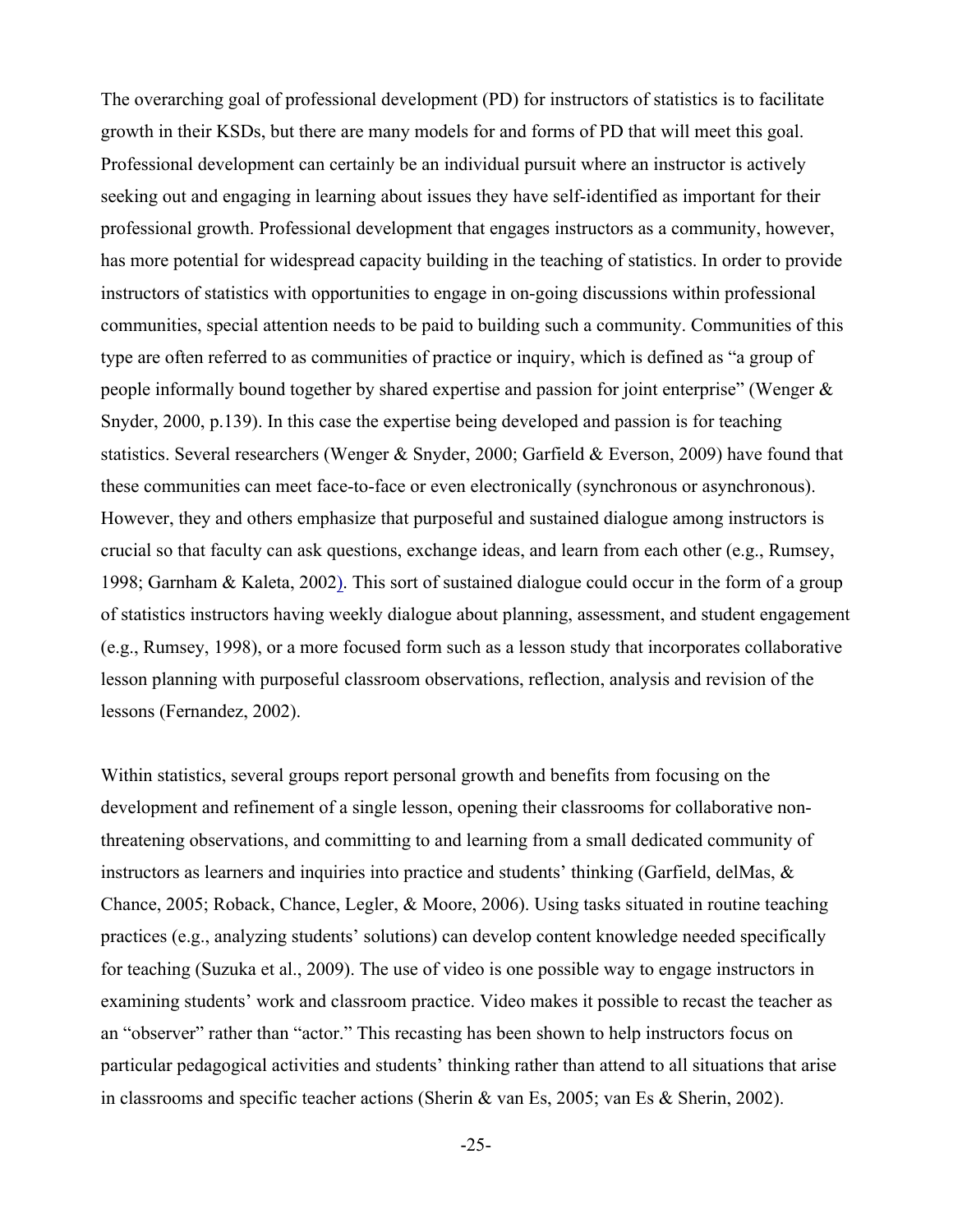The overarching goal of professional development (PD) for instructors of statistics is to facilitate growth in their KSDs, but there are many models for and forms of PD that will meet this goal. Professional development can certainly be an individual pursuit where an instructor is actively seeking out and engaging in learning about issues they have self-identified as important for their professional growth. Professional development that engages instructors as a community, however, has more potential for widespread capacity building in the teaching of statistics. In order to provide instructors of statistics with opportunities to engage in on-going discussions within professional communities, special attention needs to be paid to building such a community. Communities of this type are often referred to as communities of practice or inquiry, which is defined as "a group of people informally bound together by shared expertise and passion for joint enterprise" (Wenger & Snyder, 2000, p.139). In this case the expertise being developed and passion is for teaching statistics. Several researchers (Wenger & Snyder, 2000; Garfield & Everson, 2009) have found that these communities can meet face-to-face or even electronically (synchronous or asynchronous). However, they and others emphasize that purposeful and sustained dialogue among instructors is crucial so that faculty can ask questions, exchange ideas, and learn from each other (e.g., Rumsey, 1998; Garnham & Kaleta, 2002). This sort of sustained dialogue could occur in the form of a group of statistics instructors having weekly dialogue about planning, assessment, and student engagement (e.g., Rumsey, 1998), or a more focused form such as a lesson study that incorporates collaborative lesson planning with purposeful classroom observations, reflection, analysis and revision of the lessons (Fernandez, 2002).

Within statistics, several groups report personal growth and benefits from focusing on the development and refinement of a single lesson, opening their classrooms for collaborative non-threatening observations, and committing to and learning from a small dedicated community of instructors as learners and inquiries into practice and students' thinking (Garfield, delMas, & Chance, 2005; Roback, Chance, Legler, & Moore, 2006). Using tasks situated in routine teaching practices (e.g., analyzing students' solutions) can develop content knowledge needed specifically for teaching (Suzuka et al., 2009). The use of video is one possible way to engage instructors in examining students' work and classroom practice. Video makes it possible to recast the teacher as an "observer" rather than "actor." This recasting has been shown to help instructors focus on particular pedagogical activities and students' thinking rather than attend to all situations that arise in classrooms and specific teacher actions (Sherin & van Es, 2005; van Es & Sherin, 2002).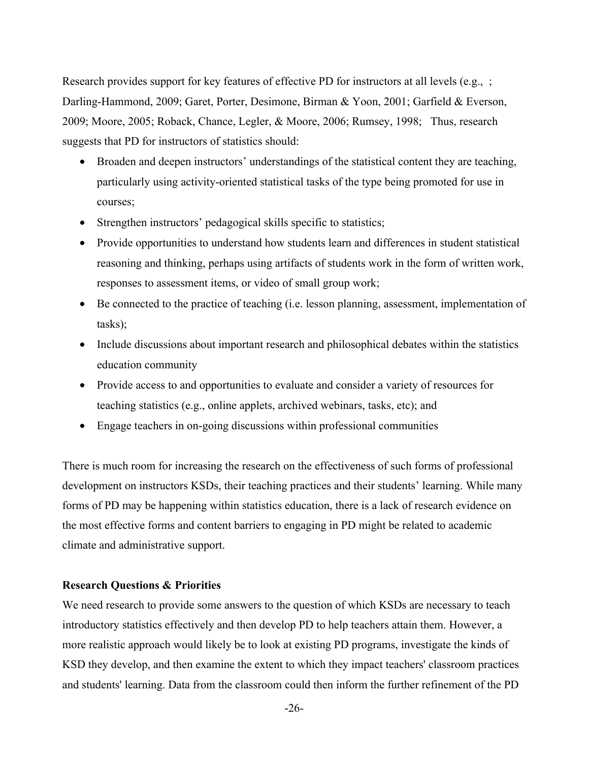Research provides support for key features of effective PD for instructors at all levels (e.g., ; Darling-Hammond, 2009; Garet, Porter, Desimone, Birman & Yoon, 2001; Garfield & Everson, 2009; Moore, 2005; Roback, Chance, Legler, & Moore, 2006; Rumsey, 1998; Thus, research suggests that PD for instructors of statistics should:

- Broaden and deepen instructors' understandings of the statistical content they are teaching, particularly using activity-oriented statistical tasks of the type being promoted for use in courses;
- Strengthen instructors' pedagogical skills specific to statistics;
- Provide opportunities to understand how students learn and differences in student statistical reasoning and thinking, perhaps using artifacts of students work in the form of written work, responses to assessment items, or video of small group work;
- Be connected to the practice of teaching (i.e. lesson planning, assessment, implementation of tasks);
- Include discussions about important research and philosophical debates within the statistics education community
- Provide access to and opportunities to evaluate and consider a variety of resources for teaching statistics (e.g., online applets, archived webinars, tasks, etc); and
- Engage teachers in on-going discussions within professional communities

There is much room for increasing the research on the effectiveness of such forms of professional development on instructors KSDs, their teaching practices and their students' learning. While many forms of PD may be happening within statistics education, there is a lack of research evidence on the most effective forms and content barriers to engaging in PD might be related to academic climate and administrative support.

**Research Questions & Priorities**

We need research to provide some answers to the question of which KSDs are necessary to teach introductory statistics effectively and then develop PD to help teachers attain them. However, a more realistic approach would likely be to look at existing PD programs, investigate the kinds of KSD they develop, and then examine the extent to which they impact teachers' classroom practices and students' learning. Data from the classroom could then inform the further refinement of the PD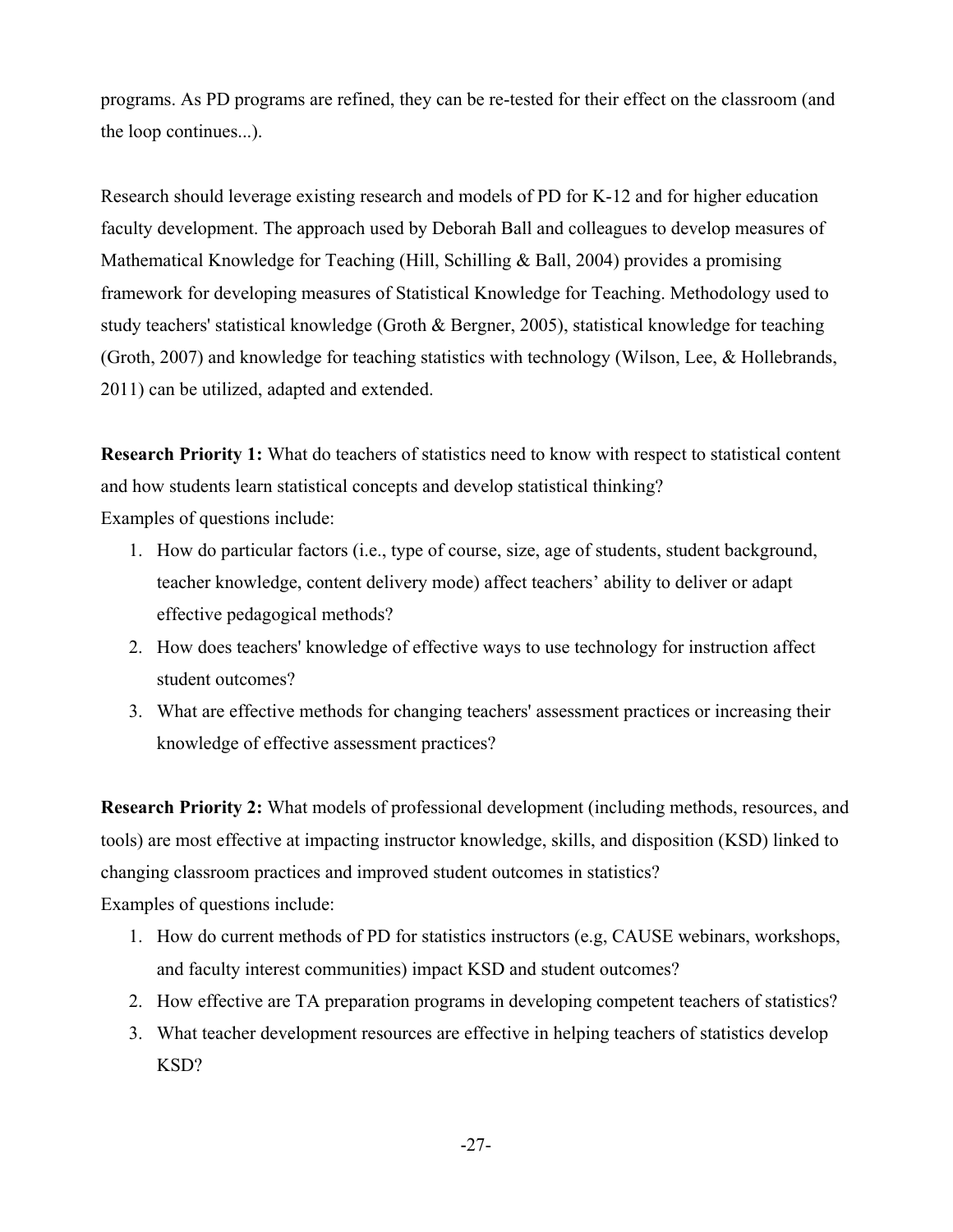programs. As PD programs are refined, they can be re-tested for their effect on the classroom (and the loop continues...).

Research should leverage existing research and models of PD for K-12 and for higher education faculty development. The approach used by Deborah Ball and colleagues to develop measures of Mathematical Knowledge for Teaching (Hill, Schilling & Ball, 2004) provides a promising framework for developing measures of Statistical Knowledge for Teaching. Methodology used to study teachers' statistical knowledge (Groth & Bergner, 2005), statistical knowledge for teaching (Groth, 2007) and knowledge for teaching statistics with technology (Wilson, Lee, & Hollebrands, 2011) can be utilized, adapted and extended.

**Research Priority 1:** What do teachers of statistics need to know with respect to statistical content and how students learn statistical concepts and develop statistical thinking?
Examples of questions include:

1. How do particular factors (i.e., type of course, size, age of students, student background, teacher knowledge, content delivery mode) affect teachers' ability to deliver or adapt effective pedagogical methods?
2. How does teachers' knowledge of effective ways to use technology for instruction affect student outcomes?
3. What are effective methods for changing teachers' assessment practices or increasing their knowledge of effective assessment practices?

**Research Priority 2:** What models of professional development (including methods, resources, and tools) are most effective at impacting instructor knowledge, skills, and disposition (KSD) linked to changing classroom practices and improved student outcomes in statistics?
Examples of questions include:

1. How do current methods of PD for statistics instructors (e.g, CAUSE webinars, workshops, and faculty interest communities) impact KSD and student outcomes?
2. How effective are TA preparation programs in developing competent teachers of statistics?
3. What teacher development resources are effective in helping teachers of statistics develop KSD?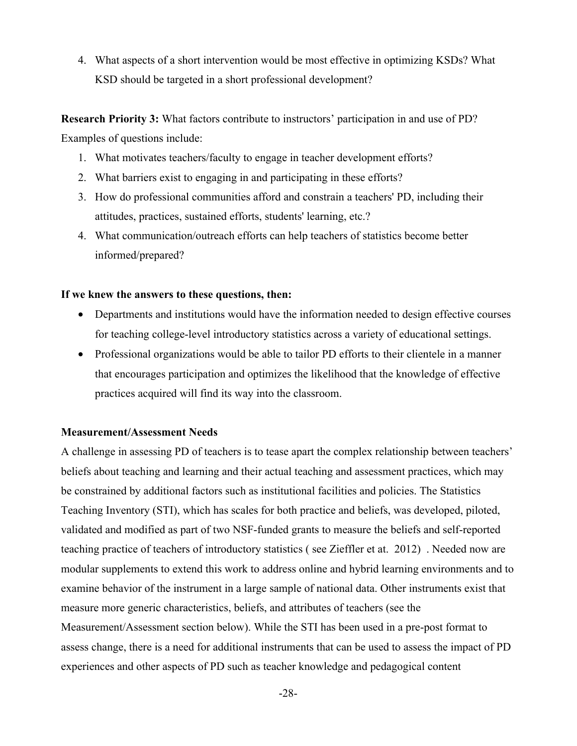4. What aspects of a short intervention would be most effective in optimizing KSDs? What KSD should be targeted in a short professional development?

**Research Priority 3:** What factors contribute to instructors' participation in and use of PD? Examples of questions include:

1. What motivates teachers/faculty to engage in teacher development efforts?
2. What barriers exist to engaging in and participating in these efforts?
3. How do professional communities afford and constrain a teachers' PD, including their attitudes, practices, sustained efforts, students' learning, etc.?
4. What communication/outreach efforts can help teachers of statistics become better informed/prepared?

**If we knew the answers to these questions, then:**

- Departments and institutions would have the information needed to design effective courses for teaching college-level introductory statistics across a variety of educational settings.
- Professional organizations would be able to tailor PD efforts to their clientele in a manner that encourages participation and optimizes the likelihood that the knowledge of effective practices acquired will find its way into the classroom.

**Measurement/Assessment Needs**

A challenge in assessing PD of teachers is to tease apart the complex relationship between teachers' beliefs about teaching and learning and their actual teaching and assessment practices, which may be constrained by additional factors such as institutional facilities and policies. The Statistics Teaching Inventory (STI), which has scales for both practice and beliefs, was developed, piloted, validated and modified as part of two NSF-funded grants to measure the beliefs and self-reported teaching practice of teachers of introductory statistics ( see Zieffler et at. 2012) . Needed now are modular supplements to extend this work to address online and hybrid learning environments and to examine behavior of the instrument in a large sample of national data. Other instruments exist that measure more generic characteristics, beliefs, and attributes of teachers (see the Measurement/Assessment section below). While the STI has been used in a pre-post format to assess change, there is a need for additional instruments that can be used to assess the impact of PD experiences and other aspects of PD such as teacher knowledge and pedagogical content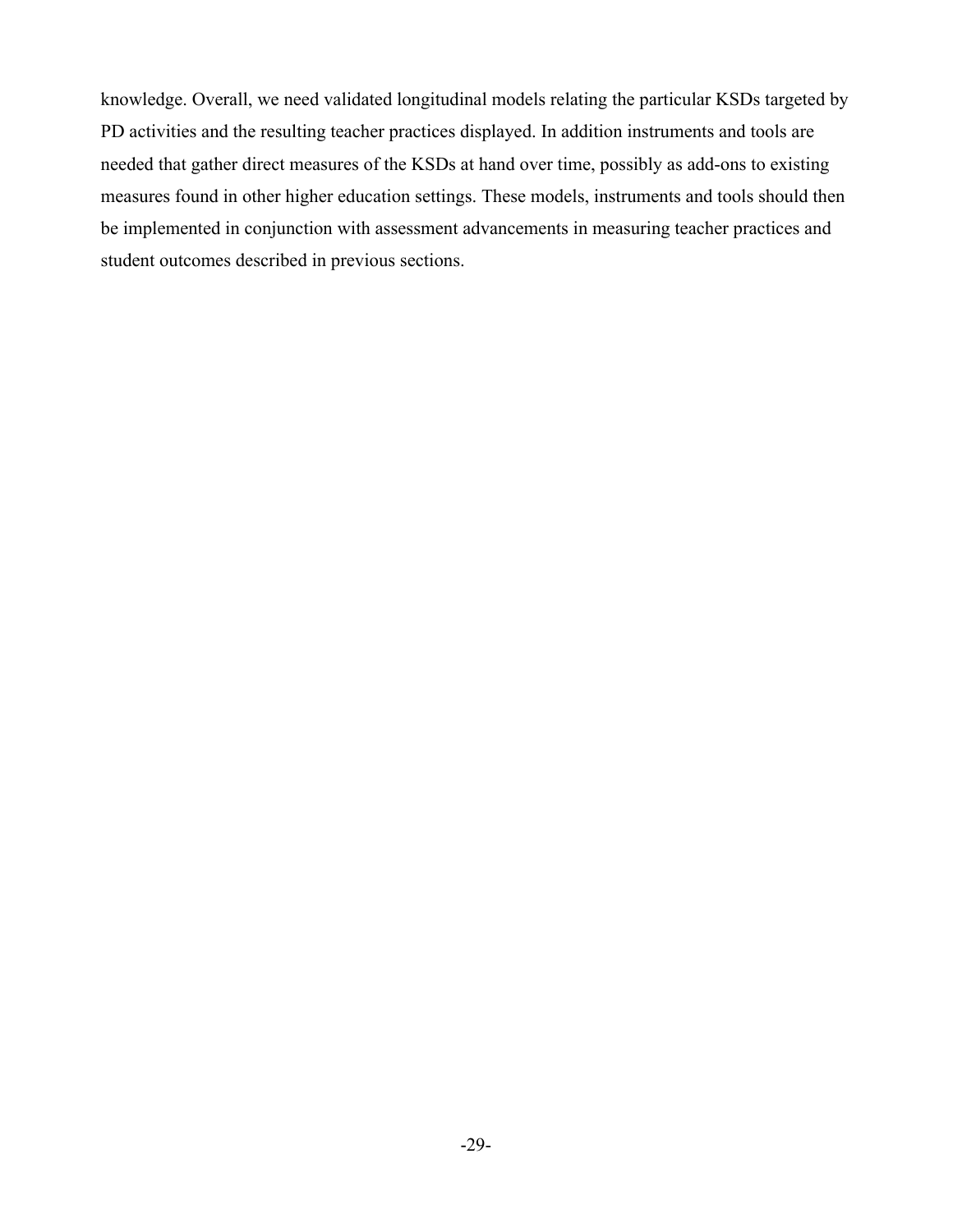knowledge. Overall, we need validated longitudinal models relating the particular KSDs targeted by PD activities and the resulting teacher practices displayed. In addition instruments and tools are needed that gather direct measures of the KSDs at hand over time, possibly as add-ons to existing measures found in other higher education settings. These models, instruments and tools should then be implemented in conjunction with assessment advancements in measuring teacher practices and student outcomes described in previous sections.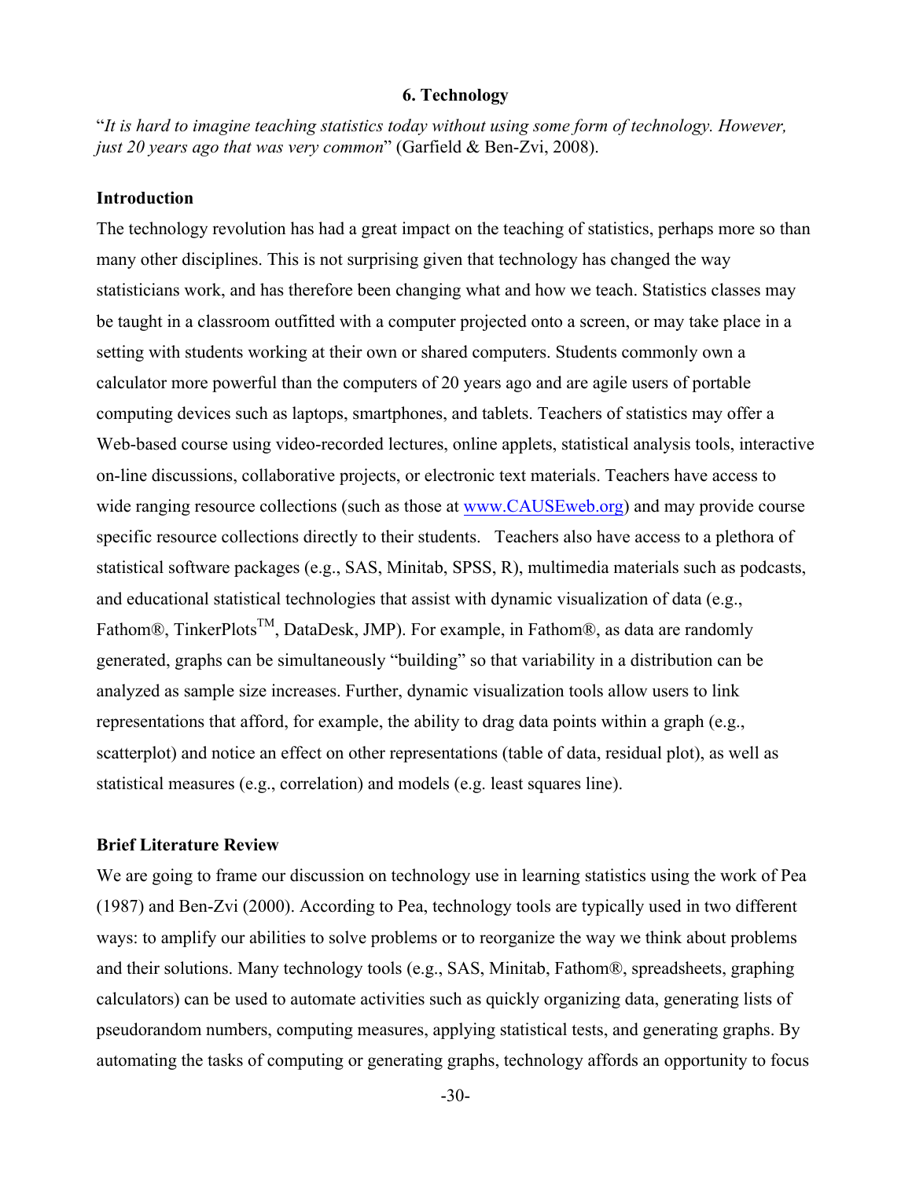## 6. Technology

"*It is hard to imagine teaching statistics today without using some form of technology. However, just 20 years ago that was very common*" (Garfield & Ben-Zvi, 2008).

### Introduction

The technology revolution has had a great impact on the teaching of statistics, perhaps more so than many other disciplines. This is not surprising given that technology has changed the way statisticians work, and has therefore been changing what and how we teach. Statistics classes may be taught in a classroom outfitted with a computer projected onto a screen, or may take place in a setting with students working at their own or shared computers. Students commonly own a calculator more powerful than the computers of 20 years ago and are agile users of portable computing devices such as laptops, smartphones, and tablets. Teachers of statistics may offer a Web-based course using video-recorded lectures, online applets, statistical analysis tools, interactive on-line discussions, collaborative projects, or electronic text materials. Teachers have access to wide ranging resource collections (such as those at [www.CAUSEweb.org](http://www.CAUSEweb.org)) and may provide course specific resource collections directly to their students. Teachers also have access to a plethora of statistical software packages (e.g., SAS, Minitab, SPSS, R), multimedia materials such as podcasts, and educational statistical technologies that assist with dynamic visualization of data (e.g., Fathom®, TinkerPlots™, DataDesk, JMP). For example, in Fathom®, as data are randomly generated, graphs can be simultaneously "building" so that variability in a distribution can be analyzed as sample size increases. Further, dynamic visualization tools allow users to link representations that afford, for example, the ability to drag data points within a graph (e.g., scatterplot) and notice an effect on other representations (table of data, residual plot), as well as statistical measures (e.g., correlation) and models (e.g. least squares line).

### Brief Literature Review

We are going to frame our discussion on technology use in learning statistics using the work of Pea (1987) and Ben-Zvi (2000). According to Pea, technology tools are typically used in two different ways: to amplify our abilities to solve problems or to reorganize the way we think about problems and their solutions. Many technology tools (e.g., SAS, Minitab, Fathom®, spreadsheets, graphing calculators) can be used to automate activities such as quickly organizing data, generating lists of pseudorandom numbers, computing measures, applying statistical tests, and generating graphs. By automating the tasks of computing or generating graphs, technology affords an opportunity to focus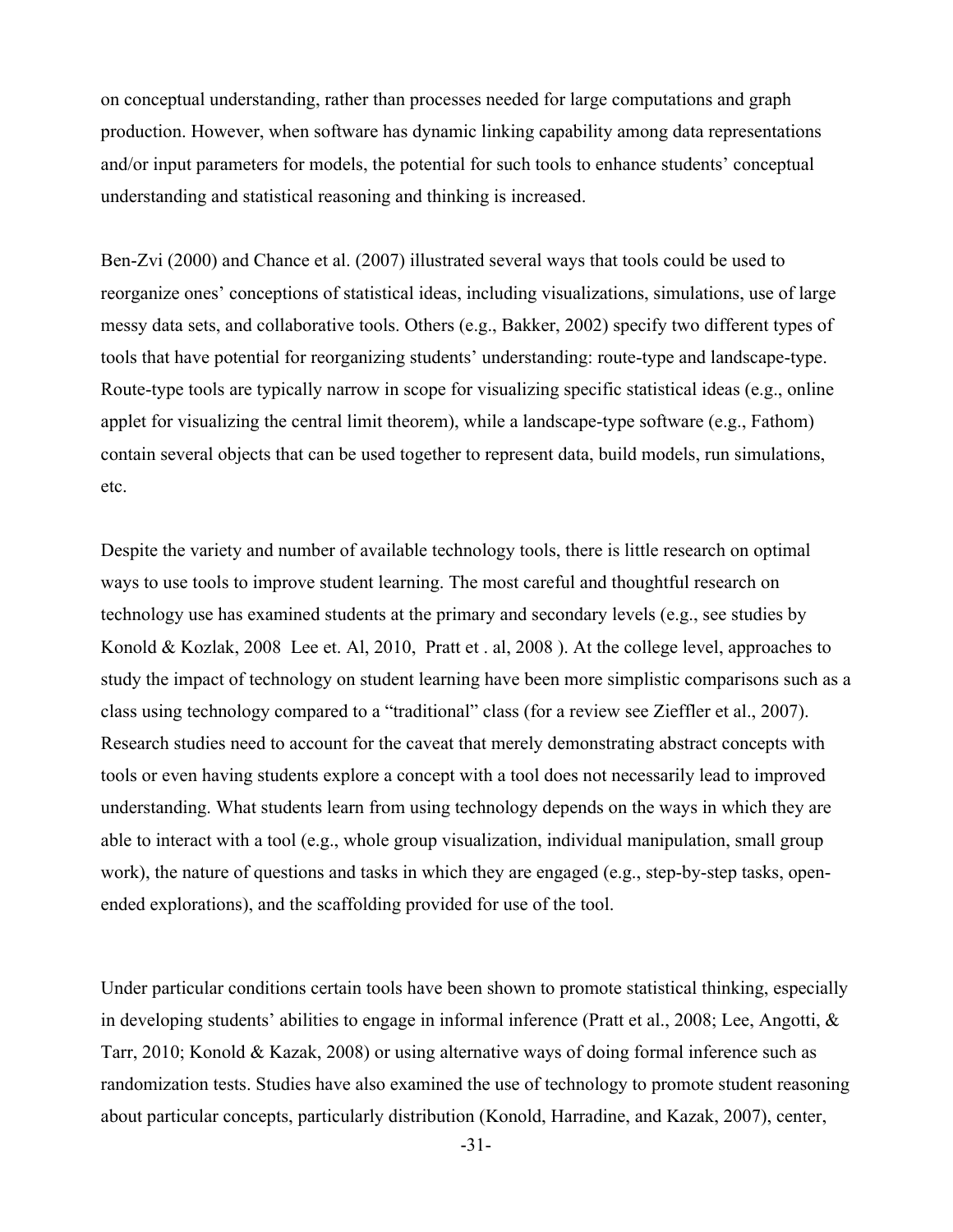on conceptual understanding, rather than processes needed for large computations and graph production. However, when software has dynamic linking capability among data representations and/or input parameters for models, the potential for such tools to enhance students' conceptual understanding and statistical reasoning and thinking is increased.

Ben-Zvi (2000) and Chance et al. (2007) illustrated several ways that tools could be used to reorganize ones' conceptions of statistical ideas, including visualizations, simulations, use of large messy data sets, and collaborative tools. Others (e.g., Bakker, 2002) specify two different types of tools that have potential for reorganizing students' understanding: route-type and landscape-type. Route-type tools are typically narrow in scope for visualizing specific statistical ideas (e.g., online applet for visualizing the central limit theorem), while a landscape-type software (e.g., Fathom) contain several objects that can be used together to represent data, build models, run simulations, etc.

Despite the variety and number of available technology tools, there is little research on optimal ways to use tools to improve student learning. The most careful and thoughtful research on technology use has examined students at the primary and secondary levels (e.g., see studies by Konold & Kozlak, 2008  Lee et. Al, 2010,  Pratt et . al, 2008 ). At the college level, approaches to study the impact of technology on student learning have been more simplistic comparisons such as a class using technology compared to a "traditional" class (for a review see Zieffler et al., 2007). Research studies need to account for the caveat that merely demonstrating abstract concepts with tools or even having students explore a concept with a tool does not necessarily lead to improved understanding. What students learn from using technology depends on the ways in which they are able to interact with a tool (e.g., whole group visualization, individual manipulation, small group work), the nature of questions and tasks in which they are engaged (e.g., step-by-step tasks, open-ended explorations), and the scaffolding provided for use of the tool.

Under particular conditions certain tools have been shown to promote statistical thinking, especially in developing students' abilities to engage in informal inference (Pratt et al., 2008; Lee, Angotti, & Tarr, 2010; Konold & Kazak, 2008) or using alternative ways of doing formal inference such as randomization tests. Studies have also examined the use of technology to promote student reasoning about particular concepts, particularly distribution (Konold, Harradine, and Kazak, 2007), center,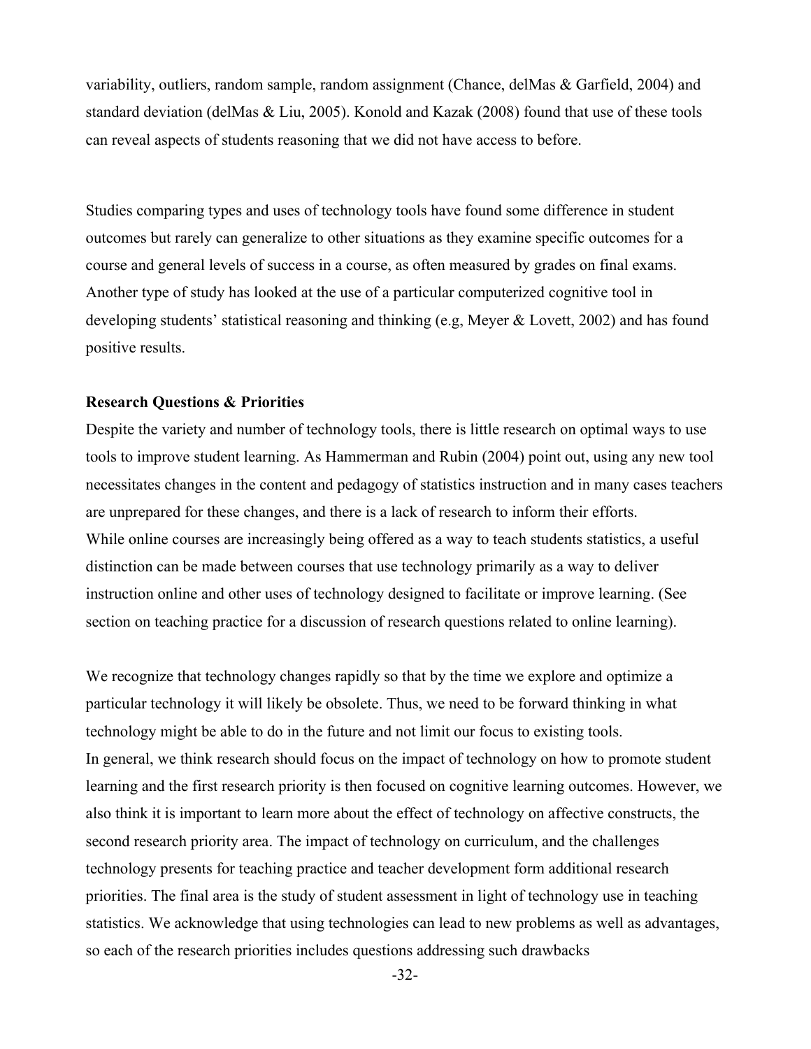variability, outliers, random sample, random assignment (Chance, delMas & Garfield, 2004) and standard deviation (delMas & Liu, 2005). Konold and Kazak (2008) found that use of these tools can reveal aspects of students reasoning that we did not have access to before.

Studies comparing types and uses of technology tools have found some difference in student outcomes but rarely can generalize to other situations as they examine specific outcomes for a course and general levels of success in a course, as often measured by grades on final exams. Another type of study has looked at the use of a particular computerized cognitive tool in developing students' statistical reasoning and thinking (e.g, Meyer & Lovett, 2002) and has found positive results.

**Research Questions & Priorities**

Despite the variety and number of technology tools, there is little research on optimal ways to use tools to improve student learning. As Hammerman and Rubin (2004) point out, using any new tool necessitates changes in the content and pedagogy of statistics instruction and in many cases teachers are unprepared for these changes, and there is a lack of research to inform their efforts.
While online courses are increasingly being offered as a way to teach students statistics, a useful distinction can be made between courses that use technology primarily as a way to deliver instruction online and other uses of technology designed to facilitate or improve learning. (See section on teaching practice for a discussion of research questions related to online learning).

We recognize that technology changes rapidly so that by the time we explore and optimize a particular technology it will likely be obsolete. Thus, we need to be forward thinking in what technology might be able to do in the future and not limit our focus to existing tools.
In general, we think research should focus on the impact of technology on how to promote student learning and the first research priority is then focused on cognitive learning outcomes. However, we also think it is important to learn more about the effect of technology on affective constructs, the second research priority area. The impact of technology on curriculum, and the challenges technology presents for teaching practice and teacher development form additional research priorities. The final area is the study of student assessment in light of technology use in teaching statistics. We acknowledge that using technologies can lead to new problems as well as advantages, so each of the research priorities includes questions addressing such drawbacks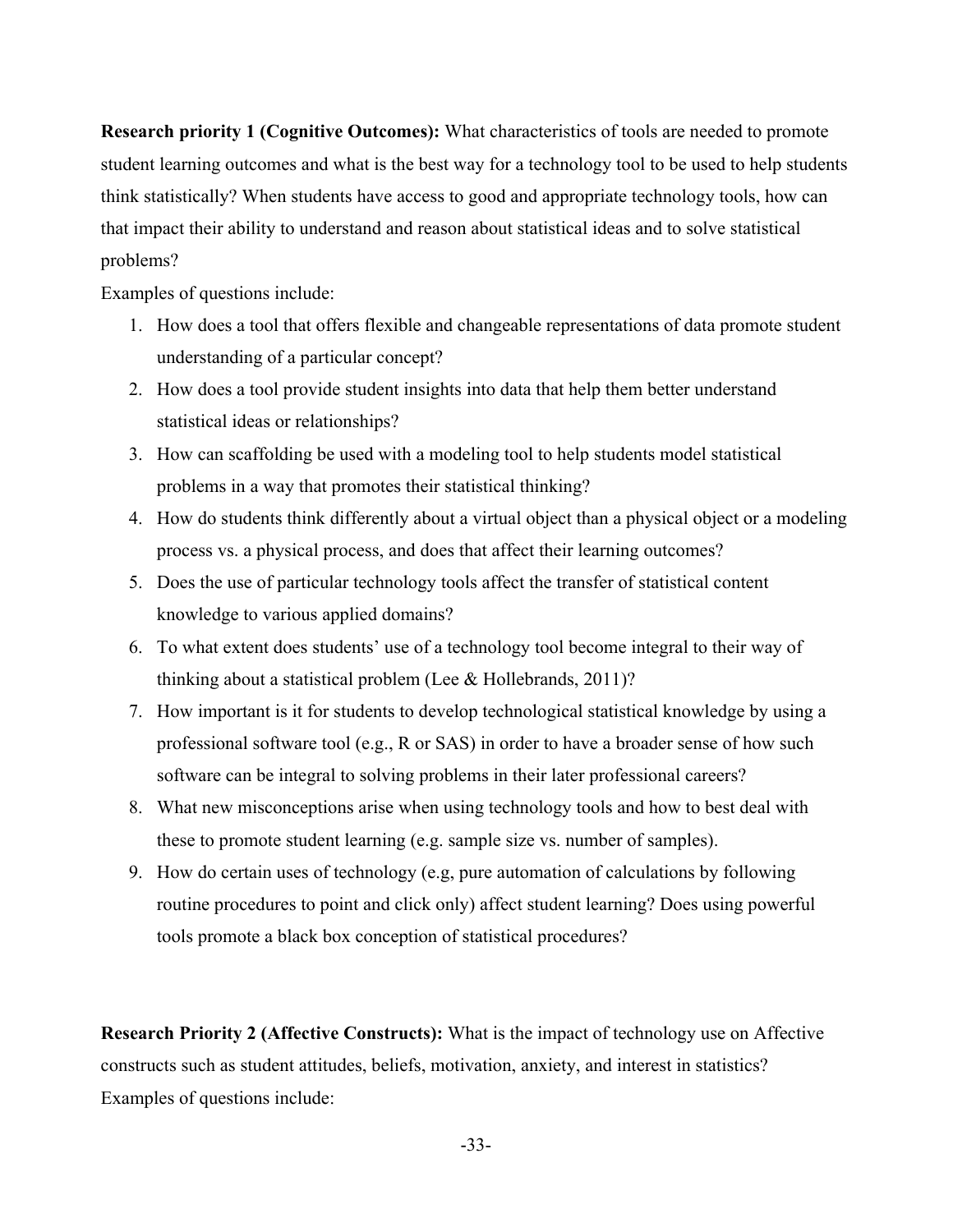**Research priority 1 (Cognitive Outcomes):** What characteristics of tools are needed to promote student learning outcomes and what is the best way for a technology tool to be used to help students think statistically? When students have access to good and appropriate technology tools, how can that impact their ability to understand and reason about statistical ideas and to solve statistical problems?

Examples of questions include:

1. How does a tool that offers flexible and changeable representations of data promote student understanding of a particular concept?
2. How does a tool provide student insights into data that help them better understand statistical ideas or relationships?
3. How can scaffolding be used with a modeling tool to help students model statistical problems in a way that promotes their statistical thinking?
4. How do students think differently about a virtual object than a physical object or a modeling process vs. a physical process, and does that affect their learning outcomes?
5. Does the use of particular technology tools affect the transfer of statistical content knowledge to various applied domains?
6. To what extent does students' use of a technology tool become integral to their way of thinking about a statistical problem (Lee & Hollebrands, 2011)?
7. How important is it for students to develop technological statistical knowledge by using a professional software tool (e.g., R or SAS) in order to have a broader sense of how such software can be integral to solving problems in their later professional careers?
8. What new misconceptions arise when using technology tools and how to best deal with these to promote student learning (e.g. sample size vs. number of samples).
9. How do certain uses of technology (e.g, pure automation of calculations by following routine procedures to point and click only) affect student learning? Does using powerful tools promote a black box conception of statistical procedures?

**Research Priority 2 (Affective Constructs):** What is the impact of technology use on Affective constructs such as student attitudes, beliefs, motivation, anxiety, and interest in statistics?

Examples of questions include: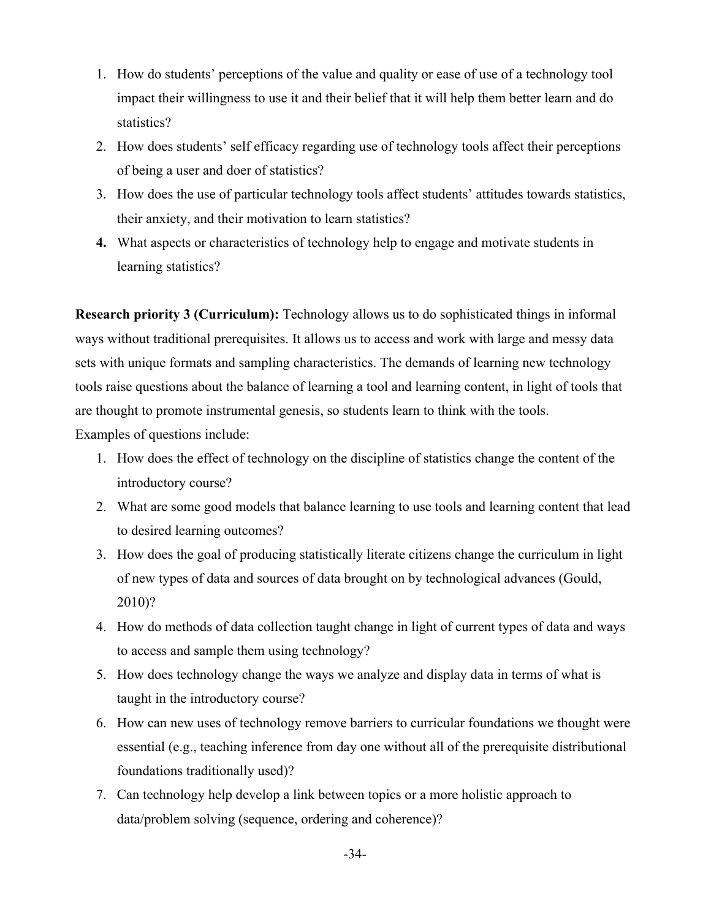1. How do students' perceptions of the value and quality or ease of use of a technology tool impact their willingness to use it and their belief that it will help them better learn and do statistics?
2. How does students' self efficacy regarding use of technology tools affect their perceptions of being a user and doer of statistics?
3. How does the use of particular technology tools affect students' attitudes towards statistics, their anxiety, and their motivation to learn statistics?
4. What aspects or characteristics of technology help to engage and motivate students in learning statistics?

**Research priority 3 (Curriculum):** Technology allows us to do sophisticated things in informal ways without traditional prerequisites. It allows us to access and work with large and messy data sets with unique formats and sampling characteristics. The demands of learning new technology tools raise questions about the balance of learning a tool and learning content, in light of tools that are thought to promote instrumental genesis, so students learn to think with the tools.
Examples of questions include:

1. How does the effect of technology on the discipline of statistics change the content of the introductory course?
2. What are some good models that balance learning to use tools and learning content that lead to desired learning outcomes?
3. How does the goal of producing statistically literate citizens change the curriculum in light of new types of data and sources of data brought on by technological advances (Gould, 2010)?
4. How do methods of data collection taught change in light of current types of data and ways to access and sample them using technology?
5. How does technology change the ways we analyze and display data in terms of what is taught in the introductory course?
6. How can new uses of technology remove barriers to curricular foundations we thought were essential (e.g., teaching inference from day one without all of the prerequisite distributional foundations traditionally used)?
7. Can technology help develop a link between topics or a more holistic approach to data/problem solving (sequence, ordering and coherence)?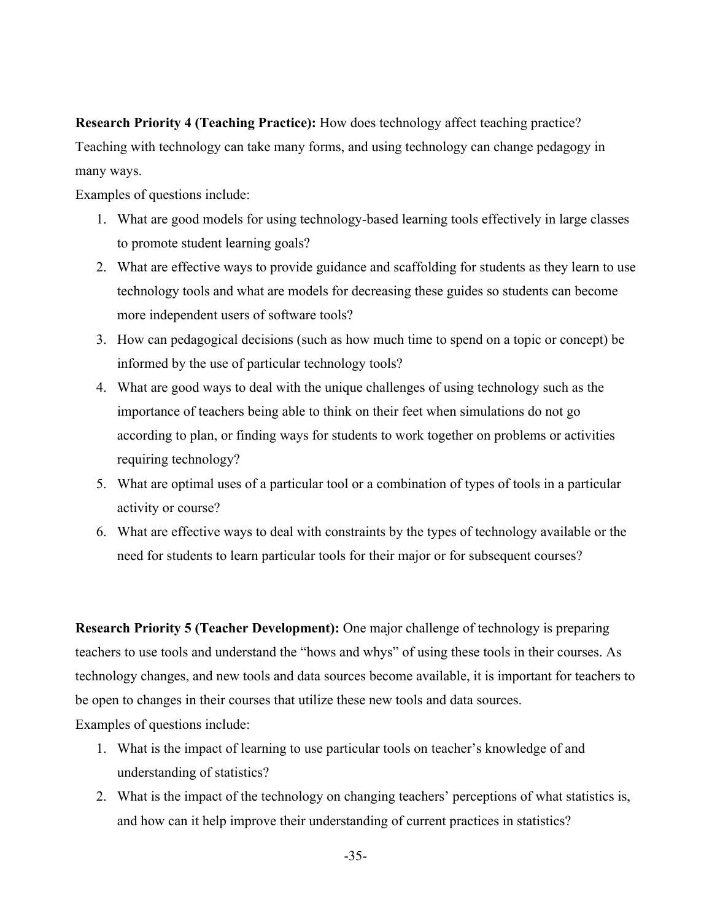**Research Priority 4 (Teaching Practice):** How does technology affect teaching practice? Teaching with technology can take many forms, and using technology can change pedagogy in many ways.

Examples of questions include:

1. What are good models for using technology-based learning tools effectively in large classes to promote student learning goals?
2. What are effective ways to provide guidance and scaffolding for students as they learn to use technology tools and what are models for decreasing these guides so students can become more independent users of software tools?
3. How can pedagogical decisions (such as how much time to spend on a topic or concept) be informed by the use of particular technology tools?
4. What are good ways to deal with the unique challenges of using technology such as the importance of teachers being able to think on their feet when simulations do not go according to plan, or finding ways for students to work together on problems or activities requiring technology?
5. What are optimal uses of a particular tool or a combination of types of tools in a particular activity or course?
6. What are effective ways to deal with constraints by the types of technology available or the need for students to learn particular tools for their major or for subsequent courses?

**Research Priority 5 (Teacher Development):** One major challenge of technology is preparing teachers to use tools and understand the "hows and whys" of using these tools in their courses. As technology changes, and new tools and data sources become available, it is important for teachers to be open to changes in their courses that utilize these new tools and data sources.

Examples of questions include:

1. What is the impact of learning to use particular tools on teacher's knowledge of and understanding of statistics?
2. What is the impact of the technology on changing teachers' perceptions of what statistics is, and how can it help improve their understanding of current practices in statistics?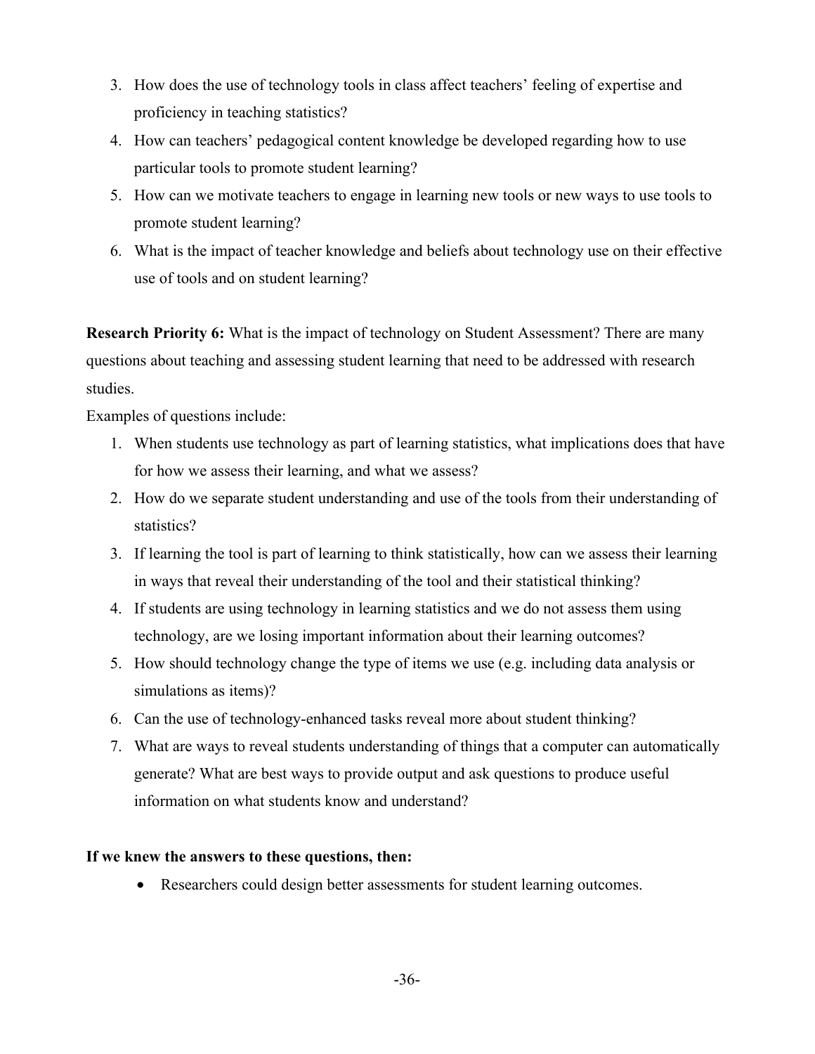3. How does the use of technology tools in class affect teachers' feeling of expertise and proficiency in teaching statistics?
4. How can teachers' pedagogical content knowledge be developed regarding how to use particular tools to promote student learning?
5. How can we motivate teachers to engage in learning new tools or new ways to use tools to promote student learning?
6. What is the impact of teacher knowledge and beliefs about technology use on their effective use of tools and on student learning?

**Research Priority 6:** What is the impact of technology on Student Assessment? There are many questions about teaching and assessing student learning that need to be addressed with research studies.

Examples of questions include:

1. When students use technology as part of learning statistics, what implications does that have for how we assess their learning, and what we assess?
2. How do we separate student understanding and use of the tools from their understanding of statistics?
3. If learning the tool is part of learning to think statistically, how can we assess their learning in ways that reveal their understanding of the tool and their statistical thinking?
4. If students are using technology in learning statistics and we do not assess them using technology, are we losing important information about their learning outcomes?
5. How should technology change the type of items we use (e.g. including data analysis or simulations as items)?
6. Can the use of technology-enhanced tasks reveal more about student thinking?
7. What are ways to reveal students understanding of things that a computer can automatically generate? What are best ways to provide output and ask questions to produce useful information on what students know and understand?

**If we knew the answers to these questions, then:**

- Researchers could design better assessments for student learning outcomes.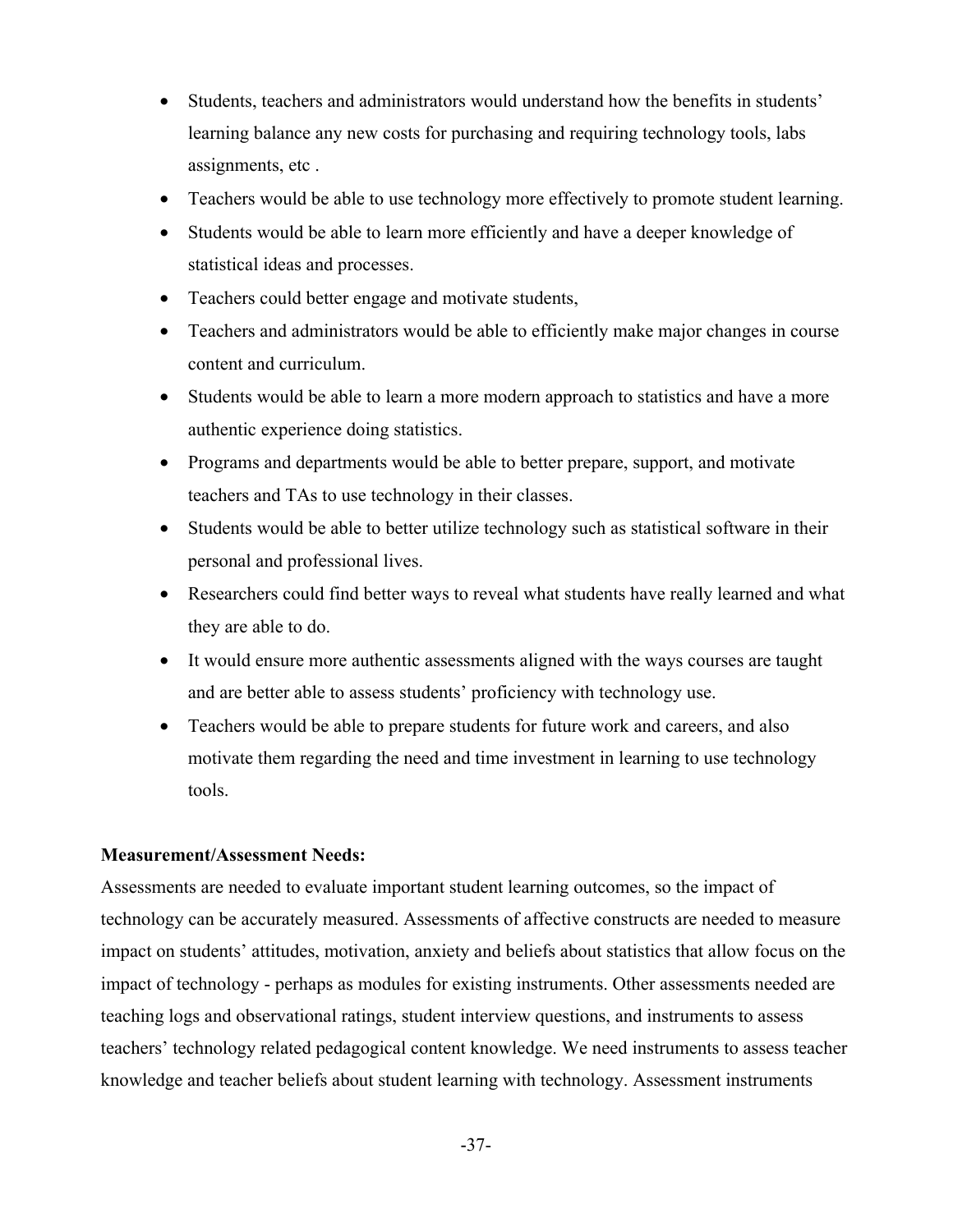- Students, teachers and administrators would understand how the benefits in students' learning balance any new costs for purchasing and requiring technology tools, labs assignments, etc .
- Teachers would be able to use technology more effectively to promote student learning.
- Students would be able to learn more efficiently and have a deeper knowledge of statistical ideas and processes.
- Teachers could better engage and motivate students,
- Teachers and administrators would be able to efficiently make major changes in course content and curriculum.
- Students would be able to learn a more modern approach to statistics and have a more authentic experience doing statistics.
- Programs and departments would be able to better prepare, support, and motivate teachers and TAs to use technology in their classes.
- Students would be able to better utilize technology such as statistical software in their personal and professional lives.
- Researchers could find better ways to reveal what students have really learned and what they are able to do.
- It would ensure more authentic assessments aligned with the ways courses are taught and are better able to assess students' proficiency with technology use.
- Teachers would be able to prepare students for future work and careers, and also motivate them regarding the need and time investment in learning to use technology tools.

**Measurement/Assessment Needs:**

Assessments are needed to evaluate important student learning outcomes, so the impact of technology can be accurately measured. Assessments of affective constructs are needed to measure impact on students' attitudes, motivation, anxiety and beliefs about statistics that allow focus on the impact of technology - perhaps as modules for existing instruments. Other assessments needed are teaching logs and observational ratings, student interview questions, and instruments to assess teachers' technology related pedagogical content knowledge. We need instruments to assess teacher knowledge and teacher beliefs about student learning with technology. Assessment instruments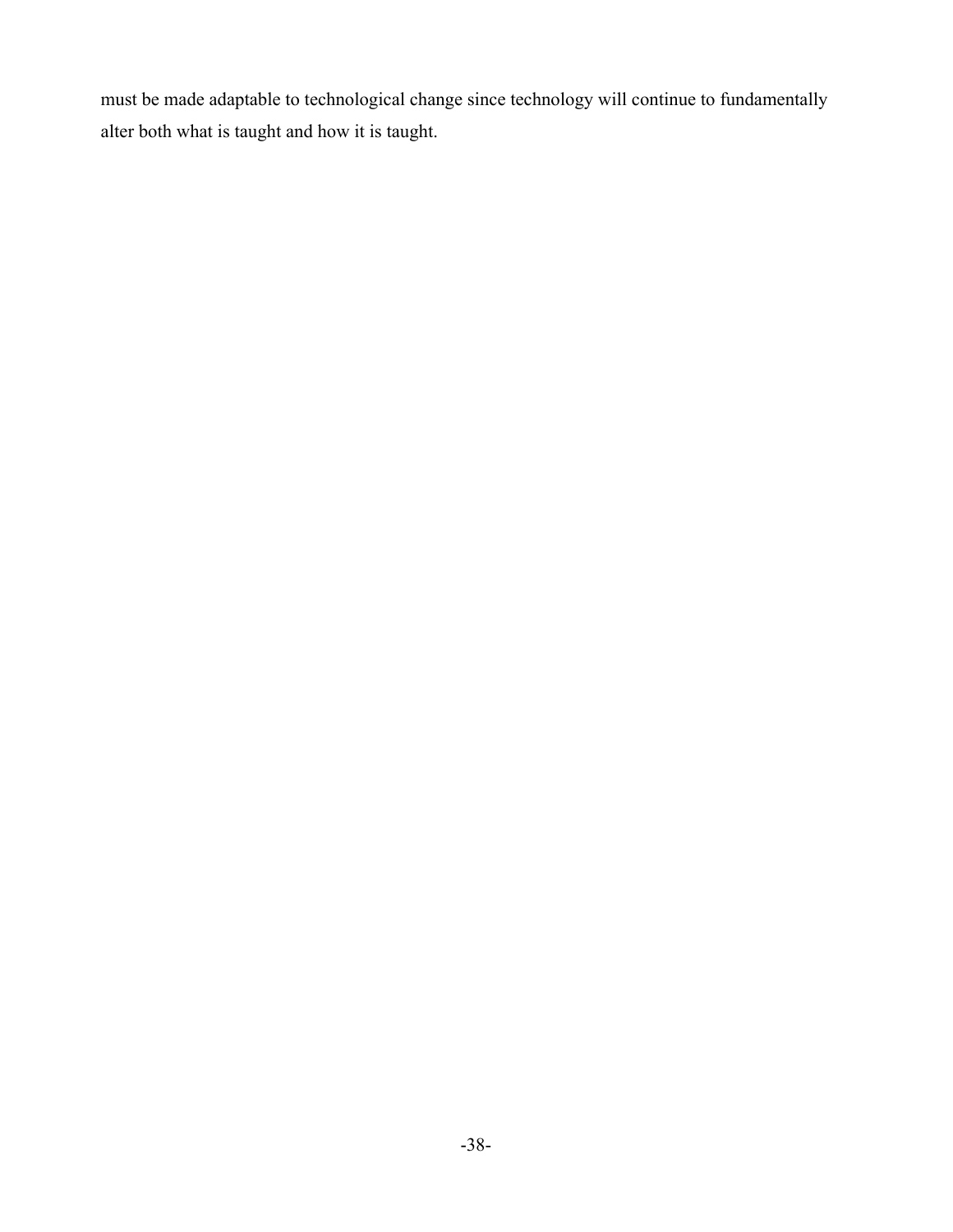must be made adaptable to technological change since technology will continue to fundamentally alter both what is taught and how it is taught.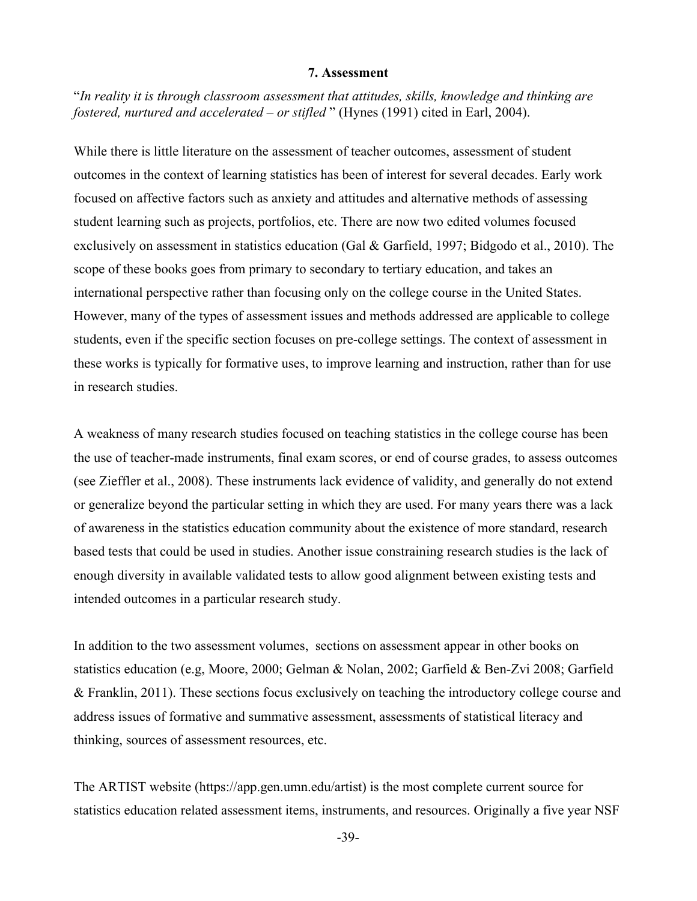## 7. Assessment

"*In reality it is through classroom assessment that attitudes, skills, knowledge and thinking are fostered, nurtured and accelerated – or stifled* " (Hynes (1991) cited in Earl, 2004).

While there is little literature on the assessment of teacher outcomes, assessment of student outcomes in the context of learning statistics has been of interest for several decades. Early work focused on affective factors such as anxiety and attitudes and alternative methods of assessing student learning such as projects, portfolios, etc. There are now two edited volumes focused exclusively on assessment in statistics education (Gal & Garfield, 1997; Bidgodo et al., 2010). The scope of these books goes from primary to secondary to tertiary education, and takes an international perspective rather than focusing only on the college course in the United States. However, many of the types of assessment issues and methods addressed are applicable to college students, even if the specific section focuses on pre-college settings. The context of assessment in these works is typically for formative uses, to improve learning and instruction, rather than for use in research studies.

A weakness of many research studies focused on teaching statistics in the college course has been the use of teacher-made instruments, final exam scores, or end of course grades, to assess outcomes (see Zieffler et al., 2008). These instruments lack evidence of validity, and generally do not extend or generalize beyond the particular setting in which they are used. For many years there was a lack of awareness in the statistics education community about the existence of more standard, research based tests that could be used in studies. Another issue constraining research studies is the lack of enough diversity in available validated tests to allow good alignment between existing tests and intended outcomes in a particular research study.

In addition to the two assessment volumes, sections on assessment appear in other books on statistics education (e.g, Moore, 2000; Gelman & Nolan, 2002; Garfield & Ben-Zvi 2008; Garfield & Franklin, 2011). These sections focus exclusively on teaching the introductory college course and address issues of formative and summative assessment, assessments of statistical literacy and thinking, sources of assessment resources, etc.

The ARTIST website (https://app.gen.umn.edu/artist) is the most complete current source for statistics education related assessment items, instruments, and resources. Originally a five year NSF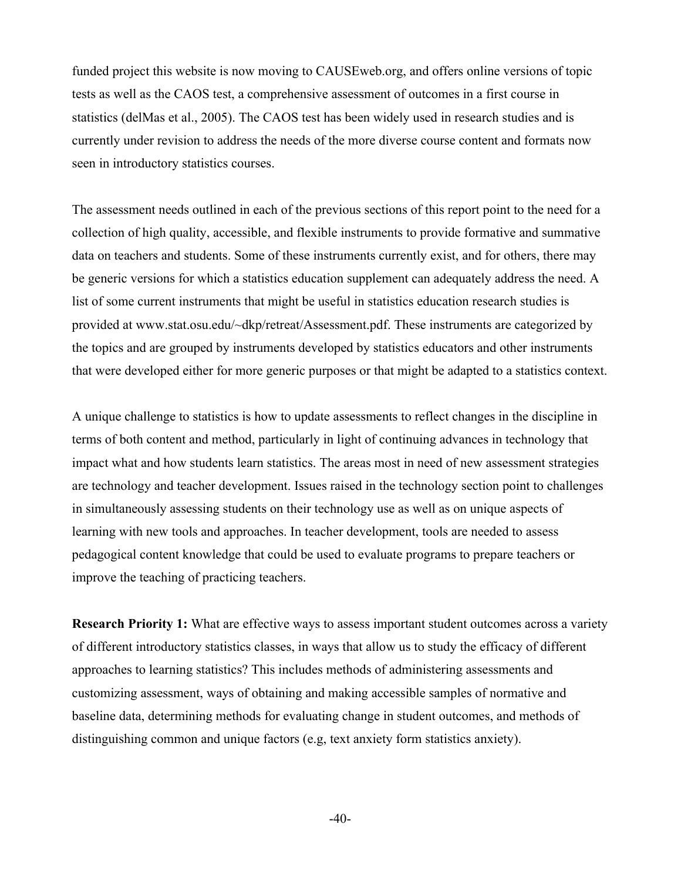funded project this website is now moving to CAUSEweb.org, and offers online versions of topic tests as well as the CAOS test, a comprehensive assessment of outcomes in a first course in statistics (delMas et al., 2005). The CAOS test has been widely used in research studies and is currently under revision to address the needs of the more diverse course content and formats now seen in introductory statistics courses.

The assessment needs outlined in each of the previous sections of this report point to the need for a collection of high quality, accessible, and flexible instruments to provide formative and summative data on teachers and students. Some of these instruments currently exist, and for others, there may be generic versions for which a statistics education supplement can adequately address the need. A list of some current instruments that might be useful in statistics education research studies is provided at www.stat.osu.edu/~dkp/retreat/Assessment.pdf. These instruments are categorized by the topics and are grouped by instruments developed by statistics educators and other instruments that were developed either for more generic purposes or that might be adapted to a statistics context.

A unique challenge to statistics is how to update assessments to reflect changes in the discipline in terms of both content and method, particularly in light of continuing advances in technology that impact what and how students learn statistics. The areas most in need of new assessment strategies are technology and teacher development. Issues raised in the technology section point to challenges in simultaneously assessing students on their technology use as well as on unique aspects of learning with new tools and approaches. In teacher development, tools are needed to assess pedagogical content knowledge that could be used to evaluate programs to prepare teachers or improve the teaching of practicing teachers.

**Research Priority 1:** What are effective ways to assess important student outcomes across a variety of different introductory statistics classes, in ways that allow us to study the efficacy of different approaches to learning statistics? This includes methods of administering assessments and customizing assessment, ways of obtaining and making accessible samples of normative and baseline data, determining methods for evaluating change in student outcomes, and methods of distinguishing common and unique factors (e.g, text anxiety form statistics anxiety).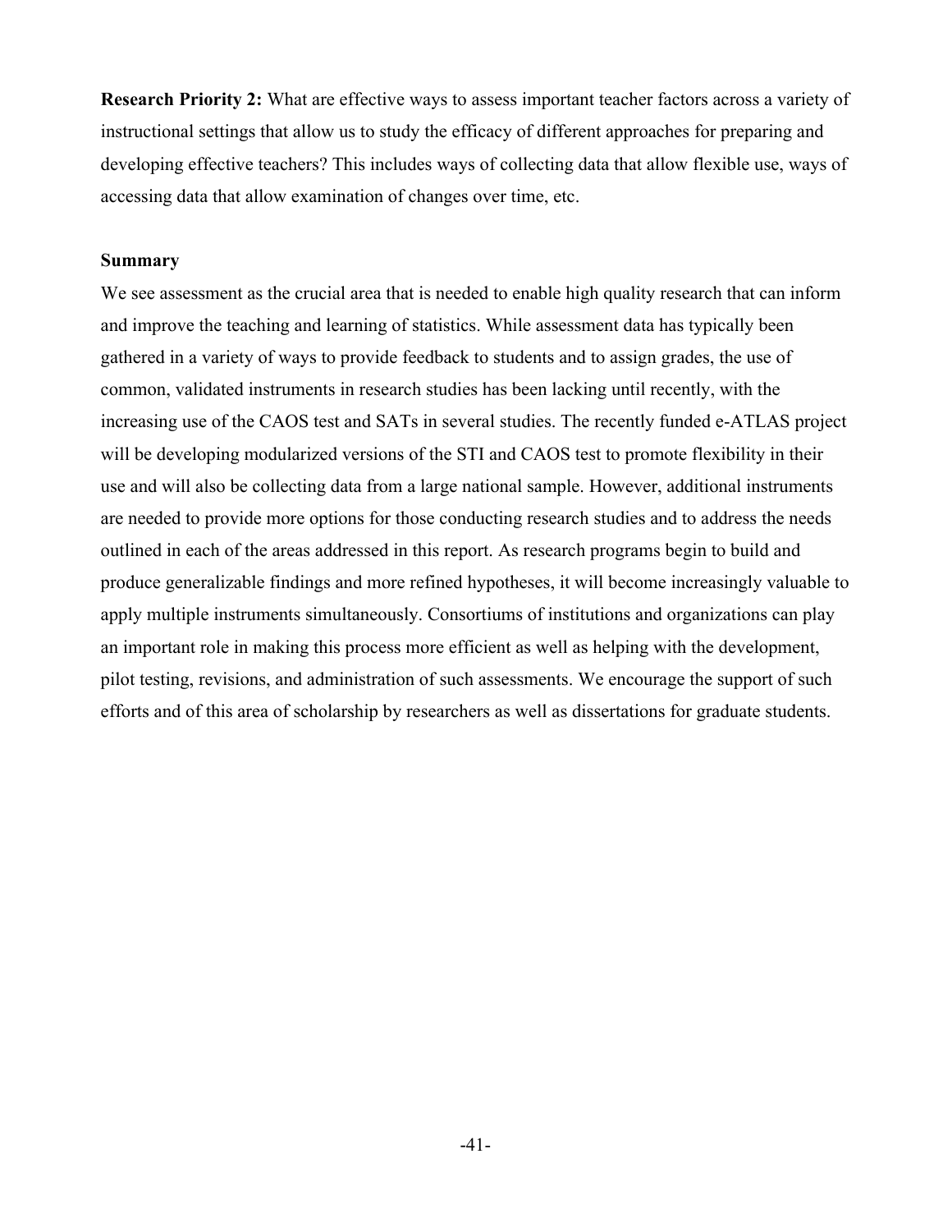**Research Priority 2:** What are effective ways to assess important teacher factors across a variety of instructional settings that allow us to study the efficacy of different approaches for preparing and developing effective teachers? This includes ways of collecting data that allow flexible use, ways of accessing data that allow examination of changes over time, etc.

**Summary**

We see assessment as the crucial area that is needed to enable high quality research that can inform and improve the teaching and learning of statistics. While assessment data has typically been gathered in a variety of ways to provide feedback to students and to assign grades, the use of common, validated instruments in research studies has been lacking until recently, with the increasing use of the CAOS test and SATs in several studies. The recently funded e-ATLAS project will be developing modularized versions of the STI and CAOS test to promote flexibility in their use and will also be collecting data from a large national sample. However, additional instruments are needed to provide more options for those conducting research studies and to address the needs outlined in each of the areas addressed in this report. As research programs begin to build and produce generalizable findings and more refined hypotheses, it will become increasingly valuable to apply multiple instruments simultaneously. Consortiums of institutions and organizations can play an important role in making this process more efficient as well as helping with the development, pilot testing, revisions, and administration of such assessments. We encourage the support of such efforts and of this area of scholarship by researchers as well as dissertations for graduate students.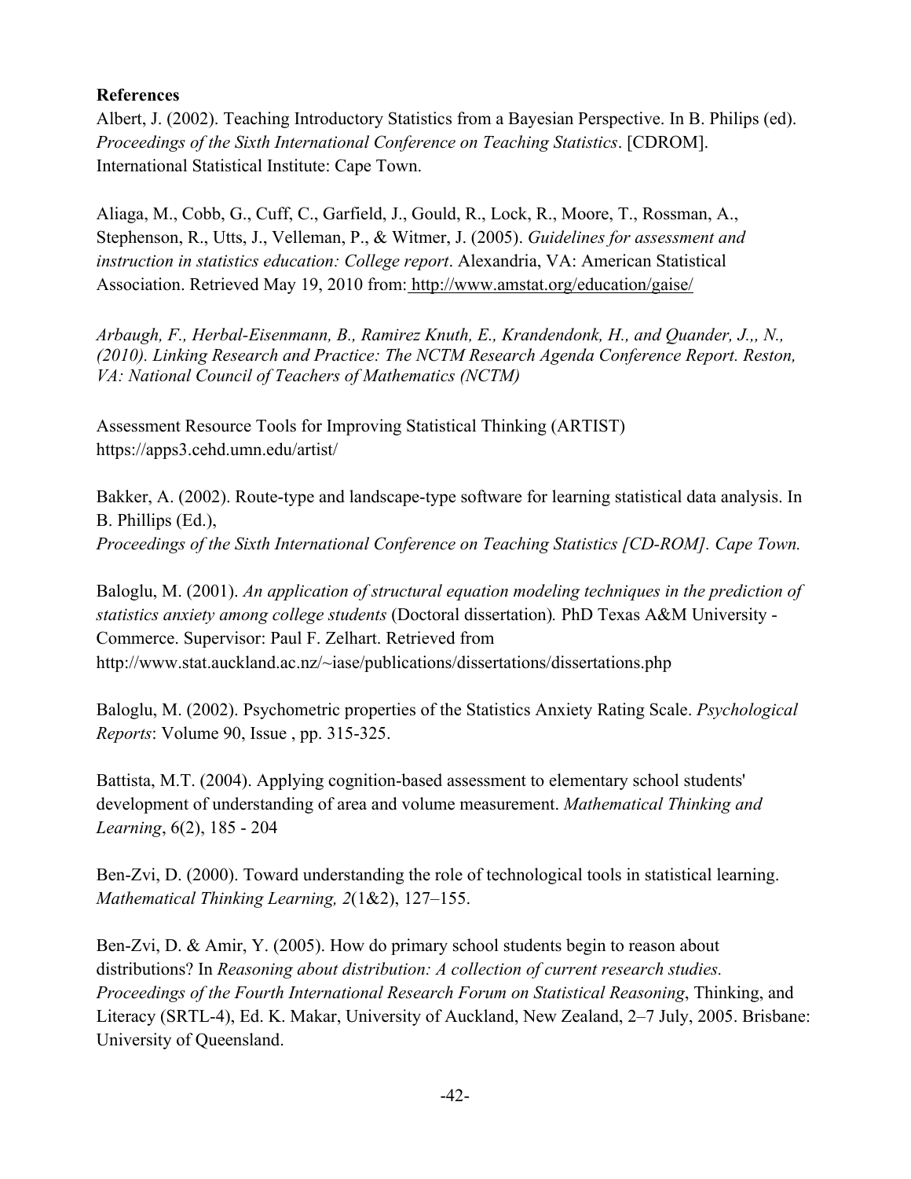**References**

Albert, J. (2002). Teaching Introductory Statistics from a Bayesian Perspective. In B. Philips (ed). *Proceedings of the Sixth International Conference on Teaching Statistics*. [CDROM]. International Statistical Institute: Cape Town.

Aliaga, M., Cobb, G., Cuff, C., Garfield, J., Gould, R., Lock, R., Moore, T., Rossman, A., Stephenson, R., Utts, J., Velleman, P., & Witmer, J. (2005). *Guidelines for assessment and instruction in statistics education: College report*. Alexandria, VA: American Statistical Association. Retrieved May 19, 2010 from: http://www.amstat.org/education/gaise/

*Arbaugh, F., Herbal-Eisenmann, B., Ramirez Knuth, E., Krandendonk, H., and Quander, J.,, N., (2010). Linking Research and Practice: The NCTM Research Agenda Conference Report. Reston, VA: National Council of Teachers of Mathematics (NCTM)*

Assessment Resource Tools for Improving Statistical Thinking (ARTIST) https://apps3.cehd.umn.edu/artist/

Bakker, A. (2002). Route-type and landscape-type software for learning statistical data analysis. In B. Phillips (Ed.),
*Proceedings of the Sixth International Conference on Teaching Statistics [CD-ROM]. Cape Town.*

Baloglu, M. (2001). *An application of structural equation modeling techniques in the prediction of statistics anxiety among college students* (Doctoral dissertation)*.* PhD Texas A&M University - Commerce. Supervisor: Paul F. Zelhart. Retrieved from http://www.stat.auckland.ac.nz/~iase/publications/dissertations/dissertations.php

Baloglu, M. (2002). Psychometric properties of the Statistics Anxiety Rating Scale. *Psychological Reports*: Volume 90, Issue , pp. 315-325.

Battista, M.T. (2004). Applying cognition-based assessment to elementary school students' development of understanding of area and volume measurement. *Mathematical Thinking and Learning*, 6(2), 185 - 204

Ben-Zvi, D. (2000). Toward understanding the role of technological tools in statistical learning. *Mathematical Thinking Learning, 2*(1&2), 127–155.

Ben-Zvi, D. & Amir, Y. (2005). How do primary school students begin to reason about distributions? In *Reasoning about distribution: A collection of current research studies. Proceedings of the Fourth International Research Forum on Statistical Reasoning*, Thinking, and Literacy (SRTL-4), Ed. K. Makar, University of Auckland, New Zealand, 2–7 July, 2005. Brisbane: University of Queensland.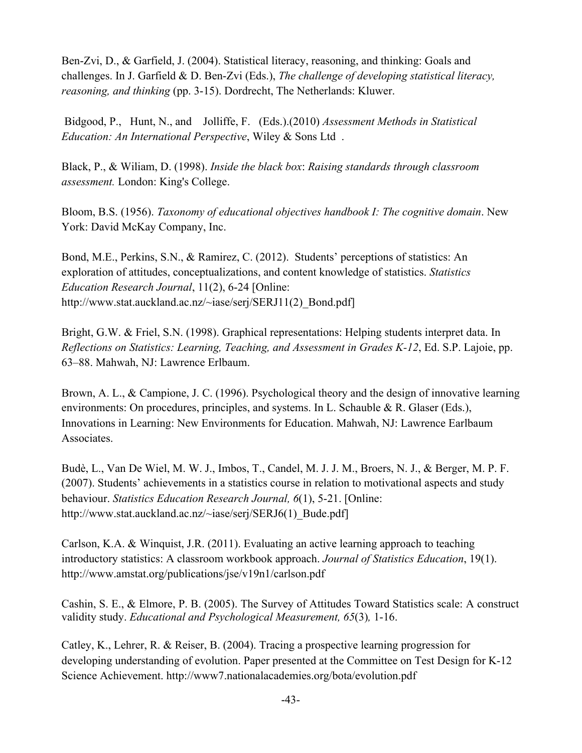Ben-Zvi, D., & Garfield, J. (2004). Statistical literacy, reasoning, and thinking: Goals and challenges. In J. Garfield & D. Ben-Zvi (Eds.), *The challenge of developing statistical literacy, reasoning, and thinking* (pp. 3-15). Dordrecht, The Netherlands: Kluwer.

Bidgood, P., Hunt, N., and Jolliffe, F. (Eds.).(2010) *Assessment Methods in Statistical Education: An International Perspective*, Wiley & Sons Ltd .

Black, P., & Wiliam, D. (1998). *Inside the black box*: *Raising standards through classroom assessment.* London: King's College.

Bloom, B.S. (1956). *Taxonomy of educational objectives handbook I: The cognitive domain*. New York: David McKay Company, Inc.

Bond, M.E., Perkins, S.N., & Ramirez, C. (2012). Students' perceptions of statistics: An exploration of attitudes, conceptualizations, and content knowledge of statistics. *Statistics Education Research Journal*, 11(2), 6-24 [Online: http://www.stat.auckland.ac.nz/~iase/serj/SERJ11(2)_Bond.pdf]

Bright, G.W. & Friel, S.N. (1998). Graphical representations: Helping students interpret data. In *Reflections on Statistics: Learning, Teaching, and Assessment in Grades K-12*, Ed. S.P. Lajoie, pp. 63–88. Mahwah, NJ: Lawrence Erlbaum.

Brown, A. L., & Campione, J. C. (1996). Psychological theory and the design of innovative learning environments: On procedures, principles, and systems. In L. Schauble & R. Glaser (Eds.), Innovations in Learning: New Environments for Education. Mahwah, NJ: Lawrence Earlbaum Associates.

Budè, L., Van De Wiel, M. W. J., Imbos, T., Candel, M. J. J. M., Broers, N. J., & Berger, M. P. F. (2007). Students' achievements in a statistics course in relation to motivational aspects and study behaviour. *Statistics Education Research Journal, 6*(1), 5-21. [Online: http://www.stat.auckland.ac.nz/~iase/serj/SERJ6(1)_Bude.pdf]

Carlson, K.A. & Winquist, J.R. (2011). Evaluating an active learning approach to teaching introductory statistics: A classroom workbook approach. *Journal of Statistics Education*, 19(1). http://www.amstat.org/publications/jse/v19n1/carlson.pdf

Cashin, S. E., & Elmore, P. B. (2005). The Survey of Attitudes Toward Statistics scale: A construct validity study. *Educational and Psychological Measurement, 65*(3)*,* 1-16.

Catley, K., Lehrer, R. & Reiser, B. (2004). Tracing a prospective learning progression for developing understanding of evolution. Paper presented at the Committee on Test Design for K-12 Science Achievement. http://www7.nationalacademies.org/bota/evolution.pdf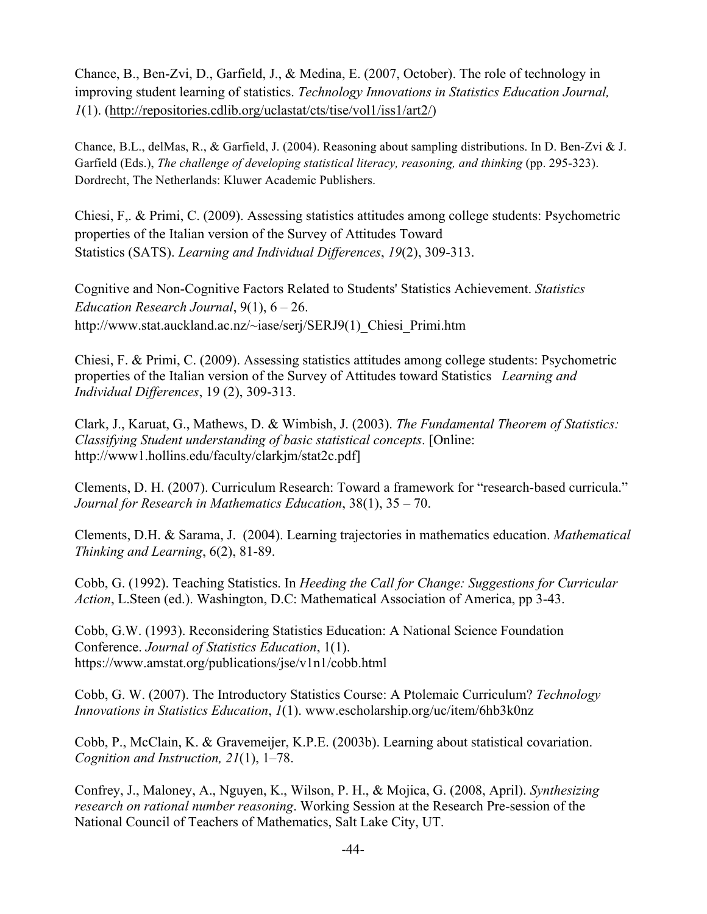Chance, B., Ben-Zvi, D., Garfield, J., & Medina, E. (2007, October). The role of technology in improving student learning of statistics. *Technology Innovations in Statistics Education Journal, 1*(1). (http://repositories.cdlib.org/uclastat/cts/tise/vol1/iss1/art2/)

Chance, B.L., delMas, R., & Garfield, J. (2004). Reasoning about sampling distributions. In D. Ben-Zvi & J. Garfield (Eds.), *The challenge of developing statistical literacy, reasoning, and thinking* (pp. 295-323). Dordrecht, The Netherlands: Kluwer Academic Publishers.

Chiesi, F,. & Primi, C. (2009). Assessing statistics attitudes among college students: Psychometric properties of the Italian version of the Survey of Attitudes Toward Statistics (SATS). *Learning and Individual Differences*, *19*(2), 309-313.

Cognitive and Non-Cognitive Factors Related to Students' Statistics Achievement. *Statistics Education Research Journal*, 9(1), 6 – 26. http://www.stat.auckland.ac.nz/~iase/serj/SERJ9(1)_Chiesi_Primi.htm

Chiesi, F. & Primi, C. (2009). Assessing statistics attitudes among college students: Psychometric properties of the Italian version of the Survey of Attitudes toward Statistics *Learning and Individual Differences*, 19 (2), 309-313.

Clark, J., Karuat, G., Mathews, D. & Wimbish, J. (2003). *The Fundamental Theorem of Statistics: Classifying Student understanding of basic statistical concepts*. [Online: http://www1.hollins.edu/faculty/clarkjm/stat2c.pdf]

Clements, D. H. (2007). Curriculum Research: Toward a framework for "research-based curricula." *Journal for Research in Mathematics Education*, 38(1), 35 – 70.

Clements, D.H. & Sarama, J. (2004). Learning trajectories in mathematics education. *Mathematical Thinking and Learning*, 6(2), 81-89.

Cobb, G. (1992). Teaching Statistics. In *Heeding the Call for Change: Suggestions for Curricular Action*, L.Steen (ed.). Washington, D.C: Mathematical Association of America, pp 3-43.

Cobb, G.W. (1993). Reconsidering Statistics Education: A National Science Foundation Conference. *Journal of Statistics Education*, 1(1). https://www.amstat.org/publications/jse/v1n1/cobb.html

Cobb, G. W. (2007). The Introductory Statistics Course: A Ptolemaic Curriculum? *Technology Innovations in Statistics Education*, *1*(1). www.escholarship.org/uc/item/6hb3k0nz

Cobb, P., McClain, K. & Gravemeijer, K.P.E. (2003b). Learning about statistical covariation. *Cognition and Instruction, 21*(1), 1–78.

Confrey, J., Maloney, A., Nguyen, K., Wilson, P. H., & Mojica, G. (2008, April). *Synthesizing research on rational number reasoning*. Working Session at the Research Pre-session of the National Council of Teachers of Mathematics, Salt Lake City, UT.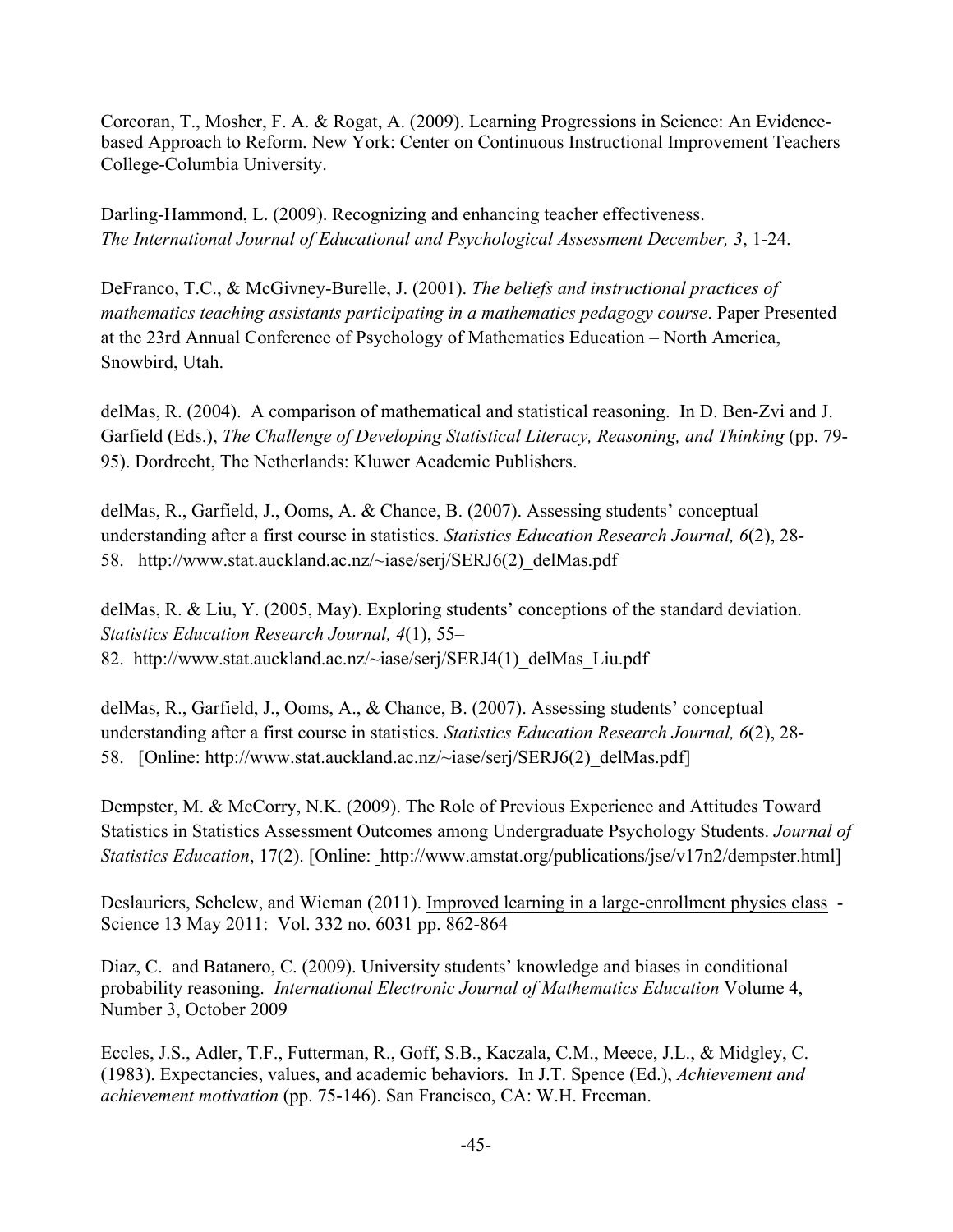Corcoran, T., Mosher, F. A. & Rogat, A. (2009). Learning Progressions in Science: An Evidence-based Approach to Reform. New York: Center on Continuous Instructional Improvement Teachers College-Columbia University.

Darling-Hammond, L. (2009). Recognizing and enhancing teacher effectiveness. *The International Journal of Educational and Psychological Assessment December, 3*, 1-24.

DeFranco, T.C., & McGivney-Burelle, J. (2001). *The beliefs and instructional practices of mathematics teaching assistants participating in a mathematics pedagogy course*. Paper Presented at the 23rd Annual Conference of Psychology of Mathematics Education – North America, Snowbird, Utah.

delMas, R. (2004). A comparison of mathematical and statistical reasoning. In D. Ben-Zvi and J. Garfield (Eds.), *The Challenge of Developing Statistical Literacy, Reasoning, and Thinking* (pp. 79-95). Dordrecht, The Netherlands: Kluwer Academic Publishers.

delMas, R., Garfield, J., Ooms, A. & Chance, B. (2007). Assessing students' conceptual understanding after a first course in statistics. *Statistics Education Research Journal, 6*(2), 28-58. http://www.stat.auckland.ac.nz/~iase/serj/SERJ6(2)_delMas.pdf

delMas, R. & Liu, Y. (2005, May). Exploring students' conceptions of the standard deviation. *Statistics Education Research Journal, 4*(1), 55–82. http://www.stat.auckland.ac.nz/~iase/serj/SERJ4(1)_delMas_Liu.pdf

delMas, R., Garfield, J., Ooms, A., & Chance, B. (2007). Assessing students' conceptual understanding after a first course in statistics. *Statistics Education Research Journal, 6*(2), 28-58. [Online: http://www.stat.auckland.ac.nz/~iase/serj/SERJ6(2)_delMas.pdf]

Dempster, M. & McCorry, N.K. (2009). The Role of Previous Experience and Attitudes Toward Statistics in Statistics Assessment Outcomes among Undergraduate Psychology Students. *Journal of Statistics Education*, 17(2). [Online: http://www.amstat.org/publications/jse/v17n2/dempster.html]

Deslauriers, Schelew, and Wieman (2011). Improved learning in a large-enrollment physics class - Science 13 May 2011: Vol. 332 no. 6031 pp. 862-864

Diaz, C. and Batanero, C. (2009). University students' knowledge and biases in conditional probability reasoning. *International Electronic Journal of Mathematics Education* Volume 4, Number 3, October 2009

Eccles, J.S., Adler, T.F., Futterman, R., Goff, S.B., Kaczala, C.M., Meece, J.L., & Midgley, C. (1983). Expectancies, values, and academic behaviors. In J.T. Spence (Ed.), *Achievement and achievement motivation* (pp. 75-146). San Francisco, CA: W.H. Freeman.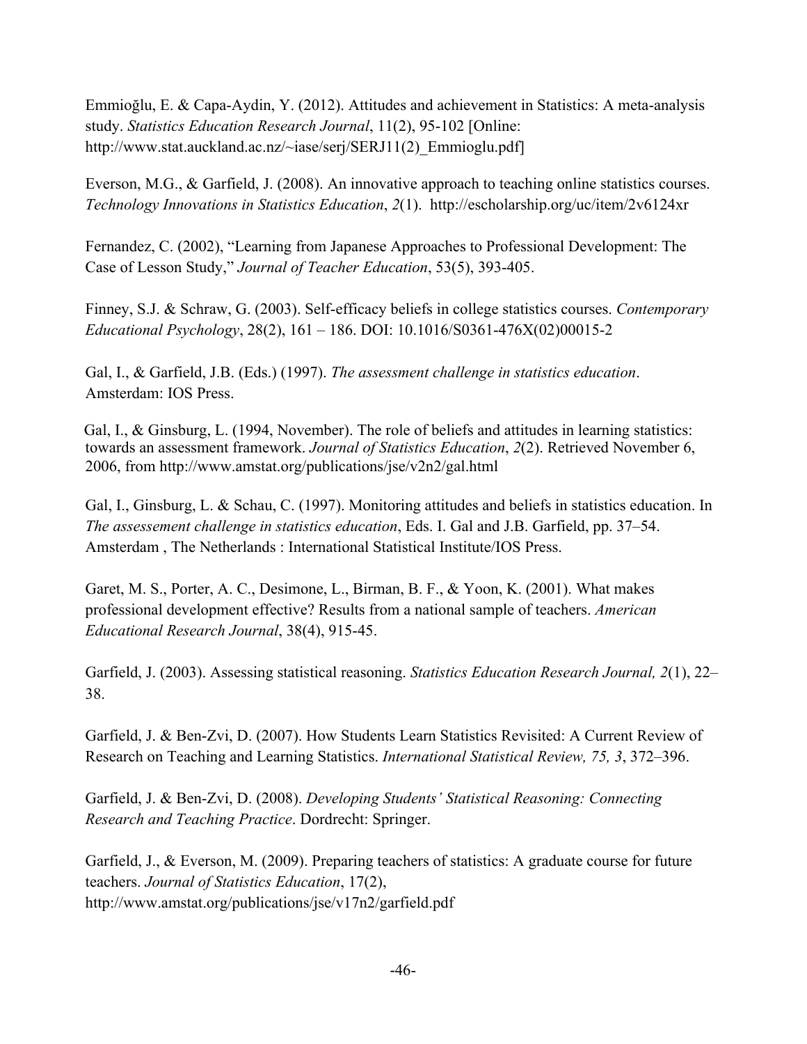Emmioğlu, E. & Capa-Aydin, Y. (2012). Attitudes and achievement in Statistics: A meta-analysis study. *Statistics Education Research Journal*, 11(2), 95-102 [Online: http://www.stat.auckland.ac.nz/~iase/serj/SERJ11(2)_Emmioglu.pdf]

Everson, M.G., & Garfield, J. (2008). An innovative approach to teaching online statistics courses. *Technology Innovations in Statistics Education*, *2*(1). http://escholarship.org/uc/item/2v6124xr

Fernandez, C. (2002), "Learning from Japanese Approaches to Professional Development: The Case of Lesson Study," *Journal of Teacher Education*, 53(5), 393-405.

Finney, S.J. & Schraw, G. (2003). Self-efficacy beliefs in college statistics courses. *Contemporary Educational Psychology*, 28(2), 161 – 186. DOI: 10.1016/S0361-476X(02)00015-2

Gal, I., & Garfield, J.B. (Eds.) (1997). *The assessment challenge in statistics education*. Amsterdam: IOS Press.

Gal, I., & Ginsburg, L. (1994, November). The role of beliefs and attitudes in learning statistics: towards an assessment framework. *Journal of Statistics Education*, *2*(2). Retrieved November 6, 2006, from http://www.amstat.org/publications/jse/v2n2/gal.html

Gal, I., Ginsburg, L. & Schau, C. (1997). Monitoring attitudes and beliefs in statistics education. In *The assessement challenge in statistics education*, Eds. I. Gal and J.B. Garfield, pp. 37–54. Amsterdam , The Netherlands : International Statistical Institute/IOS Press.

Garet, M. S., Porter, A. C., Desimone, L., Birman, B. F., & Yoon, K. (2001). What makes professional development effective? Results from a national sample of teachers. *American Educational Research Journal*, 38(4), 915-45.

Garfield, J. (2003). Assessing statistical reasoning. *Statistics Education Research Journal, 2*(1), 22–38.

Garfield, J. & Ben-Zvi, D. (2007). How Students Learn Statistics Revisited: A Current Review of Research on Teaching and Learning Statistics. *International Statistical Review, 75, 3*, 372–396.

Garfield, J. & Ben-Zvi, D. (2008). *Developing Students' Statistical Reasoning: Connecting Research and Teaching Practice*. Dordrecht: Springer.

Garfield, J., & Everson, M. (2009). Preparing teachers of statistics: A graduate course for future teachers. *Journal of Statistics Education*, 17(2), http://www.amstat.org/publications/jse/v17n2/garfield.pdf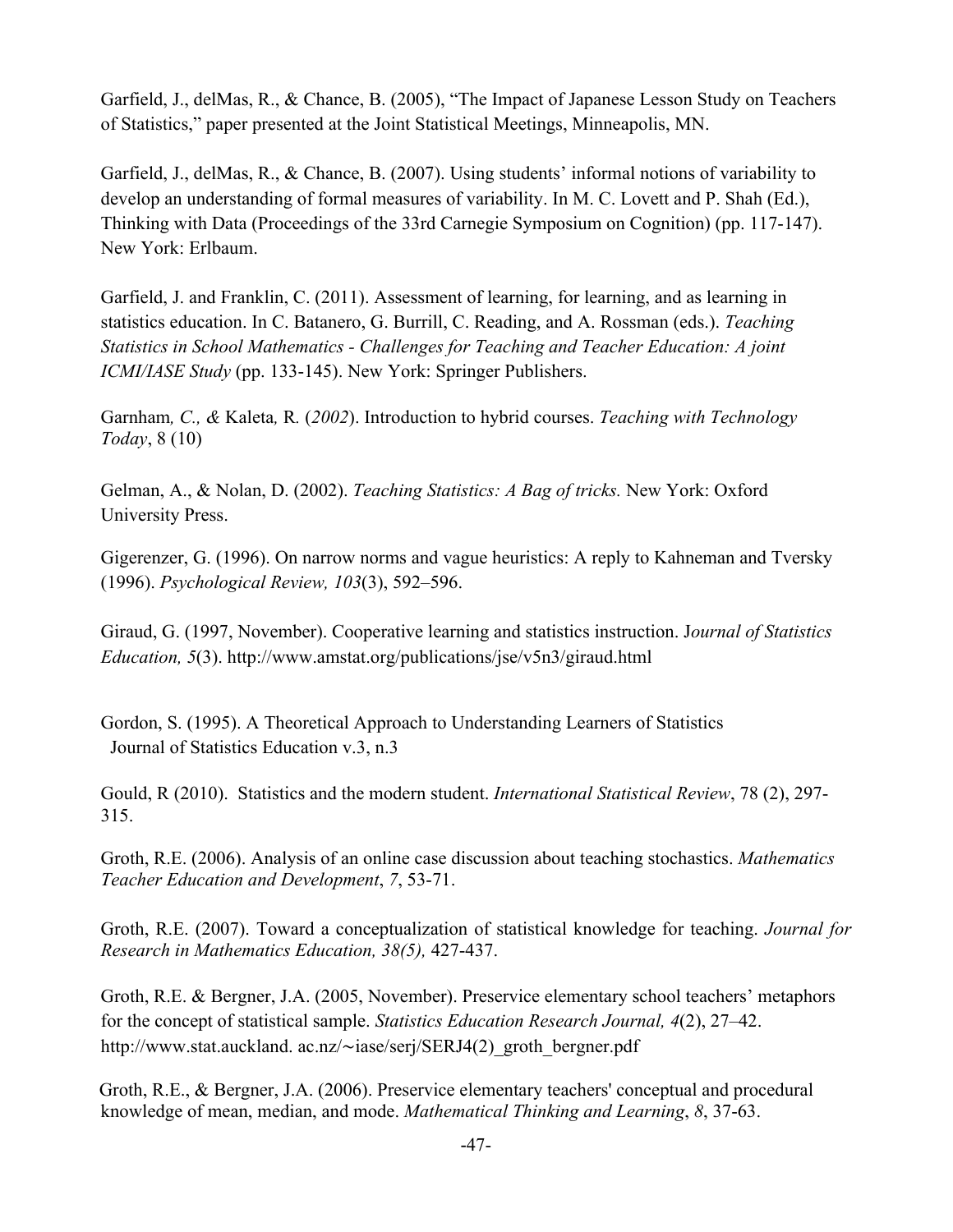Garfield, J., delMas, R., & Chance, B. (2005), "The Impact of Japanese Lesson Study on Teachers of Statistics," paper presented at the Joint Statistical Meetings, Minneapolis, MN.

Garfield, J., delMas, R., & Chance, B. (2007). Using students' informal notions of variability to develop an understanding of formal measures of variability. In M. C. Lovett and P. Shah (Ed.), Thinking with Data (Proceedings of the 33rd Carnegie Symposium on Cognition) (pp. 117-147). New York: Erlbaum.

Garfield, J. and Franklin, C. (2011). Assessment of learning, for learning, and as learning in statistics education. In C. Batanero, G. Burrill, C. Reading, and A. Rossman (eds.). *Teaching Statistics in School Mathematics - Challenges for Teaching and Teacher Education: A joint ICMI/IASE Study* (pp. 133-145). New York: Springer Publishers.

Garnham*, C., &* Kaleta*,* R*.* (*2002*). Introduction to hybrid courses. *Teaching with Technology Today*, 8 (10)

Gelman, A., & Nolan, D. (2002). *Teaching Statistics: A Bag of tricks.* New York: Oxford University Press.

Gigerenzer, G. (1996). On narrow norms and vague heuristics: A reply to Kahneman and Tversky (1996). *Psychological Review, 103*(3), 592–596.

Giraud, G. (1997, November). Cooperative learning and statistics instruction. J*ournal of Statistics Education, 5*(3). http://www.amstat.org/publications/jse/v5n3/giraud.html

Gordon, S. (1995). A Theoretical Approach to Understanding Learners of Statistics Journal of Statistics Education v.3, n.3

Gould, R (2010). Statistics and the modern student. *International Statistical Review*, 78 (2), 297-315.

Groth, R.E. (2006). Analysis of an online case discussion about teaching stochastics. *Mathematics Teacher Education and Development*, *7*, 53-71.

Groth, R.E. (2007). Toward a conceptualization of statistical knowledge for teaching. *Journal for Research in Mathematics Education, 38(5),* 427-437.

Groth, R.E. & Bergner, J.A. (2005, November). Preservice elementary school teachers' metaphors for the concept of statistical sample. *Statistics Education Research Journal, 4*(2), 27–42. http://www.stat.auckland. ac.nz/∼iase/serj/SERJ4(2)_groth_bergner.pdf

Groth, R.E., & Bergner, J.A. (2006). Preservice elementary teachers' conceptual and procedural knowledge of mean, median, and mode. *Mathematical Thinking and Learning*, *8*, 37-63.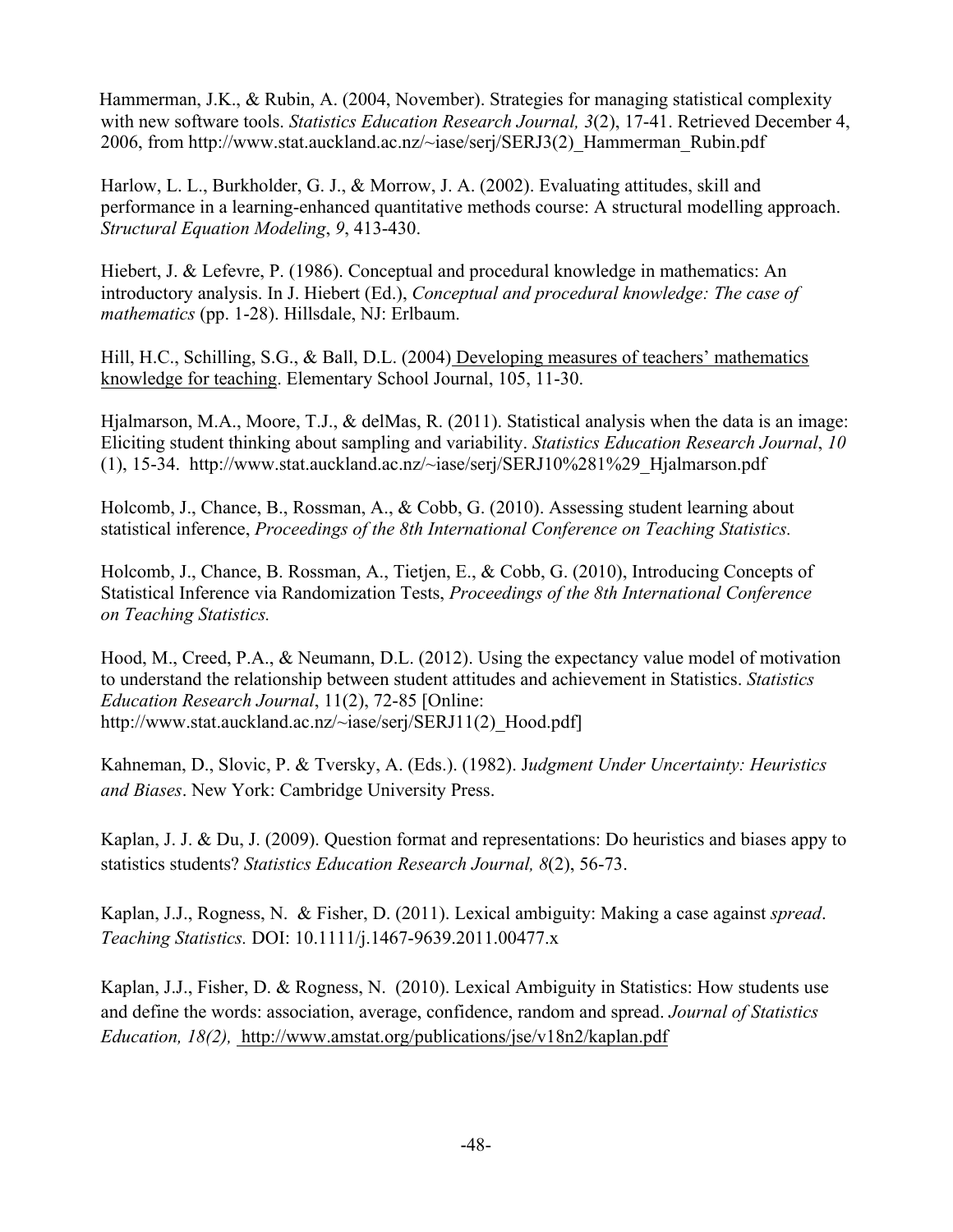Hammerman, J.K., & Rubin, A. (2004, November). Strategies for managing statistical complexity with new software tools. *Statistics Education Research Journal, 3*(2), 17-41. Retrieved December 4, 2006, from http://www.stat.auckland.ac.nz/~iase/serj/SERJ3(2)_Hammerman_Rubin.pdf

Harlow, L. L., Burkholder, G. J., & Morrow, J. A. (2002). Evaluating attitudes, skill and performance in a learning-enhanced quantitative methods course: A structural modelling approach. *Structural Equation Modeling*, *9*, 413-430.

Hiebert, J. & Lefevre, P. (1986). Conceptual and procedural knowledge in mathematics: An introductory analysis. In J. Hiebert (Ed.), *Conceptual and procedural knowledge: The case of mathematics* (pp. 1-28). Hillsdale, NJ: Erlbaum.

Hill, H.C., Schilling, S.G., & Ball, D.L. (2004) Developing measures of teachers' mathematics knowledge for teaching. Elementary School Journal, 105, 11-30.

Hjalmarson, M.A., Moore, T.J., & delMas, R. (2011). Statistical analysis when the data is an image: Eliciting student thinking about sampling and variability. *Statistics Education Research Journal*, *10* (1), 15-34. http://www.stat.auckland.ac.nz/~iase/serj/SERJ10%281%29_Hjalmarson.pdf

Holcomb, J., Chance, B., Rossman, A., & Cobb, G. (2010). Assessing student learning about statistical inference, *Proceedings of the 8th International Conference on Teaching Statistics.*

Holcomb, J., Chance, B. Rossman, A., Tietjen, E., & Cobb, G. (2010), Introducing Concepts of Statistical Inference via Randomization Tests, *Proceedings of the 8th International Conference on Teaching Statistics.*

Hood, M., Creed, P.A., & Neumann, D.L. (2012). Using the expectancy value model of motivation to understand the relationship between student attitudes and achievement in Statistics. *Statistics Education Research Journal*, 11(2), 72-85 [Online: http://www.stat.auckland.ac.nz/~iase/serj/SERJ11(2)_Hood.pdf]

Kahneman, D., Slovic, P. & Tversky, A. (Eds.). (1982). J*udgment Under Uncertainty: Heuristics and Biases*. New York: Cambridge University Press.

Kaplan, J. J. & Du, J. (2009). Question format and representations: Do heuristics and biases appy to statistics students? *Statistics Education Research Journal, 8*(2), 56-73.

Kaplan, J.J., Rogness, N. & Fisher, D. (2011). Lexical ambiguity: Making a case against *spread*. *Teaching Statistics.* DOI: 10.1111/j.1467-9639.2011.00477.x

Kaplan, J.J., Fisher, D. & Rogness, N. (2010). Lexical Ambiguity in Statistics: How students use and define the words: association, average, confidence, random and spread. *Journal of Statistics Education, 18(2),* http://www.amstat.org/publications/jse/v18n2/kaplan.pdf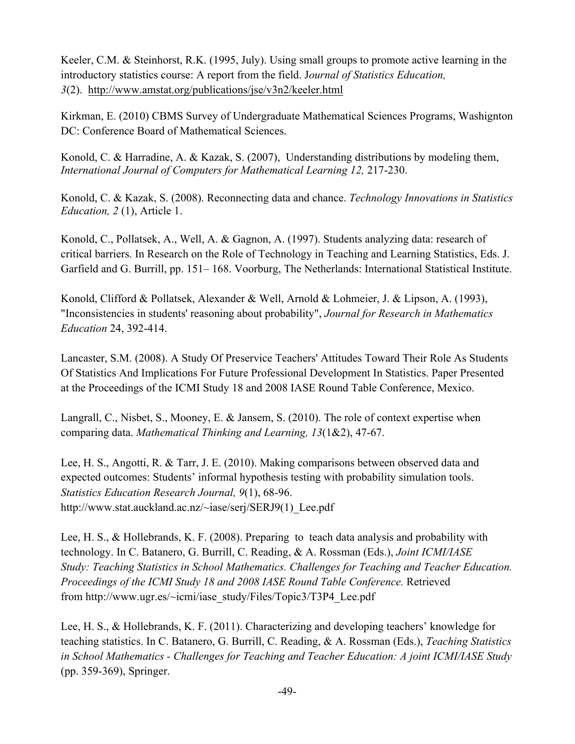Keeler, C.M. & Steinhorst, R.K. (1995, July). Using small groups to promote active learning in the introductory statistics course: A report from the field. J*ournal of Statistics Education, 3*(2). http://www.amstat.org/publications/jse/v3n2/keeler.html

Kirkman, E. (2010) CBMS Survey of Undergraduate Mathematical Sciences Programs, Washignton DC: Conference Board of Mathematical Sciences.

Konold, C. & Harradine, A. & Kazak, S. (2007), Understanding distributions by modeling them, *International Journal of Computers for Mathematical Learning 12,* 217-230.

Konold, C. & Kazak, S. (2008). Reconnecting data and chance. *Technology Innovations in Statistics Education, 2* (1), Article 1.

Konold, C., Pollatsek, A., Well, A. & Gagnon, A. (1997). Students analyzing data: research of critical barriers. In Research on the Role of Technology in Teaching and Learning Statistics, Eds. J. Garfield and G. Burrill, pp. 151– 168. Voorburg, The Netherlands: International Statistical Institute.

Konold, Clifford & Pollatsek, Alexander & Well, Arnold & Lohmeier, J. & Lipson, A. (1993), "Inconsistencies in students' reasoning about probability", *Journal for Research in Mathematics Education* 24, 392-414.

Lancaster, S.M. (2008). A Study Of Preservice Teachers' Attitudes Toward Their Role As Students Of Statistics And Implications For Future Professional Development In Statistics. Paper Presented at the Proceedings of the ICMI Study 18 and 2008 IASE Round Table Conference, Mexico.

Langrall, C., Nisbet, S., Mooney, E. & Jansem, S. (2010). The role of context expertise when comparing data. *Mathematical Thinking and Learning, 13*(1&2), 47-67.

Lee, H. S., Angotti, R. & Tarr, J. E. (2010). Making comparisons between observed data and expected outcomes: Students' informal hypothesis testing with probability simulation tools. *Statistics Education Research Journal, 9*(1), 68-96. http://www.stat.auckland.ac.nz/~iase/serj/SERJ9(1)_Lee.pdf

Lee, H. S., & Hollebrands, K. F. (2008). Preparing to teach data analysis and probability with technology. In C. Batanero, G. Burrill, C. Reading, & A. Rossman (Eds.), *Joint ICMI/IASE Study: Teaching Statistics in School Mathematics. Challenges for Teaching and Teacher Education. Proceedings of the ICMI Study 18 and 2008 IASE Round Table Conference.* Retrieved from http://www.ugr.es/~icmi/iase_study/Files/Topic3/T3P4_Lee.pdf

Lee, H. S., & Hollebrands, K. F. (2011). Characterizing and developing teachers' knowledge for teaching statistics. In C. Batanero, G. Burrill, C. Reading, & A. Rossman (Eds.), *Teaching Statistics in School Mathematics - Challenges for Teaching and Teacher Education: A joint ICMI/IASE Study* (pp. 359-369), Springer.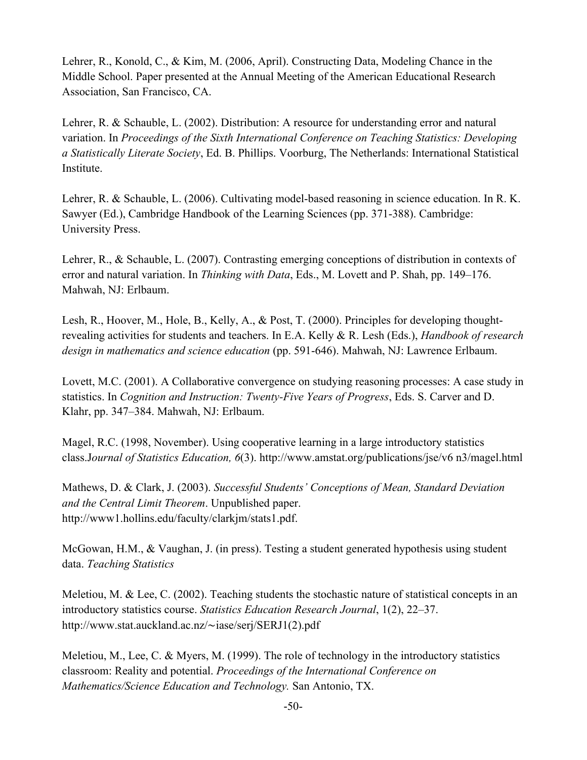Lehrer, R., Konold, C., & Kim, M. (2006, April). Constructing Data, Modeling Chance in the Middle School. Paper presented at the Annual Meeting of the American Educational Research Association, San Francisco, CA.

Lehrer, R. & Schauble, L. (2002). Distribution: A resource for understanding error and natural variation. In *Proceedings of the Sixth International Conference on Teaching Statistics: Developing a Statistically Literate Society*, Ed. B. Phillips. Voorburg, The Netherlands: International Statistical Institute.

Lehrer, R. & Schauble, L. (2006). Cultivating model-based reasoning in science education. In R. K. Sawyer (Ed.), Cambridge Handbook of the Learning Sciences (pp. 371-388). Cambridge: University Press.

Lehrer, R., & Schauble, L. (2007). Contrasting emerging conceptions of distribution in contexts of error and natural variation. In *Thinking with Data*, Eds., M. Lovett and P. Shah, pp. 149–176. Mahwah, NJ: Erlbaum.

Lesh, R., Hoover, M., Hole, B., Kelly, A., & Post, T. (2000). Principles for developing thought-revealing activities for students and teachers. In E.A. Kelly & R. Lesh (Eds.), *Handbook of research design in mathematics and science education* (pp. 591-646). Mahwah, NJ: Lawrence Erlbaum.

Lovett, M.C. (2001). A Collaborative convergence on studying reasoning processes: A case study in statistics. In *Cognition and Instruction: Twenty-Five Years of Progress*, Eds. S. Carver and D. Klahr, pp. 347–384. Mahwah, NJ: Erlbaum.

Magel, R.C. (1998, November). Using cooperative learning in a large introductory statistics class.J*ournal of Statistics Education, 6*(3). http://www.amstat.org/publications/jse/v6 n3/magel.html

Mathews, D. & Clark, J. (2003). *Successful Students' Conceptions of Mean, Standard Deviation and the Central Limit Theorem*. Unpublished paper. http://www1.hollins.edu/faculty/clarkjm/stats1.pdf.

McGowan, H.M., & Vaughan, J. (in press). Testing a student generated hypothesis using student data. *Teaching Statistics*

Meletiou, M. & Lee, C. (2002). Teaching students the stochastic nature of statistical concepts in an introductory statistics course. *Statistics Education Research Journal*, 1(2), 22–37. http://www.stat.auckland.ac.nz/∼iase/serj/SERJ1(2).pdf

Meletiou, M., Lee, C. & Myers, M. (1999). The role of technology in the introductory statistics classroom: Reality and potential. *Proceedings of the International Conference on Mathematics/Science Education and Technology.* San Antonio, TX.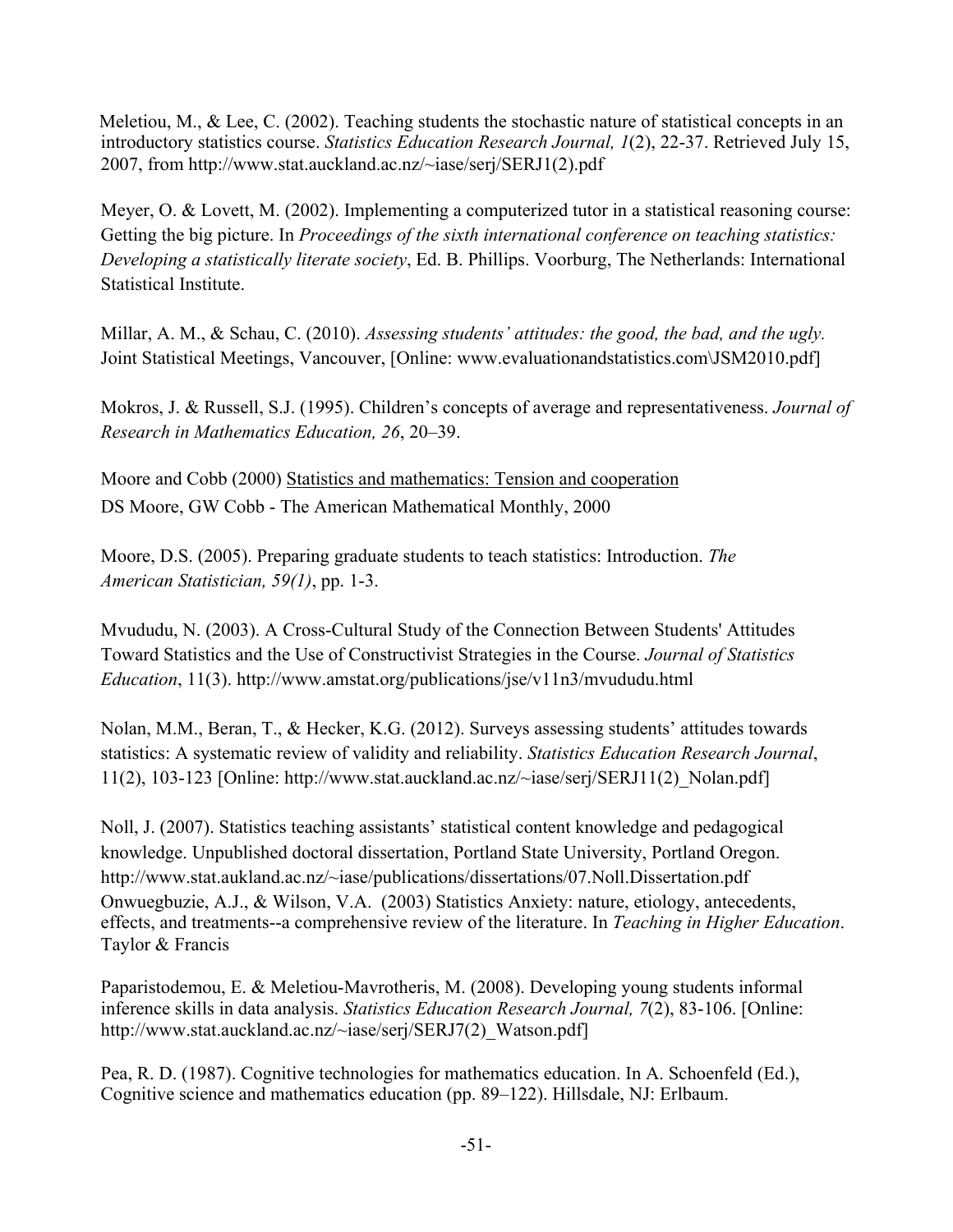Meletiou, M., & Lee, C. (2002). Teaching students the stochastic nature of statistical concepts in an introductory statistics course. *Statistics Education Research Journal, 1*(2), 22-37. Retrieved July 15, 2007, from http://www.stat.auckland.ac.nz/~iase/serj/SERJ1(2).pdf

Meyer, O. & Lovett, M. (2002). Implementing a computerized tutor in a statistical reasoning course: Getting the big picture. In *Proceedings of the sixth international conference on teaching statistics: Developing a statistically literate society*, Ed. B. Phillips. Voorburg, The Netherlands: International Statistical Institute.

Millar, A. M., & Schau, C. (2010). *Assessing students' attitudes: the good, the bad, and the ugly.* Joint Statistical Meetings, Vancouver, [Online: www.evaluationandstatistics.com\JSM2010.pdf]

Mokros, J. & Russell, S.J. (1995). Children's concepts of average and representativeness. *Journal of Research in Mathematics Education, 26*, 20–39.

Moore and Cobb (2000) Statistics and mathematics: Tension and cooperation
DS Moore, GW Cobb - The American Mathematical Monthly, 2000

Moore, D.S. (2005). Preparing graduate students to teach statistics: Introduction. *The American Statistician, 59(1)*, pp. 1-3.

Mvududu, N. (2003). A Cross-Cultural Study of the Connection Between Students' Attitudes Toward Statistics and the Use of Constructivist Strategies in the Course. *Journal of Statistics Education*, 11(3). http://www.amstat.org/publications/jse/v11n3/mvududu.html

Nolan, M.M., Beran, T., & Hecker, K.G. (2012). Surveys assessing students' attitudes towards statistics: A systematic review of validity and reliability. *Statistics Education Research Journal*, 11(2), 103-123 [Online: http://www.stat.auckland.ac.nz/~iase/serj/SERJ11(2)_Nolan.pdf]

Noll, J. (2007). Statistics teaching assistants' statistical content knowledge and pedagogical knowledge. Unpublished doctoral dissertation, Portland State University, Portland Oregon. http://www.stat.aukland.ac.nz/~iase/publications/dissertations/07.Noll.Dissertation.pdf

Onwuegbuzie, A.J., & Wilson, V.A. (2003) Statistics Anxiety: nature, etiology, antecedents, effects, and treatments--a comprehensive review of the literature. In *Teaching in Higher Education*. Taylor & Francis

Paparistodemou, E. & Meletiou-Mavrotheris, M. (2008). Developing young students informal inference skills in data analysis. *Statistics Education Research Journal, 7*(2), 83-106. [Online: http://www.stat.auckland.ac.nz/~iase/serj/SERJ7(2)_Watson.pdf]

Pea, R. D. (1987). Cognitive technologies for mathematics education. In A. Schoenfeld (Ed.), Cognitive science and mathematics education (pp. 89–122). Hillsdale, NJ: Erlbaum.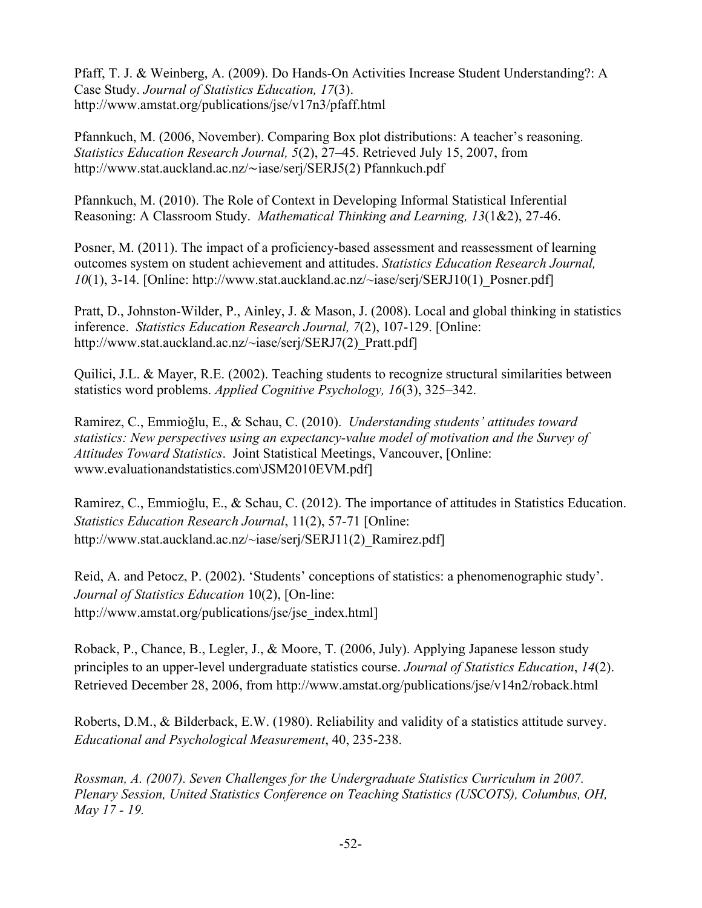Pfaff, T. J. & Weinberg, A. (2009). Do Hands-On Activities Increase Student Understanding?: A Case Study. *Journal of Statistics Education, 17*(3). http://www.amstat.org/publications/jse/v17n3/pfaff.html

Pfannkuch, M. (2006, November). Comparing Box plot distributions: A teacher's reasoning. *Statistics Education Research Journal, 5*(2), 27–45. Retrieved July 15, 2007, from http://www.stat.auckland.ac.nz/∼iase/serj/SERJ5(2) Pfannkuch.pdf

Pfannkuch, M. (2010). The Role of Context in Developing Informal Statistical Inferential Reasoning: A Classroom Study. *Mathematical Thinking and Learning, 13*(1&2), 27-46.

Posner, M. (2011). The impact of a proficiency-based assessment and reassessment of learning outcomes system on student achievement and attitudes. *Statistics Education Research Journal, 10*(1), 3-14. [Online: http://www.stat.auckland.ac.nz/~iase/serj/SERJ10(1)_Posner.pdf]

Pratt, D., Johnston-Wilder, P., Ainley, J. & Mason, J. (2008). Local and global thinking in statistics inference. *Statistics Education Research Journal, 7*(2), 107-129. [Online: http://www.stat.auckland.ac.nz/~iase/serj/SERJ7(2)_Pratt.pdf]

Quilici, J.L. & Mayer, R.E. (2002). Teaching students to recognize structural similarities between statistics word problems. *Applied Cognitive Psychology, 16*(3), 325–342.

Ramirez, C., Emmioğlu, E., & Schau, C. (2010). *Understanding students' attitudes toward statistics: New perspectives using an expectancy-value model of motivation and the Survey of Attitudes Toward Statistics*. Joint Statistical Meetings, Vancouver, [Online: www.evaluationandstatistics.com\JSM2010EVM.pdf]

Ramirez, C., Emmioğlu, E., & Schau, C. (2012). The importance of attitudes in Statistics Education. *Statistics Education Research Journal*, 11(2), 57-71 [Online: http://www.stat.auckland.ac.nz/~iase/serj/SERJ11(2)_Ramirez.pdf]

Reid, A. and Petocz, P. (2002). 'Students' conceptions of statistics: a phenomenographic study'. *Journal of Statistics Education* 10(2), [On-line: http://www.amstat.org/publications/jse/jse_index.html]

Roback, P., Chance, B., Legler, J., & Moore, T. (2006, July). Applying Japanese lesson study principles to an upper-level undergraduate statistics course. *Journal of Statistics Education*, *14*(2). Retrieved December 28, 2006, from http://www.amstat.org/publications/jse/v14n2/roback.html

Roberts, D.M., & Bilderback, E.W. (1980). Reliability and validity of a statistics attitude survey. *Educational and Psychological Measurement*, 40, 235-238.

*Rossman, A. (2007). Seven Challenges for the Undergraduate Statistics Curriculum in 2007. Plenary Session, United Statistics Conference on Teaching Statistics (USCOTS), Columbus, OH, May 17 - 19.*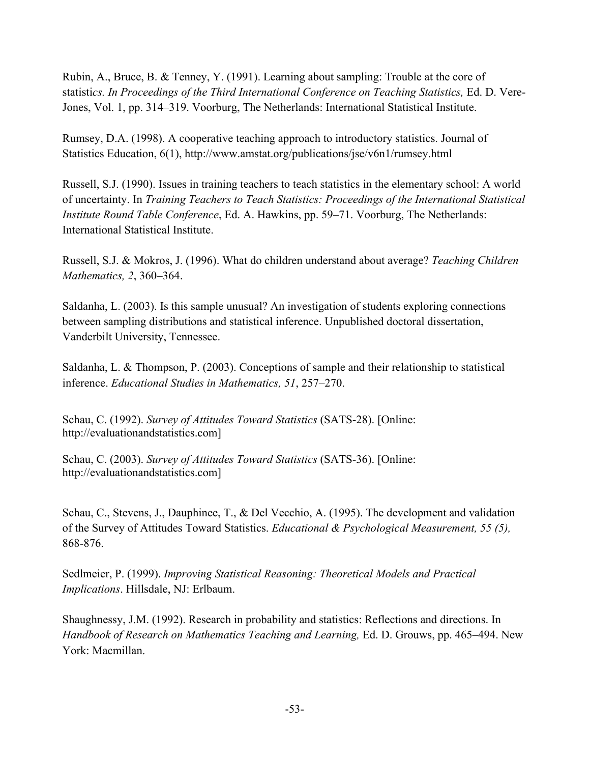Rubin, A., Bruce, B. & Tenney, Y. (1991). Learning about sampling: Trouble at the core of statisti*cs. In Proceedings of the Third International Conference on Teaching Statistics,* Ed. D. Vere-Jones, Vol. 1, pp. 314–319. Voorburg, The Netherlands: International Statistical Institute.

Rumsey, D.A. (1998). A cooperative teaching approach to introductory statistics. Journal of Statistics Education, 6(1), http://www.amstat.org/publications/jse/v6n1/rumsey.html

Russell, S.J. (1990). Issues in training teachers to teach statistics in the elementary school: A world of uncertainty. In *Training Teachers to Teach Statistics: Proceedings of the International Statistical Institute Round Table Conference*, Ed. A. Hawkins, pp. 59–71. Voorburg, The Netherlands: International Statistical Institute.

Russell, S.J. & Mokros, J. (1996). What do children understand about average? *Teaching Children Mathematics, 2*, 360–364.

Saldanha, L. (2003). Is this sample unusual? An investigation of students exploring connections between sampling distributions and statistical inference. Unpublished doctoral dissertation, Vanderbilt University, Tennessee.

Saldanha, L. & Thompson, P. (2003). Conceptions of sample and their relationship to statistical inference. *Educational Studies in Mathematics, 51*, 257–270.

Schau, C. (1992). *Survey of Attitudes Toward Statistics* (SATS-28). [Online: http://evaluationandstatistics.com]

Schau, C. (2003). *Survey of Attitudes Toward Statistics* (SATS-36). [Online: http://evaluationandstatistics.com]

Schau, C., Stevens, J., Dauphinee, T., & Del Vecchio, A. (1995). The development and validation of the Survey of Attitudes Toward Statistics. *Educational & Psychological Measurement, 55 (5),* 868-876.

Sedlmeier, P. (1999). *Improving Statistical Reasoning: Theoretical Models and Practical Implications*. Hillsdale, NJ: Erlbaum.

Shaughnessy, J.M. (1992). Research in probability and statistics: Reflections and directions. In *Handbook of Research on Mathematics Teaching and Learning,* Ed. D. Grouws, pp. 465–494. New York: Macmillan.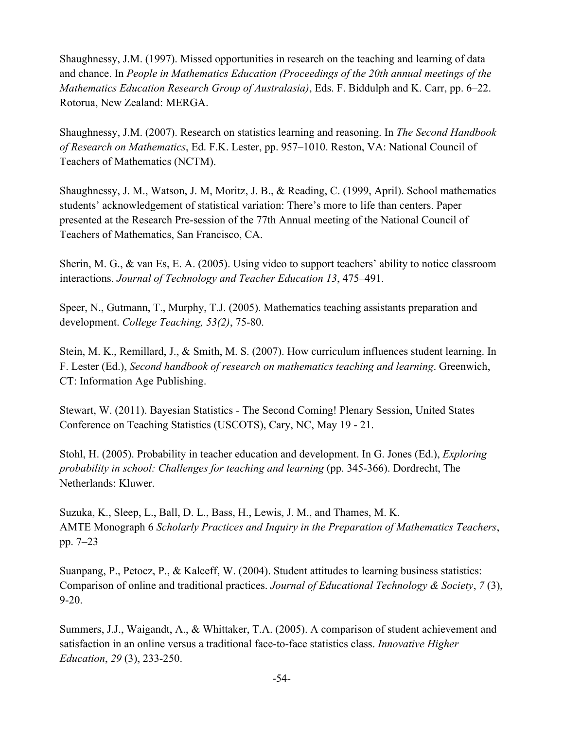Shaughnessy, J.M. (1997). Missed opportunities in research on the teaching and learning of data and chance. In *People in Mathematics Education (Proceedings of the 20th annual meetings of the Mathematics Education Research Group of Australasia)*, Eds. F. Biddulph and K. Carr, pp. 6–22. Rotorua, New Zealand: MERGA.

Shaughnessy, J.M. (2007). Research on statistics learning and reasoning. In *The Second Handbook of Research on Mathematics*, Ed. F.K. Lester, pp. 957–1010. Reston, VA: National Council of Teachers of Mathematics (NCTM).

Shaughnessy, J. M., Watson, J. M, Moritz, J. B., & Reading, C. (1999, April). School mathematics students' acknowledgement of statistical variation: There's more to life than centers. Paper presented at the Research Pre-session of the 77th Annual meeting of the National Council of Teachers of Mathematics, San Francisco, CA.

Sherin, M. G., & van Es, E. A. (2005). Using video to support teachers' ability to notice classroom interactions. *Journal of Technology and Teacher Education 13*, 475–491.

Speer, N., Gutmann, T., Murphy, T.J. (2005). Mathematics teaching assistants preparation and development. *College Teaching, 53(2)*, 75-80.

Stein, M. K., Remillard, J., & Smith, M. S. (2007). How curriculum influences student learning. In F. Lester (Ed.), *Second handbook of research on mathematics teaching and learning*. Greenwich, CT: Information Age Publishing.

Stewart, W. (2011). Bayesian Statistics - The Second Coming! Plenary Session, United States Conference on Teaching Statistics (USCOTS), Cary, NC, May 19 - 21.

Stohl, H. (2005). Probability in teacher education and development. In G. Jones (Ed.), *Exploring probability in school: Challenges for teaching and learning* (pp. 345-366). Dordrecht, The Netherlands: Kluwer.

Suzuka, K., Sleep, L., Ball, D. L., Bass, H., Lewis, J. M., and Thames, M. K. AMTE Monograph 6 *Scholarly Practices and Inquiry in the Preparation of Mathematics Teachers*, pp. 7–23

Suanpang, P., Petocz, P., & Kalceff, W. (2004). Student attitudes to learning business statistics: Comparison of online and traditional practices. *Journal of Educational Technology & Society*, *7* (3), 9-20.

Summers, J.J., Waigandt, A., & Whittaker, T.A. (2005). A comparison of student achievement and satisfaction in an online versus a traditional face-to-face statistics class. *Innovative Higher Education*, *29* (3), 233-250.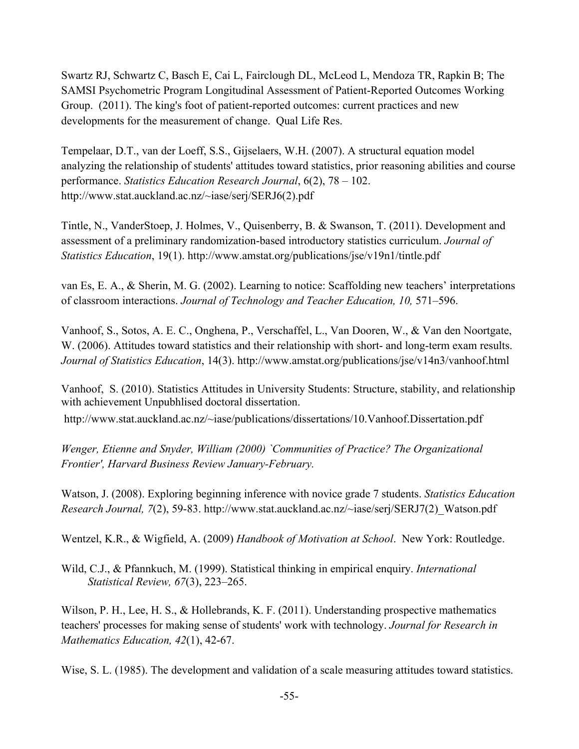Swartz RJ, Schwartz C, Basch E, Cai L, Fairclough DL, McLeod L, Mendoza TR, Rapkin B; The SAMSI Psychometric Program Longitudinal Assessment of Patient-Reported Outcomes Working Group. (2011). The king's foot of patient-reported outcomes: current practices and new developments for the measurement of change. Qual Life Res.

Tempelaar, D.T., van der Loeff, S.S., Gijselaers, W.H. (2007). A structural equation model analyzing the relationship of students' attitudes toward statistics, prior reasoning abilities and course performance. *Statistics Education Research Journal*, 6(2), 78 – 102. http://www.stat.auckland.ac.nz/~iase/serj/SERJ6(2).pdf

Tintle, N., VanderStoep, J. Holmes, V., Quisenberry, B. & Swanson, T. (2011). Development and assessment of a preliminary randomization-based introductory statistics curriculum. *Journal of Statistics Education*, 19(1). http://www.amstat.org/publications/jse/v19n1/tintle.pdf

van Es, E. A., & Sherin, M. G. (2002). Learning to notice: Scaffolding new teachers' interpretations of classroom interactions. *Journal of Technology and Teacher Education, 10,* 571–596.

Vanhoof, S., Sotos, A. E. C., Onghena, P., Verschaffel, L., Van Dooren, W., & Van den Noortgate, W. (2006). Attitudes toward statistics and their relationship with short- and long-term exam results. *Journal of Statistics Education*, 14(3). http://www.amstat.org/publications/jse/v14n3/vanhoof.html

Vanhoof, S. (2010). Statistics Attitudes in University Students: Structure, stability, and relationship with achievement Unpubhlised doctoral dissertation. http://www.stat.auckland.ac.nz/~iase/publications/dissertations/10.Vanhoof.Dissertation.pdf

*Wenger, Etienne and Snyder, William (2000) `Communities of Practice? The Organizational Frontier', Harvard Business Review January-February.*

Watson, J. (2008). Exploring beginning inference with novice grade 7 students. *Statistics Education Research Journal, 7*(2), 59-83. http://www.stat.auckland.ac.nz/~iase/serj/SERJ7(2)_Watson.pdf

Wentzel, K.R., & Wigfield, A. (2009) *Handbook of Motivation at School*. New York: Routledge.

Wild, C.J., & Pfannkuch, M. (1999). Statistical thinking in empirical enquiry. *International Statistical Review, 67*(3), 223–265.

Wilson, P. H., Lee, H. S., & Hollebrands, K. F. (2011). Understanding prospective mathematics teachers' processes for making sense of students' work with technology. *Journal for Research in Mathematics Education, 42*(1), 42-67.

Wise, S. L. (1985). The development and validation of a scale measuring attitudes toward statistics.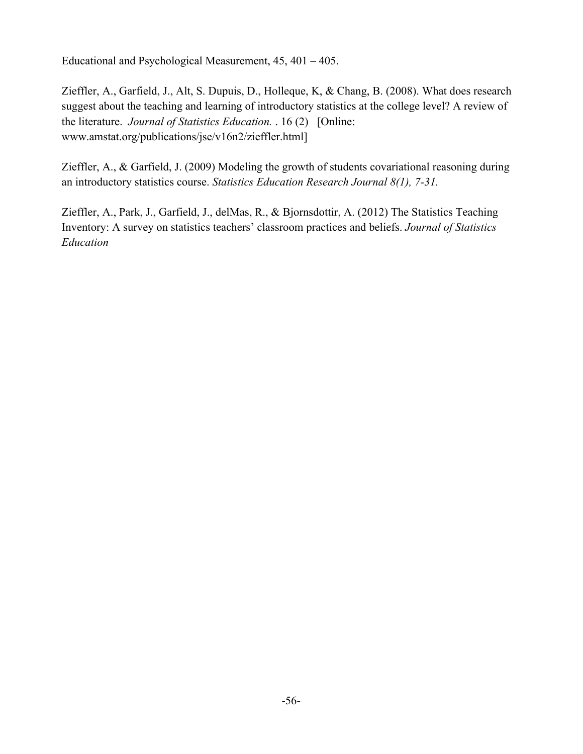Educational and Psychological Measurement, 45, 401 – 405.

Zieffler, A., Garfield, J., Alt, S. Dupuis, D., Holleque, K, & Chang, B. (2008). What does research suggest about the teaching and learning of introductory statistics at the college level? A review of the literature. *Journal of Statistics Education.* . 16 (2) [Online: www.amstat.org/publications/jse/v16n2/zieffler.html]

Zieffler, A., & Garfield, J. (2009) Modeling the growth of students covariational reasoning during an introductory statistics course. *Statistics Education Research Journal 8(1), 7-31.*

Zieffler, A., Park, J., Garfield, J., delMas, R., & Bjornsdottir, A. (2012) The Statistics Teaching Inventory: A survey on statistics teachers' classroom practices and beliefs. *Journal of Statistics Education*